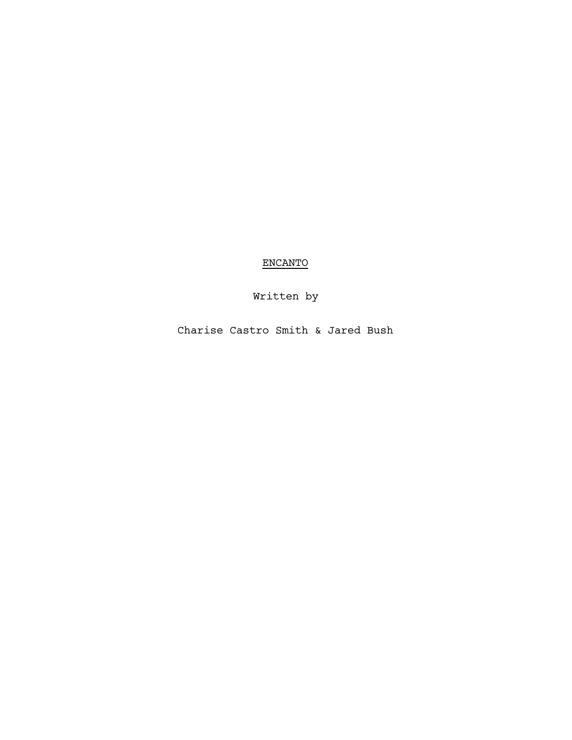# ENCANTO

Written by

Charise Castro Smith & Jared Bush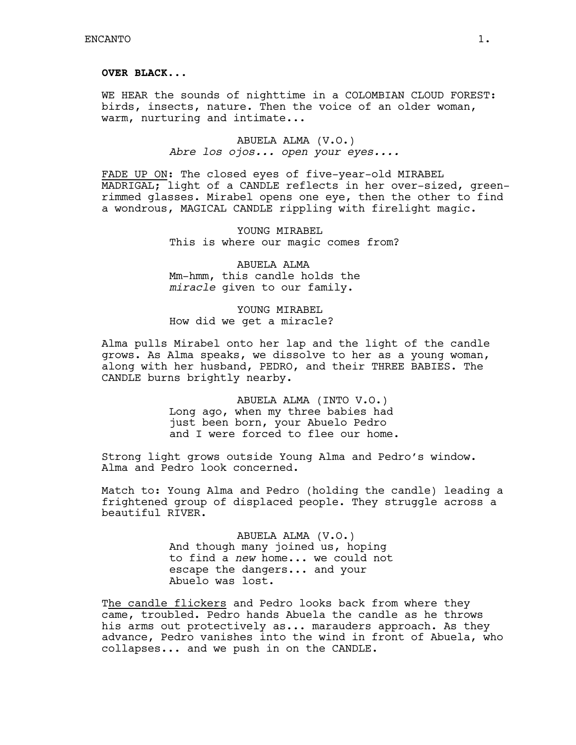**OVER BLACK...**

WE HEAR the sounds of nighttime in a COLOMBIAN CLOUD FOREST: birds, insects, nature. Then the voice of an older woman, warm, nurturing and intimate...

ABUELA ALMA (V.O.)
*Abre los ojos... open your eyes....*

FADE UP ON: The closed eyes of five-year-old MIRABEL MADRIGAL; light of a CANDLE reflects in her over-sized, green-rimmed glasses. Mirabel opens one eye, then the other to find a wondrous, MAGICAL CANDLE rippling with firelight magic.

YOUNG MIRABEL
This is where our magic comes from?

ABUELA ALMA
Mm-hmm, this candle holds the *miracle* given to our family.

YOUNG MIRABEL
How did we get a miracle?

Alma pulls Mirabel onto her lap and the light of the candle grows. As Alma speaks, we dissolve to her as a young woman, along with her husband, PEDRO, and their THREE BABIES. The CANDLE burns brightly nearby.

ABUELA ALMA (INTO V.O.)
Long ago, when my three babies had just been born, your Abuelo Pedro and I were forced to flee our home.

Strong light grows outside Young Alma and Pedro's window. Alma and Pedro look concerned.

Match to: Young Alma and Pedro (holding the candle) leading a frightened group of displaced people. They struggle across a beautiful RIVER.

ABUELA ALMA (V.O.)
And though many joined us, hoping to find a *new* home... we could not escape the dangers... and your Abuelo was lost.

The candle flickers and Pedro looks back from where they came, troubled. Pedro hands Abuela the candle as he throws his arms out protectively as... marauders approach. As they advance, Pedro vanishes into the wind in front of Abuela, who collapses... and we push in on the CANDLE.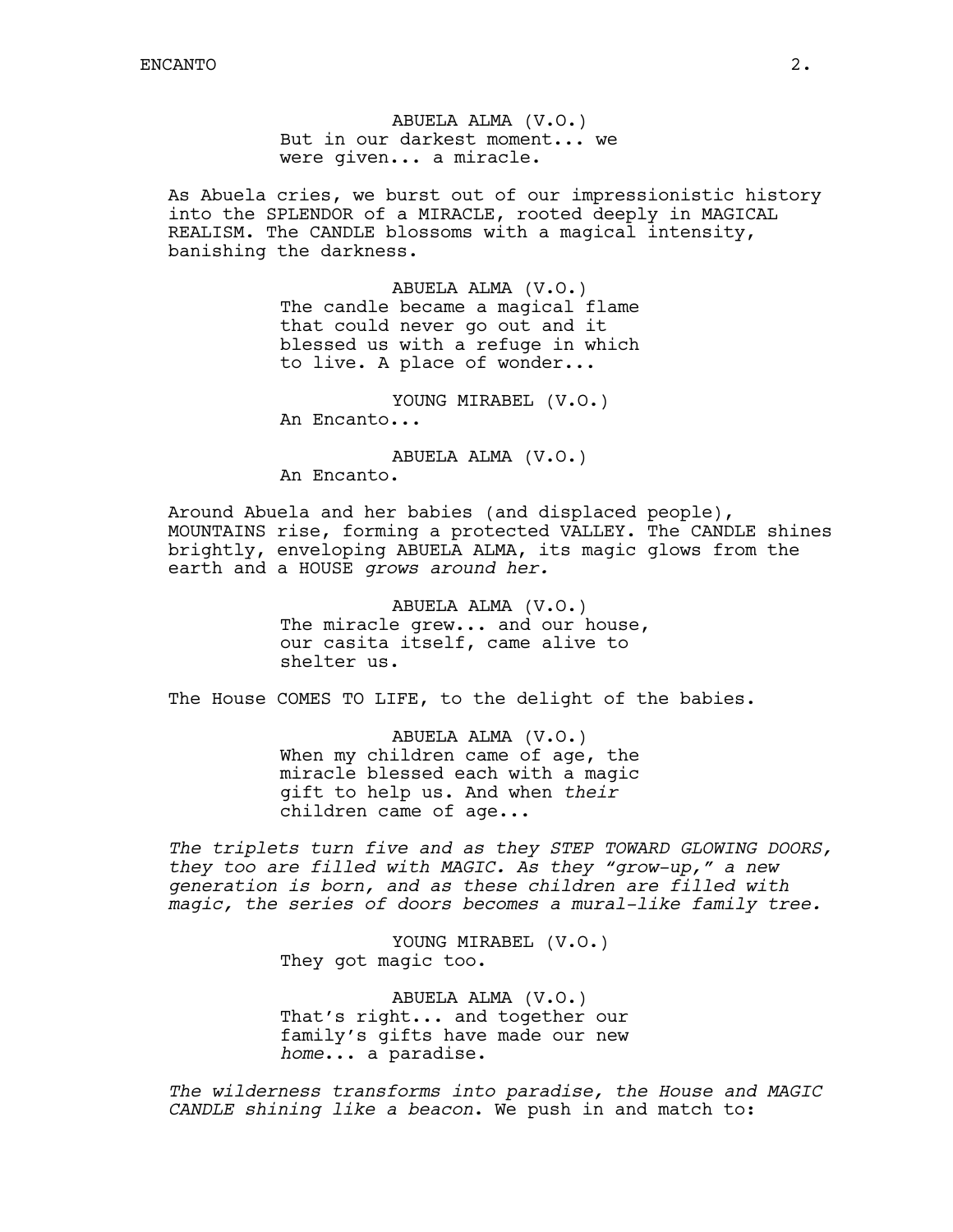ABUELA ALMA (V.O.)
But in our darkest moment... we were given... a miracle.

As Abuela cries, we burst out of our impressionistic history into the SPLENDOR of a MIRACLE, rooted deeply in MAGICAL REALISM. The CANDLE blossoms with a magical intensity, banishing the darkness.

ABUELA ALMA (V.O.)
The candle became a magical flame that could never go out and it blessed us with a refuge in which to live. A place of wonder...

YOUNG MIRABEL (V.O.)
An Encanto...

ABUELA ALMA (V.O.)
An Encanto.

Around Abuela and her babies (and displaced people), MOUNTAINS rise, forming a protected VALLEY. The CANDLE shines brightly, enveloping ABUELA ALMA, its magic glows from the earth and a HOUSE *grows around her.*

ABUELA ALMA (V.O.)
The miracle grew... and our house, our casita itself, came alive to shelter us.

The House COMES TO LIFE, to the delight of the babies.

ABUELA ALMA (V.O.)
When my children came of age, the miracle blessed each with a magic gift to help us. And when *their* children came of age...

*The triplets turn five and as they STEP TOWARD GLOWING DOORS, they too are filled with MAGIC. As they "grow-up," a new generation is born, and as these children are filled with magic, the series of doors becomes a mural-like family tree.*

YOUNG MIRABEL (V.O.)
They got magic too.

ABUELA ALMA (V.O.)
That's right... and together our family's gifts have made our new *home*... a paradise.

*The wilderness transforms into paradise, the House and MAGIC CANDLE shining like a beacon*. We push in and match to: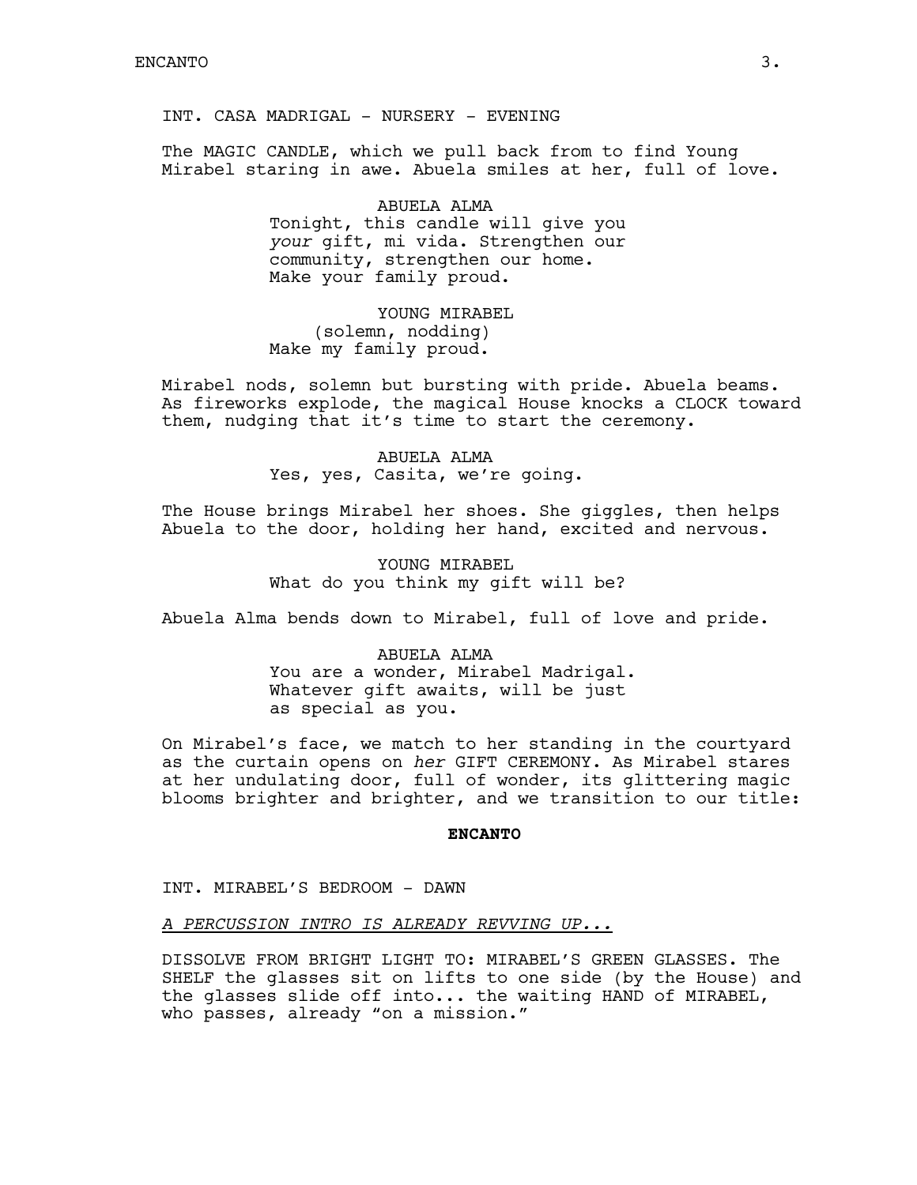INT. CASA MADRIGAL - NURSERY - EVENING

The MAGIC CANDLE, which we pull back from to find Young Mirabel staring in awe. Abuela smiles at her, full of love.

ABUELA ALMA
Tonight, this candle will give you *your* gift, mi vida. Strengthen our community, strengthen our home. Make your family proud.

YOUNG MIRABEL
(solemn, nodding)
Make my family proud.

Mirabel nods, solemn but bursting with pride. Abuela beams. As fireworks explode, the magical House knocks a CLOCK toward them, nudging that it's time to start the ceremony.

ABUELA ALMA
Yes, yes, Casita, we're going.

The House brings Mirabel her shoes. She giggles, then helps Abuela to the door, holding her hand, excited and nervous.

YOUNG MIRABEL
What do you think my gift will be?

Abuela Alma bends down to Mirabel, full of love and pride.

ABUELA ALMA
You are a wonder, Mirabel Madrigal. Whatever gift awaits, will be just as special as you.

On Mirabel's face, we match to her standing in the courtyard as the curtain opens on *her* GIFT CEREMONY. As Mirabel stares at her undulating door, full of wonder, its glittering magic blooms brighter and brighter, and we transition to our title:

**ENCANTO**

INT. MIRABEL'S BEDROOM - DAWN

*A PERCUSSION INTRO IS ALREADY REVVING UP...*

DISSOLVE FROM BRIGHT LIGHT TO: MIRABEL'S GREEN GLASSES. The SHELF the glasses sit on lifts to one side (by the House) and the glasses slide off into... the waiting HAND of MIRABEL, who passes, already "on a mission."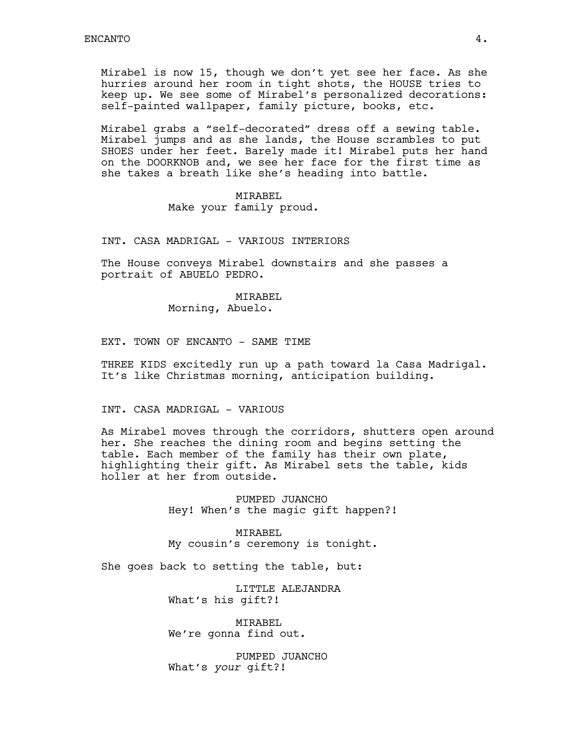Mirabel is now 15, though we don't yet see her face. As she hurries around her room in tight shots, the HOUSE tries to keep up. We see some of Mirabel's personalized decorations: self-painted wallpaper, family picture, books, etc.

Mirabel grabs a "self-decorated" dress off a sewing table. Mirabel jumps and as she lands, the House scrambles to put SHOES under her feet. Barely made it! Mirabel puts her hand on the DOORKNOB and, we see her face for the first time as she takes a breath like she's heading into battle.

MIRABEL
Make your family proud.

INT. CASA MADRIGAL - VARIOUS INTERIORS

The House conveys Mirabel downstairs and she passes a portrait of ABUELO PEDRO.

MIRABEL
Morning, Abuelo.

EXT. TOWN OF ENCANTO - SAME TIME

THREE KIDS excitedly run up a path toward la Casa Madrigal. It's like Christmas morning, anticipation building.

INT. CASA MADRIGAL - VARIOUS

As Mirabel moves through the corridors, shutters open around her. She reaches the dining room and begins setting the table. Each member of the family has their own plate, highlighting their gift. As Mirabel sets the table, kids holler at her from outside.

PUMPED JUANCHO
Hey! When's the magic gift happen?!

MIRABEL
My cousin's ceremony is tonight.

She goes back to setting the table, but:

LITTLE ALEJANDRA
What's his gift?!

MIRABEL
We're gonna find out.

PUMPED JUANCHO
What's *your* gift?!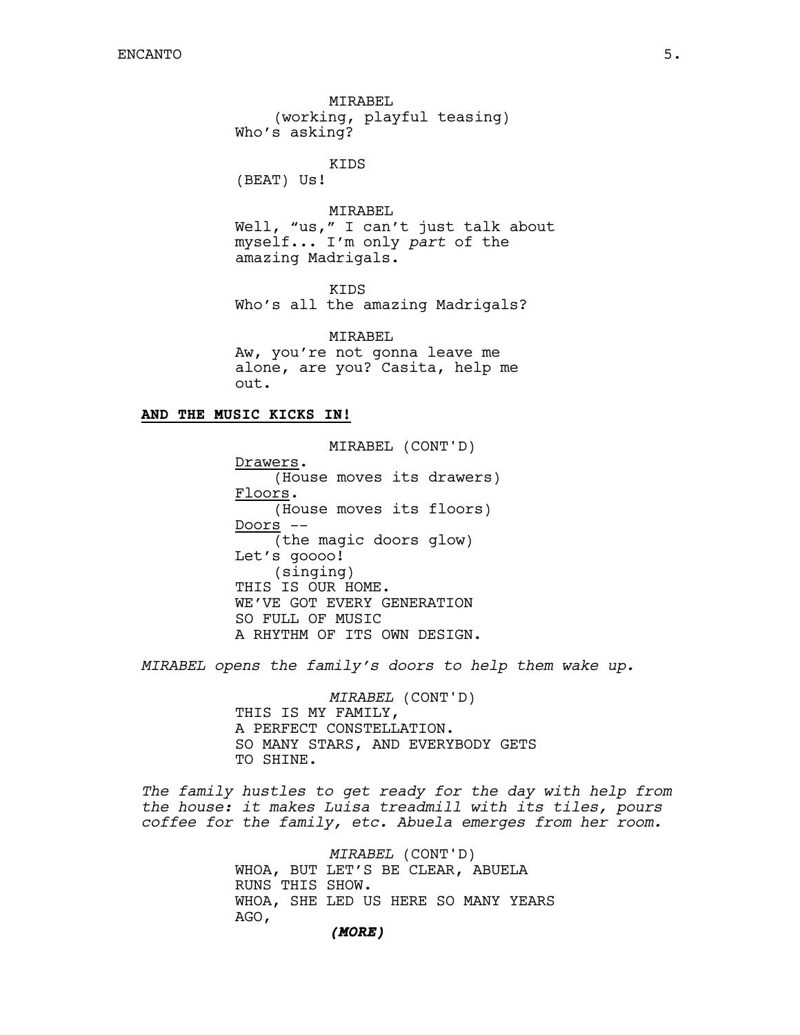MIRABEL
(working, playful teasing)
Who's asking?

KIDS
(BEAT) Us!

MIRABEL
Well, "us," I can't just talk about myself... I'm only *part* of the amazing Madrigals.

KIDS
Who's all the amazing Madrigals?

MIRABEL
Aw, you're not gonna leave me alone, are you? Casita, help me out.

**AND THE MUSIC KICKS IN!**

MIRABEL (CONT'D)
Drawers.
(House moves its drawers)
Floors.
(House moves its floors)
Doors --
(the magic doors glow)
Let's goooo!
(singing)
THIS IS OUR HOME.
WE'VE GOT EVERY GENERATION
SO FULL OF MUSIC
A RHYTHM OF ITS OWN DESIGN.

*MIRABEL opens the family's doors to help them wake up.*

*MIRABEL* (CONT'D)
THIS IS MY FAMILY,
A PERFECT CONSTELLATION.
SO MANY STARS, AND EVERYBODY GETS TO SHINE.

*The family hustles to get ready for the day with help from the house: it makes Luisa treadmill with its tiles, pours coffee for the family, etc. Abuela emerges from her room.*

*MIRABEL* (CONT'D)
WHOA, BUT LET'S BE CLEAR, ABUELA RUNS THIS SHOW.
WHOA, SHE LED US HERE SO MANY YEARS AGO,

***(MORE)***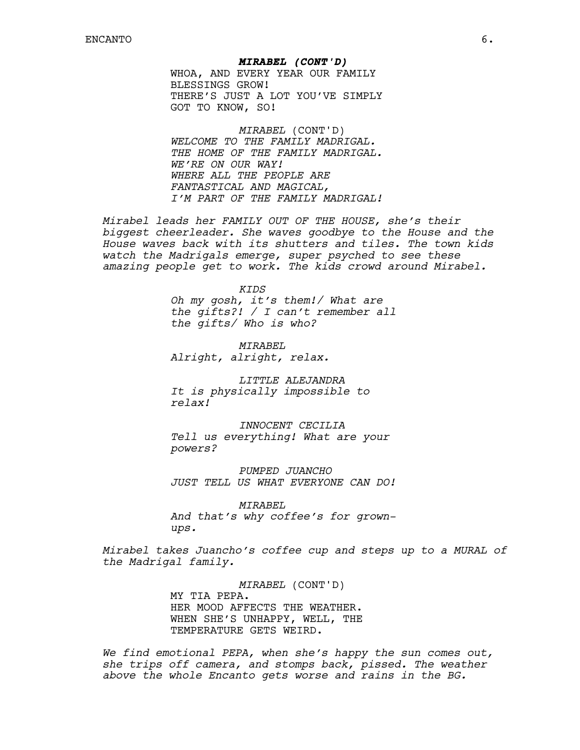***MIRABEL (CONT'D)***
WHOA, AND EVERY YEAR OUR FAMILY
BLESSINGS GROW!
THERE'S JUST A LOT YOU'VE SIMPLY
GOT TO KNOW, SO!

*MIRABEL* (CONT'D)
*WELCOME TO THE FAMILY MADRIGAL.*
*THE HOME OF THE FAMILY MADRIGAL.*
*WE'RE ON OUR WAY!*
*WHERE ALL THE PEOPLE ARE*
*FANTASTICAL AND MAGICAL,*
*I'M PART OF THE FAMILY MADRIGAL!*

*Mirabel leads her FAMILY OUT OF THE HOUSE, she's their biggest cheerleader. She waves goodbye to the House and the House waves back with its shutters and tiles. The town kids watch the Madrigals emerge, super psyched to see these amazing people get to work. The kids crowd around Mirabel.*

*KIDS*
*Oh my gosh, it's them!/ What are the gifts?! / I can't remember all the gifts/ Who is who?*

*MIRABEL*
*Alright, alright, relax.*

*LITTLE ALEJANDRA*
*It is physically impossible to relax!*

*INNOCENT CECILIA*
*Tell us everything! What are your powers?*

*PUMPED JUANCHO*
*JUST TELL US WHAT EVERYONE CAN DO!*

*MIRABEL*
*And that's why coffee's for grown-ups.*

*Mirabel takes Juancho's coffee cup and steps up to a MURAL of the Madrigal family.*

*MIRABEL* (CONT'D)
MY TIA PEPA.
HER MOOD AFFECTS THE WEATHER.
WHEN SHE'S UNHAPPY, WELL, THE
TEMPERATURE GETS WEIRD.

*We find emotional PEPA, when she's happy the sun comes out, she trips off camera, and stomps back, pissed. The weather above the whole Encanto gets worse and rains in the BG.*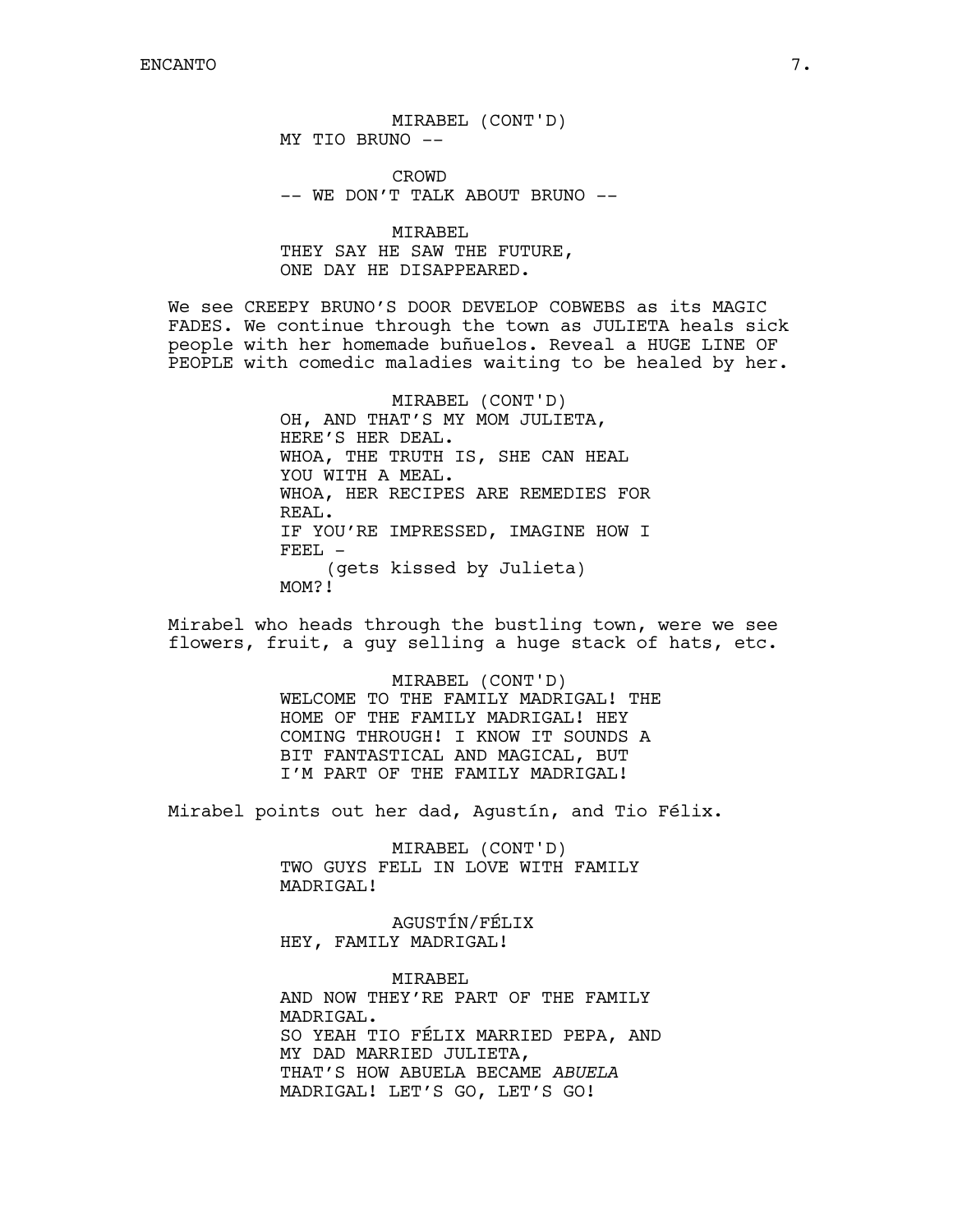MIRABEL (CONT'D)
MY TIO BRUNO --

CROWD
-- WE DON'T TALK ABOUT BRUNO --

MIRABEL
THEY SAY HE SAW THE FUTURE,
ONE DAY HE DISAPPEARED.

We see CREEPY BRUNO'S DOOR DEVELOP COBWEBS as its MAGIC FADES. We continue through the town as JULIETA heals sick people with her homemade buñuelos. Reveal a HUGE LINE OF PEOPLE with comedic maladies waiting to be healed by her.

MIRABEL (CONT'D)
OH, AND THAT'S MY MOM JULIETA,
HERE'S HER DEAL.
WHOA, THE TRUTH IS, SHE CAN HEAL
YOU WITH A MEAL.
WHOA, HER RECIPES ARE REMEDIES FOR
REAL.
IF YOU'RE IMPRESSED, IMAGINE HOW I
FEEL -
(gets kissed by Julieta)
MOM?!

Mirabel who heads through the bustling town, were we see flowers, fruit, a guy selling a huge stack of hats, etc.

MIRABEL (CONT'D)
WELCOME TO THE FAMILY MADRIGAL! THE
HOME OF THE FAMILY MADRIGAL! HEY
COMING THROUGH! I KNOW IT SOUNDS A
BIT FANTASTICAL AND MAGICAL, BUT
I'M PART OF THE FAMILY MADRIGAL!

Mirabel points out her dad, Agustín, and Tio Félix.

MIRABEL (CONT'D)
TWO GUYS FELL IN LOVE WITH FAMILY
MADRIGAL!

AGUSTÍN/FÉLIX
HEY, FAMILY MADRIGAL!

MIRABEL
AND NOW THEY'RE PART OF THE FAMILY
MADRIGAL.
SO YEAH TIO FÉLIX MARRIED PEPA, AND
MY DAD MARRIED JULIETA,
THAT'S HOW ABUELA BECAME *ABUELA*
MADRIGAL! LET'S GO, LET'S GO!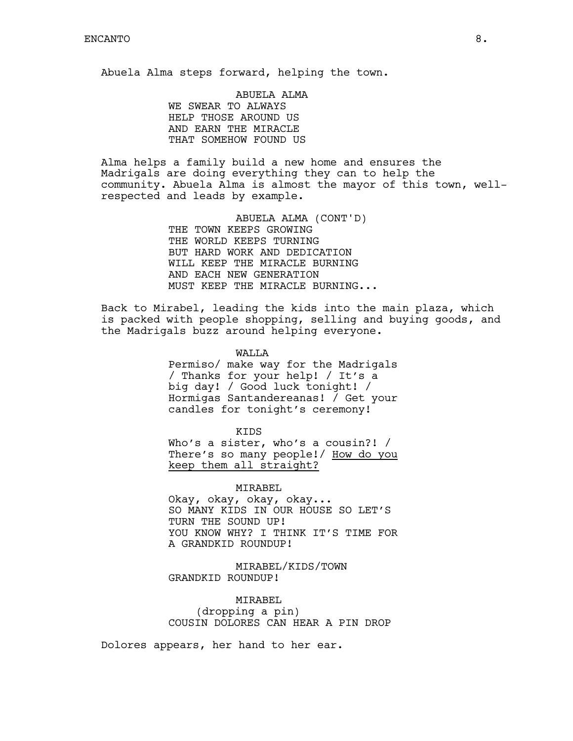Abuela Alma steps forward, helping the town.

ABUELA ALMA
WE SWEAR TO ALWAYS
HELP THOSE AROUND US
AND EARN THE MIRACLE
THAT SOMEHOW FOUND US

Alma helps a family build a new home and ensures the Madrigals are doing everything they can to help the community. Abuela Alma is almost the mayor of this town, well-respected and leads by example.

ABUELA ALMA (CONT'D)
THE TOWN KEEPS GROWING
THE WORLD KEEPS TURNING
BUT HARD WORK AND DEDICATION
WILL KEEP THE MIRACLE BURNING
AND EACH NEW GENERATION
MUST KEEP THE MIRACLE BURNING...

Back to Mirabel, leading the kids into the main plaza, which is packed with people shopping, selling and buying goods, and the Madrigals buzz around helping everyone.

WALLA
Permiso/ make way for the Madrigals / Thanks for your help! / It's a big day! / Good luck tonight! / Hormigas Santandereanas! / Get your candles for tonight's ceremony!

KIDS
Who's a sister, who's a cousin?! / There's so many people!/ <u>How do you keep them all straight?</u>

MIRABEL
Okay, okay, okay, okay...
SO MANY KIDS IN OUR HOUSE SO LET'S TURN THE SOUND UP!
YOU KNOW WHY? I THINK IT'S TIME FOR A GRANDKID ROUNDUP!

MIRABEL/KIDS/TOWN
GRANDKID ROUNDUP!

MIRABEL
(dropping a pin)
COUSIN DOLORES CAN HEAR A PIN DROP

Dolores appears, her hand to her ear.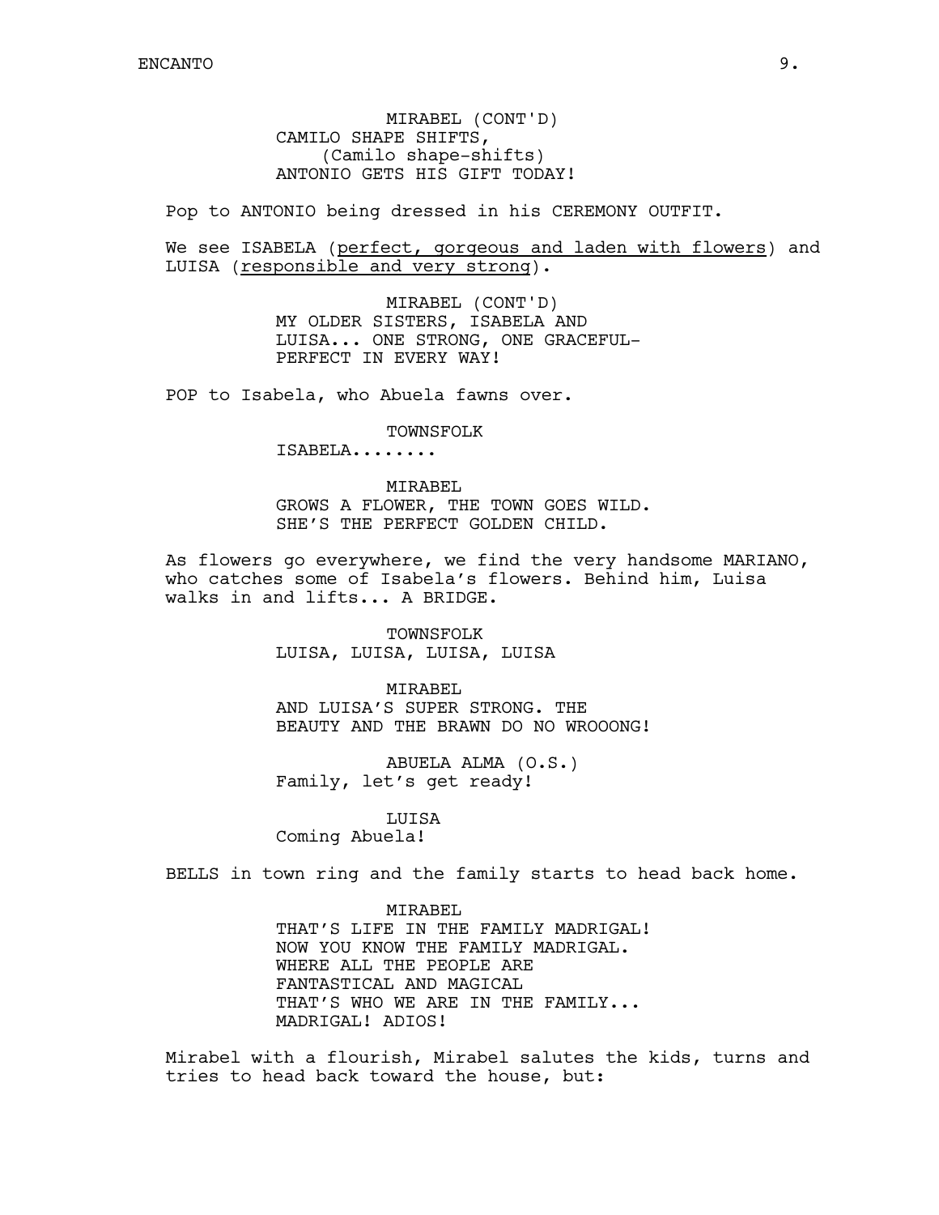MIRABEL (CONT'D)
CAMILO SHAPE SHIFTS,
(Camilo shape-shifts)
ANTONIO GETS HIS GIFT TODAY!

Pop to ANTONIO being dressed in his CEREMONY OUTFIT.

We see ISABELA (<u>perfect, gorgeous and laden with flowers</u>) and LUISA (<u>responsible and very strong</u>).

MIRABEL (CONT'D)
MY OLDER SISTERS, ISABELA AND
LUISA... ONE STRONG, ONE GRACEFUL-
PERFECT IN EVERY WAY!

POP to Isabela, who Abuela fawns over.

TOWNSFOLK
ISABELA........

MIRABEL
GROWS A FLOWER, THE TOWN GOES WILD.
SHE'S THE PERFECT GOLDEN CHILD.

As flowers go everywhere, we find the very handsome MARIANO, who catches some of Isabela's flowers. Behind him, Luisa walks in and lifts... A BRIDGE.

TOWNSFOLK
LUISA, LUISA, LUISA, LUISA

MIRABEL
AND LUISA'S SUPER STRONG. THE
BEAUTY AND THE BRAWN DO NO WROOONG!

ABUELA ALMA (O.S.)
Family, let's get ready!

LUISA
Coming Abuela!

BELLS in town ring and the family starts to head back home.

MIRABEL
THAT'S LIFE IN THE FAMILY MADRIGAL!
NOW YOU KNOW THE FAMILY MADRIGAL.
WHERE ALL THE PEOPLE ARE
FANTASTICAL AND MAGICAL
THAT'S WHO WE ARE IN THE FAMILY...
MADRIGAL! ADIOS!

Mirabel with a flourish, Mirabel salutes the kids, turns and tries to head back toward the house, but: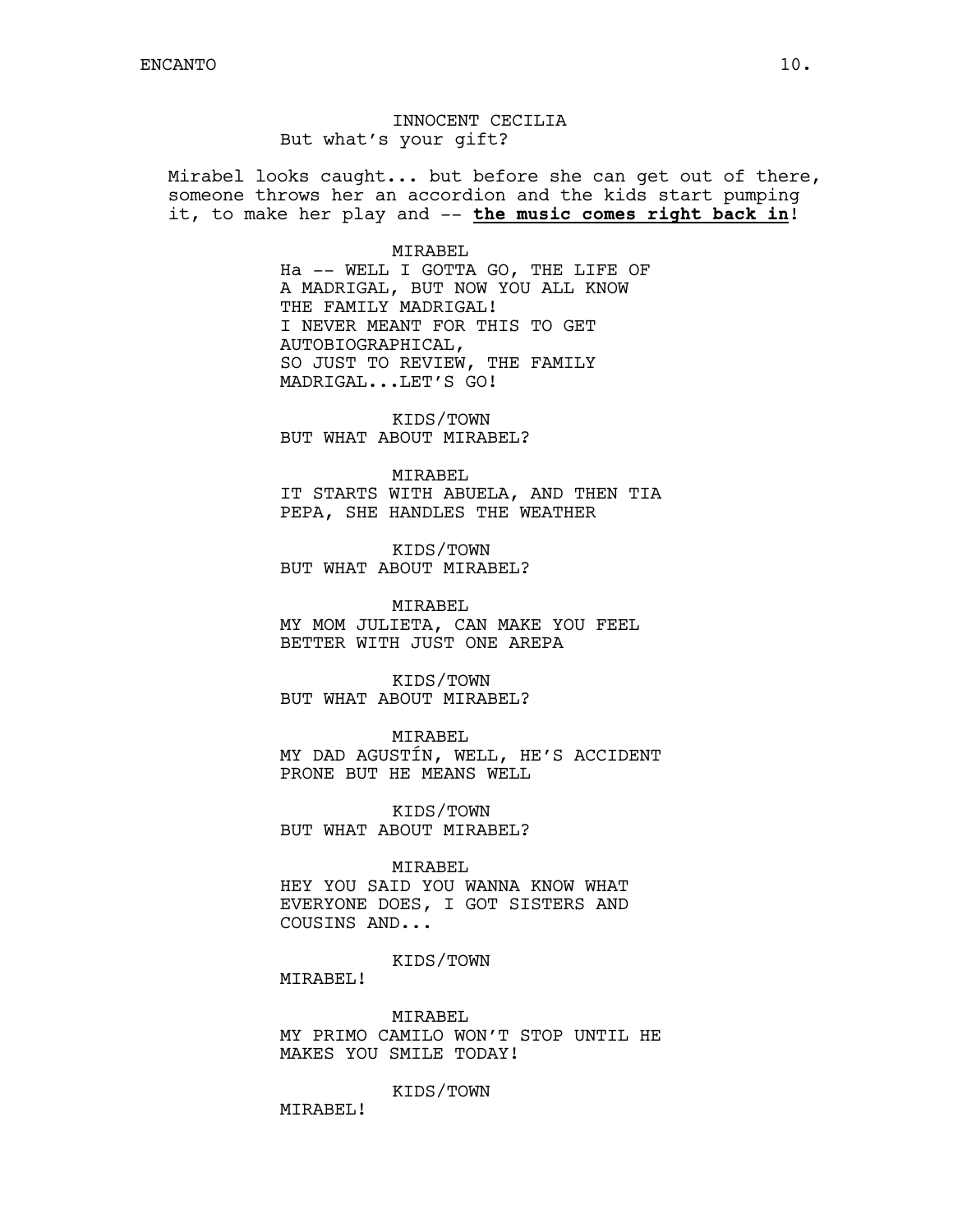INNOCENT CECILIA
But what's your gift?

Mirabel looks caught... but before she can get out of there, someone throws her an accordion and the kids start pumping it, to make her play and -- **the music comes right back in**!

MIRABEL
Ha -- WELL I GOTTA GO, THE LIFE OF A MADRIGAL, BUT NOW YOU ALL KNOW THE FAMILY MADRIGAL!
I NEVER MEANT FOR THIS TO GET AUTOBIOGRAPHICAL,
SO JUST TO REVIEW, THE FAMILY MADRIGAL...LET'S GO!

KIDS/TOWN
BUT WHAT ABOUT MIRABEL?

MIRABEL
IT STARTS WITH ABUELA, AND THEN TIA PEPA, SHE HANDLES THE WEATHER

KIDS/TOWN
BUT WHAT ABOUT MIRABEL?

MIRABEL
MY MOM JULIETA, CAN MAKE YOU FEEL BETTER WITH JUST ONE AREPA

KIDS/TOWN
BUT WHAT ABOUT MIRABEL?

MIRABEL
MY DAD AGUSTÍN, WELL, HE'S ACCIDENT PRONE BUT HE MEANS WELL

KIDS/TOWN
BUT WHAT ABOUT MIRABEL?

MIRABEL
HEY YOU SAID YOU WANNA KNOW WHAT EVERYONE DOES, I GOT SISTERS AND COUSINS AND...

KIDS/TOWN
MIRABEL!

MIRABEL
MY PRIMO CAMILO WON'T STOP UNTIL HE MAKES YOU SMILE TODAY!

KIDS/TOWN
MIRABEL!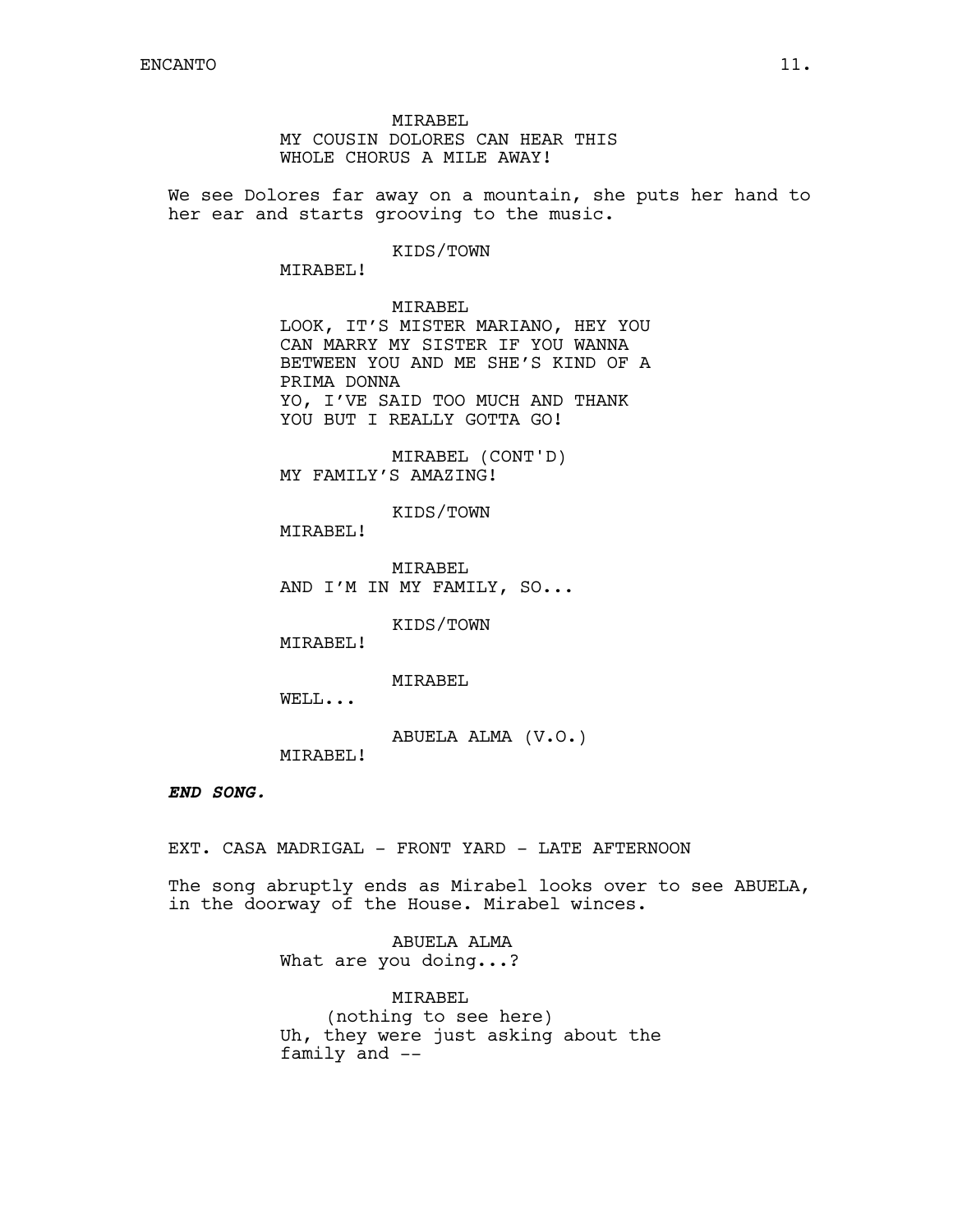MIRABEL
MY COUSIN DOLORES CAN HEAR THIS
WHOLE CHORUS A MILE AWAY!

We see Dolores far away on a mountain, she puts her hand to her ear and starts grooving to the music.

KIDS/TOWN
MIRABEL!

MIRABEL
LOOK, IT'S MISTER MARIANO, HEY YOU
CAN MARRY MY SISTER IF YOU WANNA
BETWEEN YOU AND ME SHE'S KIND OF A
PRIMA DONNA
YO, I'VE SAID TOO MUCH AND THANK
YOU BUT I REALLY GOTTA GO!

MIRABEL (CONT'D)
MY FAMILY'S AMAZING!

KIDS/TOWN
MIRABEL!

MIRABEL
AND I'M IN MY FAMILY, SO...

KIDS/TOWN
MIRABEL!

MIRABEL
WELL...

ABUELA ALMA (V.O.)
MIRABEL!

***END SONG.***

EXT. CASA MADRIGAL - FRONT YARD - LATE AFTERNOON

The song abruptly ends as Mirabel looks over to see ABUELA, in the doorway of the House. Mirabel winces.

ABUELA ALMA
What are you doing...?

MIRABEL
(nothing to see here)
Uh, they were just asking about the
family and --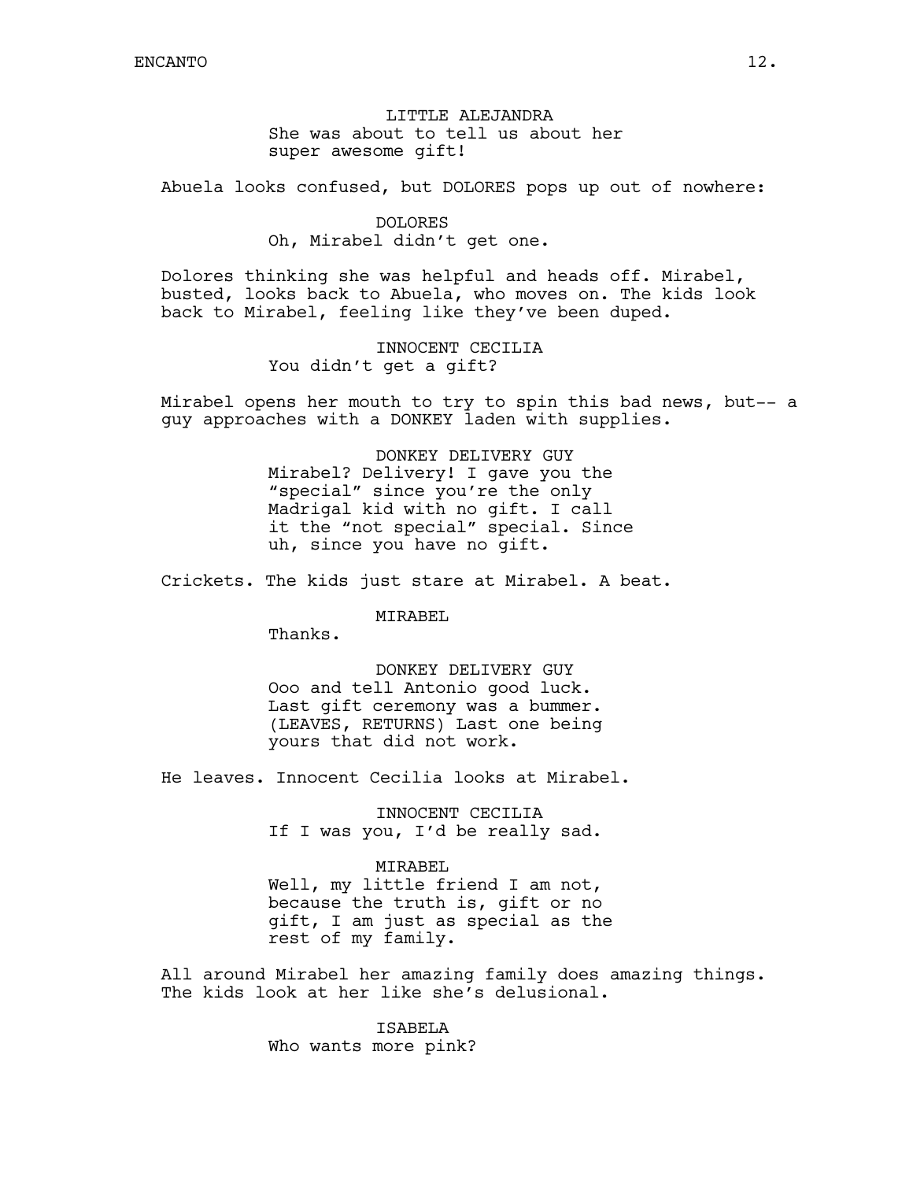LITTLE ALEJANDRA
She was about to tell us about her super awesome gift!

Abuela looks confused, but DOLORES pops up out of nowhere:

DOLORES
Oh, Mirabel didn't get one.

Dolores thinking she was helpful and heads off. Mirabel, busted, looks back to Abuela, who moves on. The kids look back to Mirabel, feeling like they've been duped.

INNOCENT CECILIA
You didn't get a gift?

Mirabel opens her mouth to try to spin this bad news, but-- a guy approaches with a DONKEY laden with supplies.

DONKEY DELIVERY GUY
Mirabel? Delivery! I gave you the "special" since you're the only Madrigal kid with no gift. I call it the "not special" special. Since uh, since you have no gift.

Crickets. The kids just stare at Mirabel. A beat.

MIRABEL
Thanks.

DONKEY DELIVERY GUY
Ooo and tell Antonio good luck. Last gift ceremony was a bummer. (LEAVES, RETURNS) Last one being yours that did not work.

He leaves. Innocent Cecilia looks at Mirabel.

INNOCENT CECILIA
If I was you, I'd be really sad.

MIRABEL
Well, my little friend I am not, because the truth is, gift or no gift, I am just as special as the rest of my family.

All around Mirabel her amazing family does amazing things. The kids look at her like she's delusional.

ISABELA
Who wants more pink?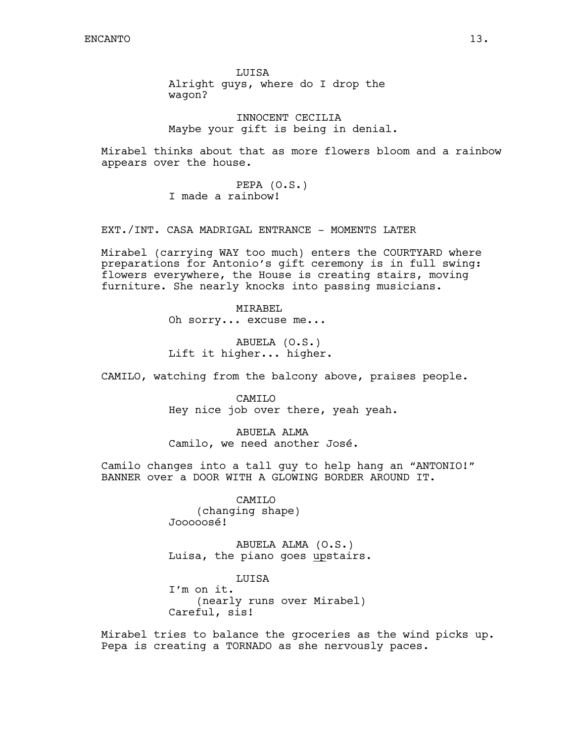LUISA
Alright guys, where do I drop the wagon?

INNOCENT CECILIA
Maybe your gift is being in denial.

Mirabel thinks about that as more flowers bloom and a rainbow appears over the house.

PEPA (O.S.)
I made a rainbow!

EXT./INT. CASA MADRIGAL ENTRANCE - MOMENTS LATER

Mirabel (carrying WAY too much) enters the COURTYARD where preparations for Antonio's gift ceremony is in full swing: flowers everywhere, the House is creating stairs, moving furniture. She nearly knocks into passing musicians.

MIRABEL
Oh sorry... excuse me...

ABUELA (O.S.)
Lift it higher... higher.

CAMILO, watching from the balcony above, praises people.

CAMILO
Hey nice job over there, yeah yeah.

ABUELA ALMA
Camilo, we need another José.

Camilo changes into a tall guy to help hang an "ANTONIO!" BANNER over a DOOR WITH A GLOWING BORDER AROUND IT.

CAMILO
(changing shape)
Jooooosé!

ABUELA ALMA (O.S.)
Luisa, the piano goes <u>up</u>stairs.

LUISA
I'm on it.
(nearly runs over Mirabel)
Careful, sis!

Mirabel tries to balance the groceries as the wind picks up. Pepa is creating a TORNADO as she nervously paces.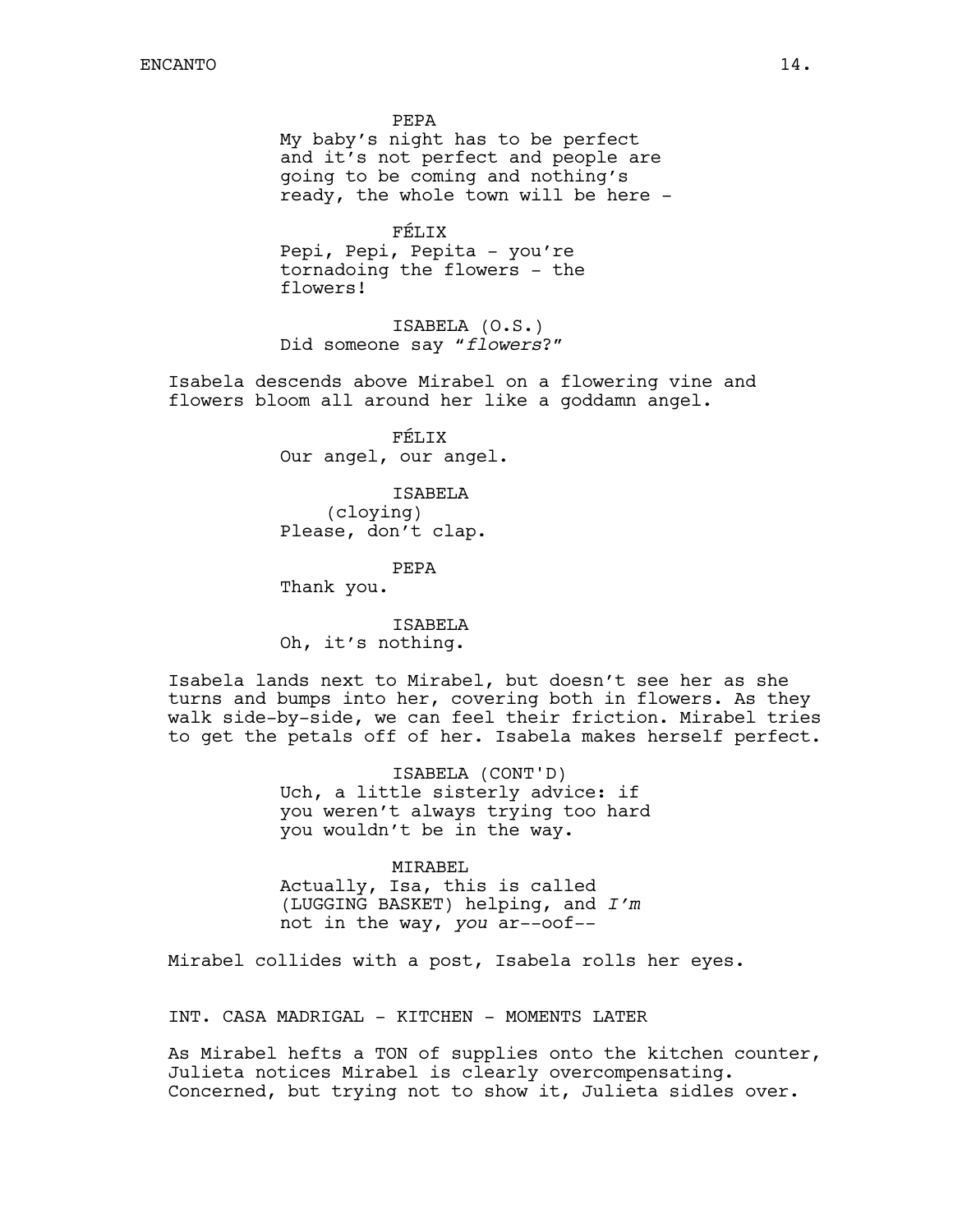PEPA
My baby's night has to be perfect and it's not perfect and people are going to be coming and nothing's ready, the whole town will be here -

FÉLIX
Pepi, Pepi, Pepita - you're tornadoing the flowers - the flowers!

ISABELA (O.S.)
Did someone say "*flowers*?"

Isabela descends above Mirabel on a flowering vine and flowers bloom all around her like a goddamn angel.

FÉLIX
Our angel, our angel.

ISABELA
(cloying)
Please, don't clap.

PEPA
Thank you.

ISABELA
Oh, it's nothing.

Isabela lands next to Mirabel, but doesn't see her as she turns and bumps into her, covering both in flowers. As they walk side-by-side, we can feel their friction. Mirabel tries to get the petals off of her. Isabela makes herself perfect.

ISABELA (CONT'D)
Uch, a little sisterly advice: if you weren't always trying too hard you wouldn't be in the way.

MIRABEL
Actually, Isa, this is called (LUGGING BASKET) helping, and *I'm* not in the way, *you* ar--oof--

Mirabel collides with a post, Isabela rolls her eyes.

INT. CASA MADRIGAL - KITCHEN - MOMENTS LATER

As Mirabel hefts a TON of supplies onto the kitchen counter, Julieta notices Mirabel is clearly overcompensating. Concerned, but trying not to show it, Julieta sidles over.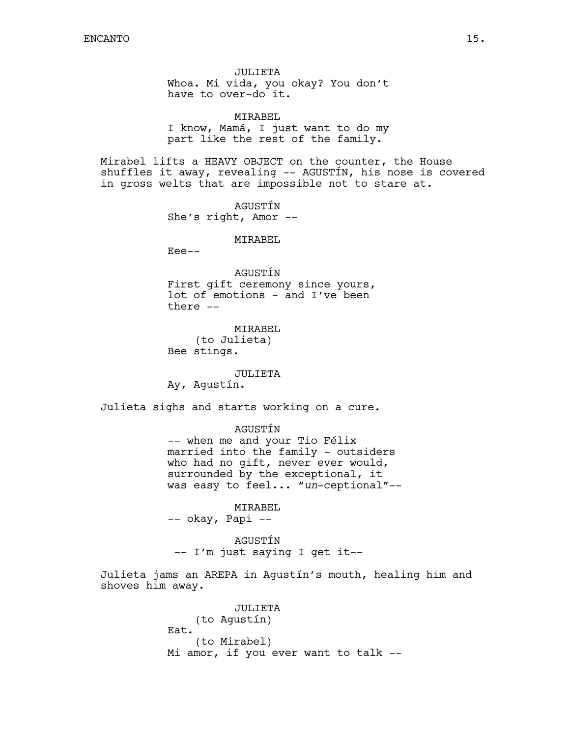JULIETA
Whoa. Mi vida, you okay? You don't have to over-do it.

MIRABEL
I know, Mamá, I just want to do my part like the rest of the family.

Mirabel lifts a HEAVY OBJECT on the counter, the House shuffles it away, revealing -- AGUSTÍN, his nose is covered in gross welts that are impossible not to stare at.

AGUSTÍN
She's right, Amor --

MIRABEL
Eee--

AGUSTÍN
First gift ceremony since yours, lot of emotions - and I've been there --

MIRABEL
(to Julieta)
Bee stings.

JULIETA
Ay, Agustín.

Julieta sighs and starts working on a cure.

AGUSTÍN
-- when me and your Tio Félix married into the family - outsiders who had no gift, never ever would, surrounded by the exceptional, it was easy to feel... "*un*-ceptional"--

MIRABEL
-- okay, Papi --

AGUSTÍN
-- I'm just saying I get it--

Julieta jams an AREPA in Agustín's mouth, healing him and shoves him away.

JULIETA
(to Agustín)
Eat.
(to Mirabel)
Mi amor, if you ever want to talk --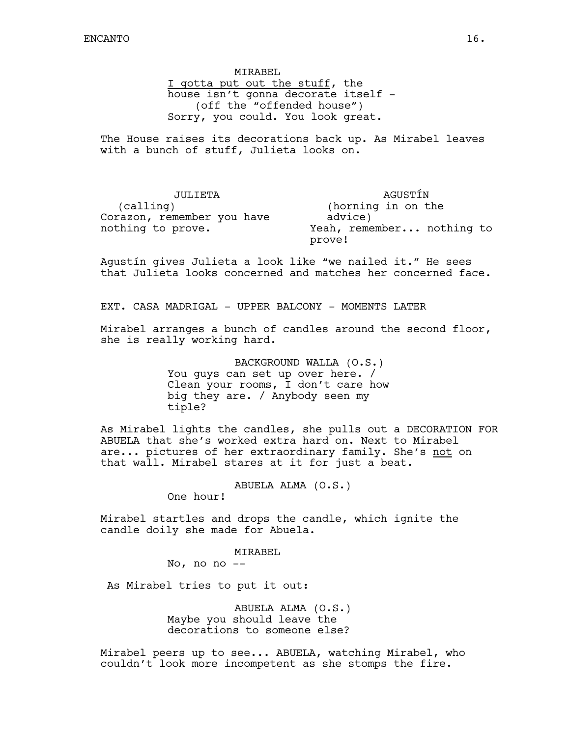MIRABEL

<u>I gotta put out the stuff</u>, the house isn't gonna decorate itself -

(off the "offended house")

Sorry, you could. You look great.

The House raises its decorations back up. As Mirabel leaves with a bunch of stuff, Julieta looks on.

JULIETA

(calling)

Corazon, remember you have nothing to prove.

AGUSTÍN

(horning in on the advice)

Yeah, remember... nothing to prove!

Agustín gives Julieta a look like "we nailed it." He sees that Julieta looks concerned and matches her concerned face.

EXT. CASA MADRIGAL - UPPER BALCONY - MOMENTS LATER

Mirabel arranges a bunch of candles around the second floor, she is really working hard.

BACKGROUND WALLA (O.S.)

You guys can set up over here. / Clean your rooms, I don't care how big they are. / Anybody seen my tiple?

As Mirabel lights the candles, she pulls out a DECORATION FOR ABUELA that she's worked extra hard on. Next to Mirabel are... pictures of her extraordinary family. She's <u>not</u> on that wall. Mirabel stares at it for just a beat.

ABUELA ALMA (O.S.)

One hour!

Mirabel startles and drops the candle, which ignite the candle doily she made for Abuela.

MIRABEL

No, no no --

As Mirabel tries to put it out:

ABUELA ALMA (O.S.)

Maybe you should leave the decorations to someone else?

Mirabel peers up to see... ABUELA, watching Mirabel, who couldn't look more incompetent as she stomps the fire.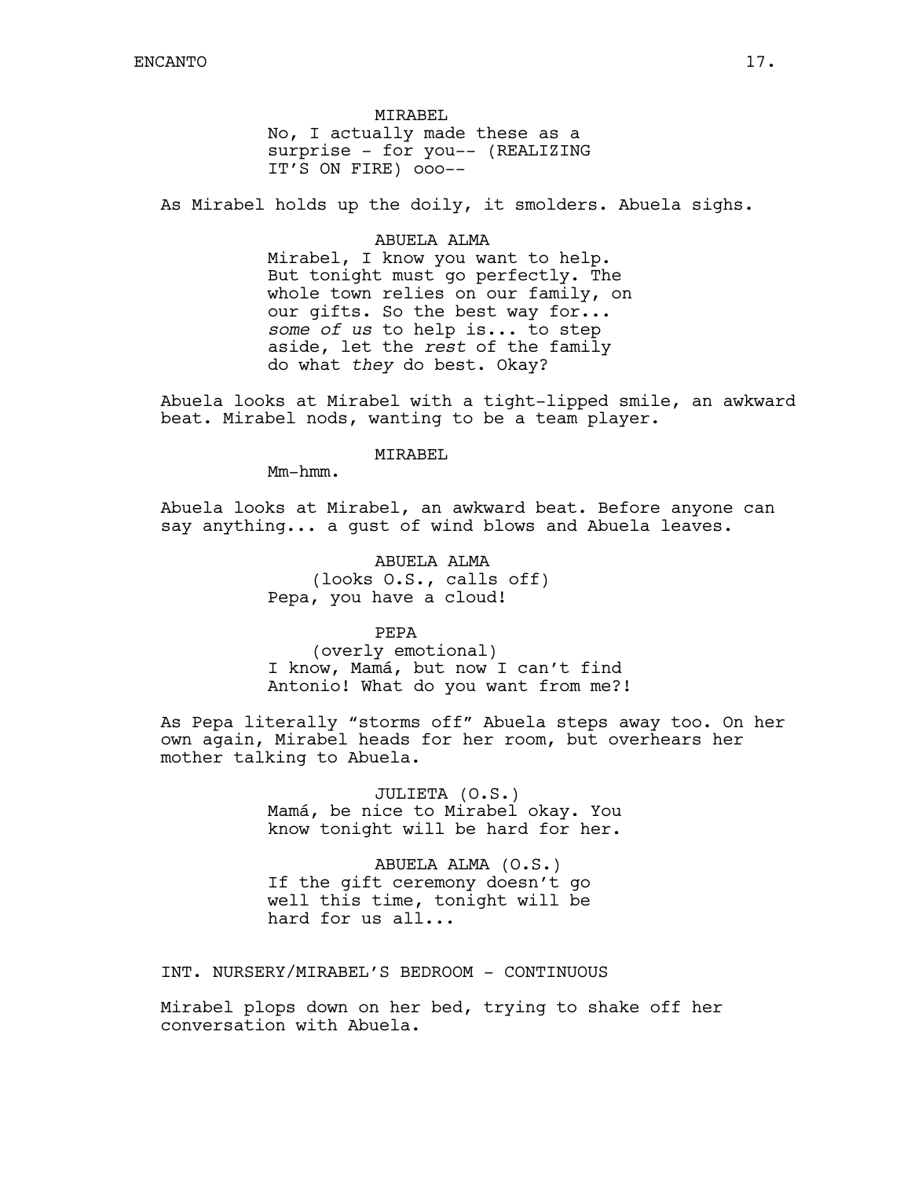MIRABEL
No, I actually made these as a surprise - for you-- (REALIZING IT'S ON FIRE) ooo--

As Mirabel holds up the doily, it smolders. Abuela sighs.

ABUELA ALMA
Mirabel, I know you want to help. But tonight must go perfectly. The whole town relies on our family, on our gifts. So the best way for... *some of us* to help is... to step aside, let the *rest* of the family do what *they* do best. Okay?

Abuela looks at Mirabel with a tight-lipped smile, an awkward beat. Mirabel nods, wanting to be a team player.

MIRABEL
Mm-hmm.

Abuela looks at Mirabel, an awkward beat. Before anyone can say anything... a gust of wind blows and Abuela leaves.

ABUELA ALMA
(looks O.S., calls off)
Pepa, you have a cloud!

PEPA
(overly emotional)
I know, Mamá, but now I can't find Antonio! What do you want from me?!

As Pepa literally "storms off" Abuela steps away too. On her own again, Mirabel heads for her room, but overhears her mother talking to Abuela.

JULIETA (O.S.)
Mamá, be nice to Mirabel okay. You know tonight will be hard for her.

ABUELA ALMA (O.S.)
If the gift ceremony doesn't go well this time, tonight will be hard for us all...

INT. NURSERY/MIRABEL'S BEDROOM - CONTINUOUS

Mirabel plops down on her bed, trying to shake off her conversation with Abuela.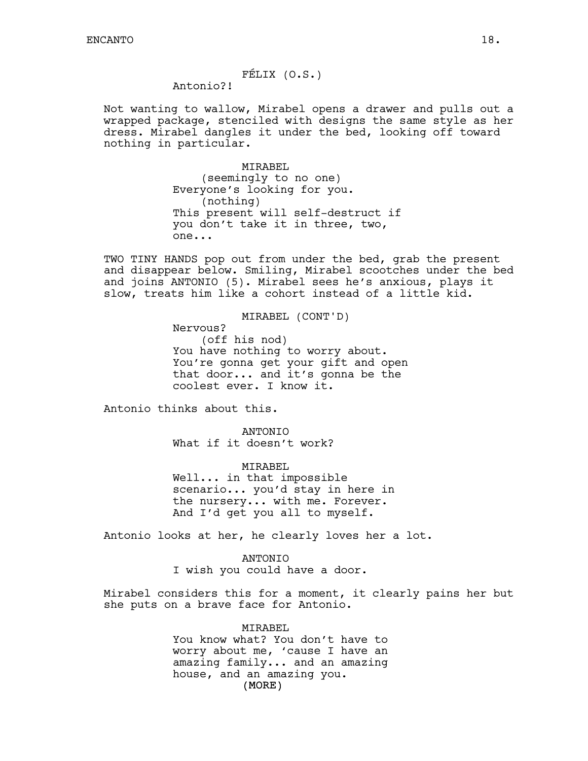FÉLIX (O.S.)
Antonio?!

Not wanting to wallow, Mirabel opens a drawer and pulls out a wrapped package, stenciled with designs the same style as her dress. Mirabel dangles it under the bed, looking off toward nothing in particular.

MIRABEL
(seemingly to no one)
Everyone's looking for you.
(nothing)
This present will self-destruct if you don't take it in three, two, one...

TWO TINY HANDS pop out from under the bed, grab the present and disappear below. Smiling, Mirabel scootches under the bed and joins ANTONIO (5). Mirabel sees he's anxious, plays it slow, treats him like a cohort instead of a little kid.

MIRABEL (CONT'D)
Nervous?
(off his nod)
You have nothing to worry about. You're gonna get your gift and open that door... and it's gonna be the coolest ever. I know it.

Antonio thinks about this.

ANTONIO
What if it doesn't work?

MIRABEL
Well... in that impossible scenario... you'd stay in here in the nursery... with me. Forever. And I'd get you all to myself.

Antonio looks at her, he clearly loves her a lot.

ANTONIO
I wish you could have a door.

Mirabel considers this for a moment, it clearly pains her but she puts on a brave face for Antonio.

MIRABEL
You know what? You don't have to worry about me, 'cause I have an amazing family... and an amazing house, and an amazing you.
(MORE)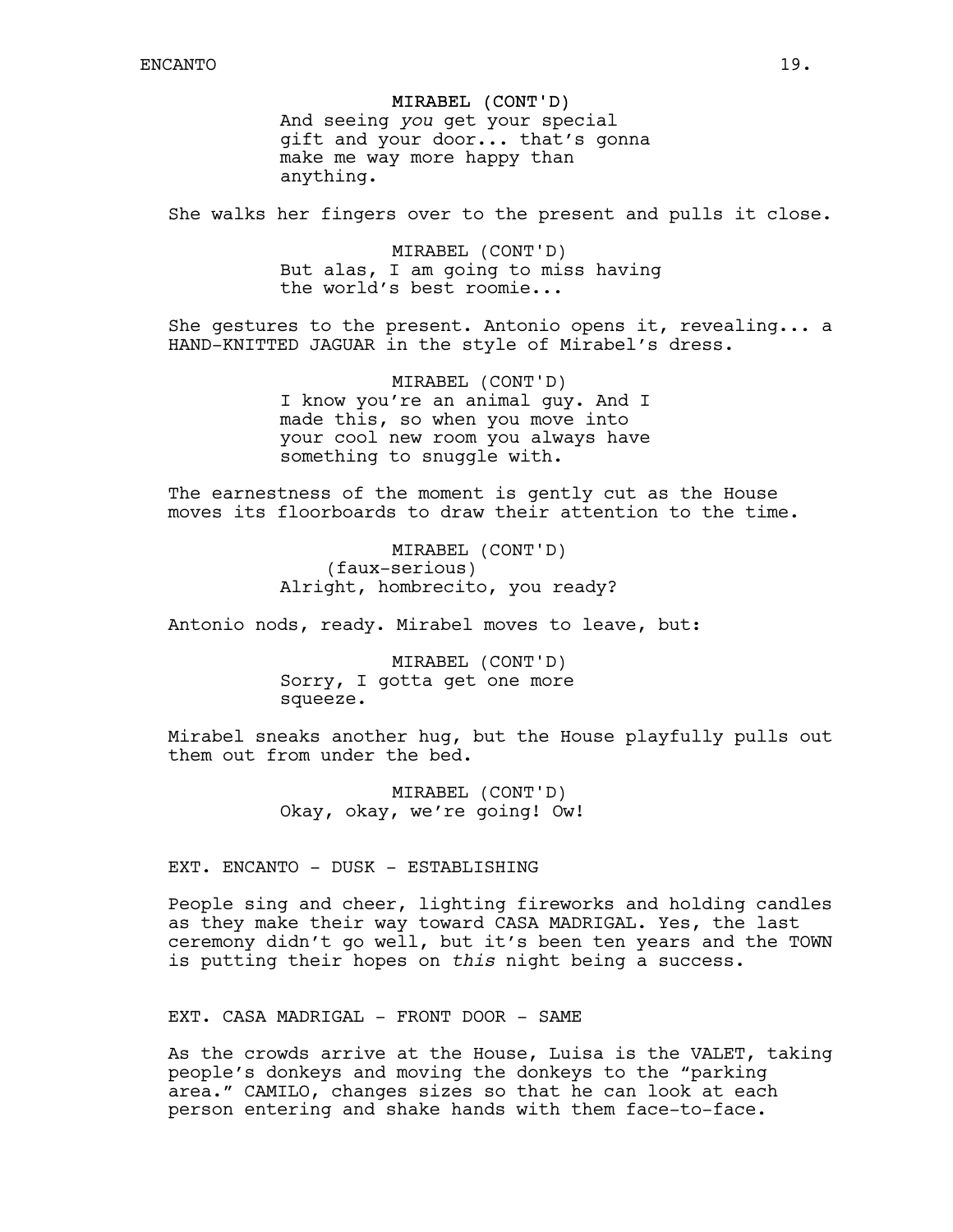MIRABEL (CONT'D)
And seeing *you* get your special gift and your door... that's gonna make me way more happy than anything.

She walks her fingers over to the present and pulls it close.

MIRABEL (CONT'D)
But alas, I am going to miss having the world's best roomie...

She gestures to the present. Antonio opens it, revealing... a HAND-KNITTED JAGUAR in the style of Mirabel's dress.

MIRABEL (CONT'D)
I know you're an animal guy. And I made this, so when you move into your cool new room you always have something to snuggle with.

The earnestness of the moment is gently cut as the House moves its floorboards to draw their attention to the time.

MIRABEL (CONT'D)
(faux-serious)
Alright, hombrecito, you ready?

Antonio nods, ready. Mirabel moves to leave, but:

MIRABEL (CONT'D)
Sorry, I gotta get one more squeeze.

Mirabel sneaks another hug, but the House playfully pulls out them out from under the bed.

MIRABEL (CONT'D)
Okay, okay, we're going! Ow!

EXT. ENCANTO - DUSK - ESTABLISHING

People sing and cheer, lighting fireworks and holding candles as they make their way toward CASA MADRIGAL. Yes, the last ceremony didn't go well, but it's been ten years and the TOWN is putting their hopes on *this* night being a success.

EXT. CASA MADRIGAL - FRONT DOOR - SAME

As the crowds arrive at the House, Luisa is the VALET, taking people's donkeys and moving the donkeys to the "parking area." CAMILO, changes sizes so that he can look at each person entering and shake hands with them face-to-face.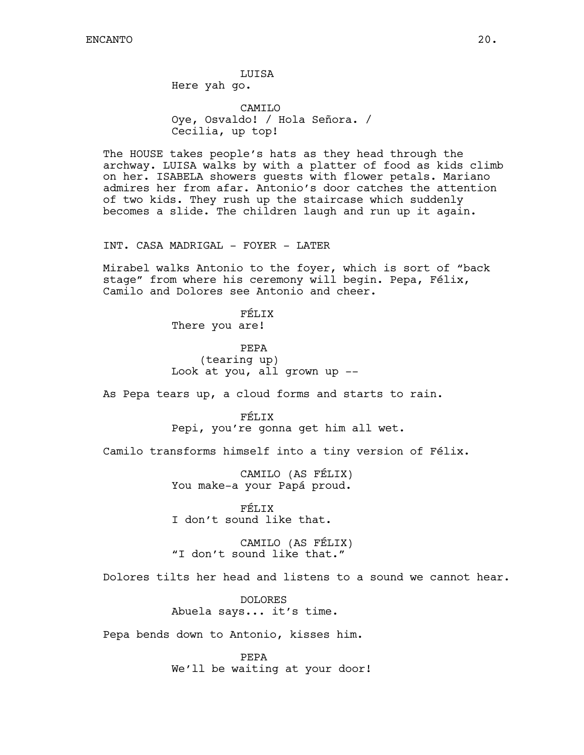LUISA
Here yah go.

CAMILO
Oye, Osvaldo! / Hola Señora. /
Cecilia, up top!

The HOUSE takes people's hats as they head through the archway. LUISA walks by with a platter of food as kids climb on her. ISABELA showers guests with flower petals. Mariano admires her from afar. Antonio's door catches the attention of two kids. They rush up the staircase which suddenly becomes a slide. The children laugh and run up it again.

INT. CASA MADRIGAL - FOYER - LATER

Mirabel walks Antonio to the foyer, which is sort of "back stage" from where his ceremony will begin. Pepa, Félix, Camilo and Dolores see Antonio and cheer.

FÉLIX
There you are!

PEPA
(tearing up)
Look at you, all grown up --

As Pepa tears up, a cloud forms and starts to rain.

FÉLIX
Pepi, you're gonna get him all wet.

Camilo transforms himself into a tiny version of Félix.

CAMILO (AS FÉLIX)
You make-a your Papá proud.

FÉLIX
I don't sound like that.

CAMILO (AS FÉLIX)
"I don't sound like that."

Dolores tilts her head and listens to a sound we cannot hear.

DOLORES
Abuela says... it's time.

Pepa bends down to Antonio, kisses him.

PEPA
We'll be waiting at your door!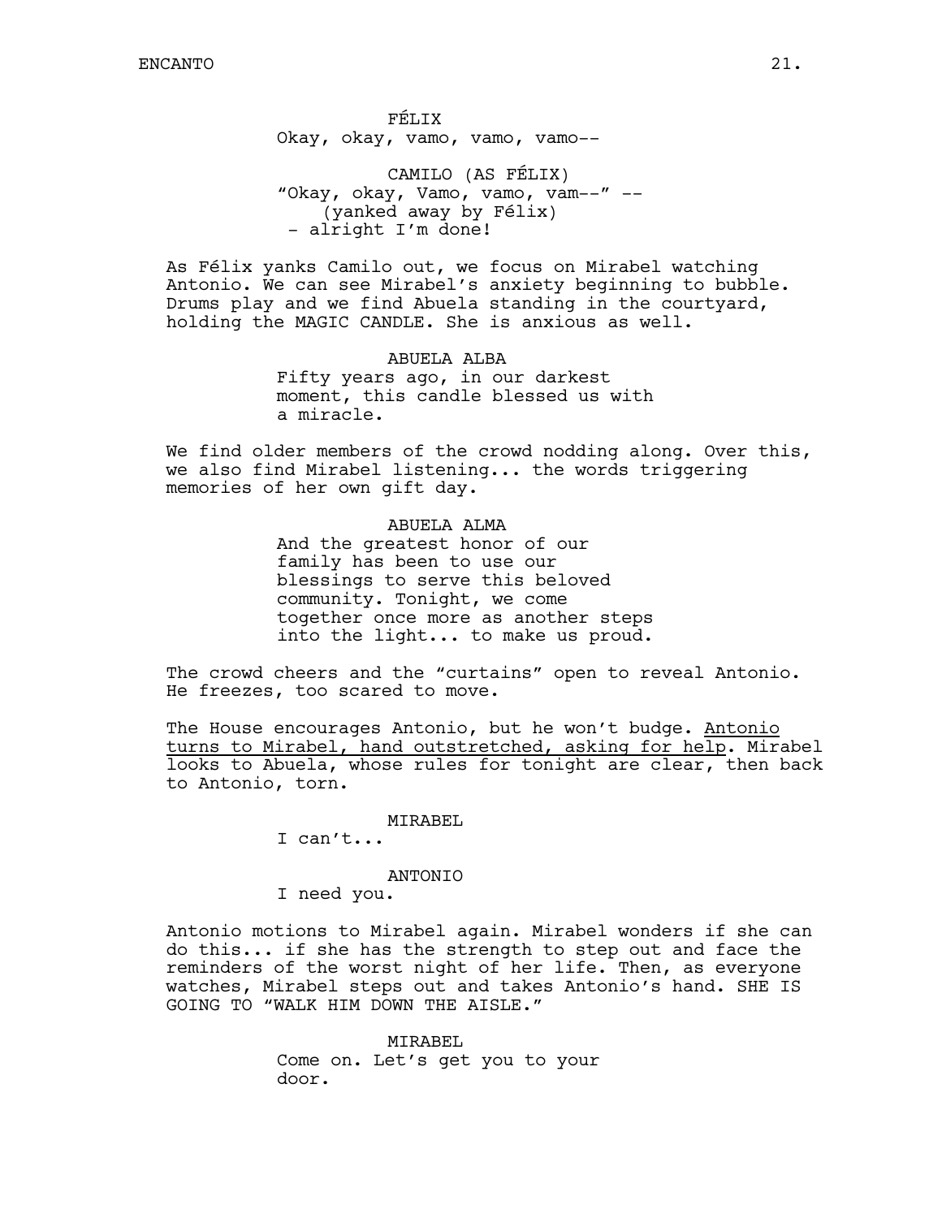FÉLIX
Okay, okay, vamo, vamo, vamo--

CAMILO (AS FÉLIX)
"Okay, okay, Vamo, vamo, vam--" --
(yanked away by Félix)
- alright I'm done!

As Félix yanks Camilo out, we focus on Mirabel watching Antonio. We can see Mirabel's anxiety beginning to bubble. Drums play and we find Abuela standing in the courtyard, holding the MAGIC CANDLE. She is anxious as well.

ABUELA ALBA
Fifty years ago, in our darkest moment, this candle blessed us with a miracle.

We find older members of the crowd nodding along. Over this, we also find Mirabel listening... the words triggering memories of her own gift day.

ABUELA ALMA
And the greatest honor of our family has been to use our blessings to serve this beloved community. Tonight, we come together once more as another steps into the light... to make us proud.

The crowd cheers and the "curtains" open to reveal Antonio. He freezes, too scared to move.

The House encourages Antonio, but he won't budge. <u>Antonio turns to Mirabel, hand outstretched, asking for help</u>. Mirabel looks to Abuela, whose rules for tonight are clear, then back to Antonio, torn.

MIRABEL
I can't...

ANTONIO
I need you.

Antonio motions to Mirabel again. Mirabel wonders if she can do this... if she has the strength to step out and face the reminders of the worst night of her life. Then, as everyone watches, Mirabel steps out and takes Antonio's hand. SHE IS GOING TO "WALK HIM DOWN THE AISLE."

MIRABEL
Come on. Let's get you to your door.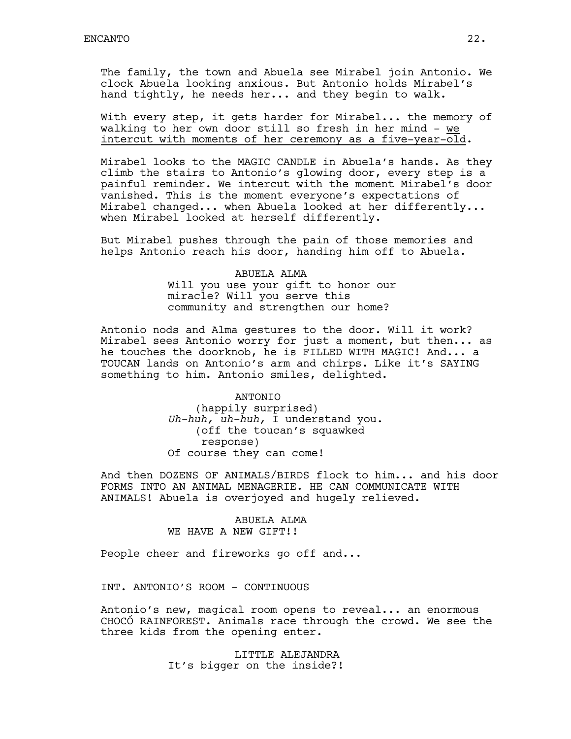The family, the town and Abuela see Mirabel join Antonio. We clock Abuela looking anxious. But Antonio holds Mirabel's hand tightly, he needs her... and they begin to walk.

With every step, it gets harder for Mirabel... the memory of walking to her own door still so fresh in her mind - <u>we intercut with moments of her ceremony as a five-year-old</u>.

Mirabel looks to the MAGIC CANDLE in Abuela's hands. As they climb the stairs to Antonio's glowing door, every step is a painful reminder. We intercut with the moment Mirabel's door vanished. This is the moment everyone's expectations of Mirabel changed... when Abuela looked at her differently... when Mirabel looked at herself differently.

But Mirabel pushes through the pain of those memories and helps Antonio reach his door, handing him off to Abuela.

ABUELA ALMA
Will you use your gift to honor our miracle? Will you serve this community and strengthen our home?

Antonio nods and Alma gestures to the door. Will it work? Mirabel sees Antonio worry for just a moment, but then... as he touches the doorknob, he is FILLED WITH MAGIC! And... a TOUCAN lands on Antonio's arm and chirps. Like it's SAYING something to him. Antonio smiles, delighted.

ANTONIO
(happily surprised)
*Uh-huh, uh-huh,* I understand you.
(off the toucan's squawked response)
Of course they can come!

And then DOZENS OF ANIMALS/BIRDS flock to him... and his door FORMS INTO AN ANIMAL MENAGERIE. HE CAN COMMUNICATE WITH ANIMALS! Abuela is overjoyed and hugely relieved.

ABUELA ALMA
WE HAVE A NEW GIFT!!

People cheer and fireworks go off and...

INT. ANTONIO'S ROOM - CONTINUOUS

Antonio's new, magical room opens to reveal... an enormous CHOCÓ RAINFOREST. Animals race through the crowd. We see the three kids from the opening enter.

LITTLE ALEJANDRA
It's bigger on the inside?!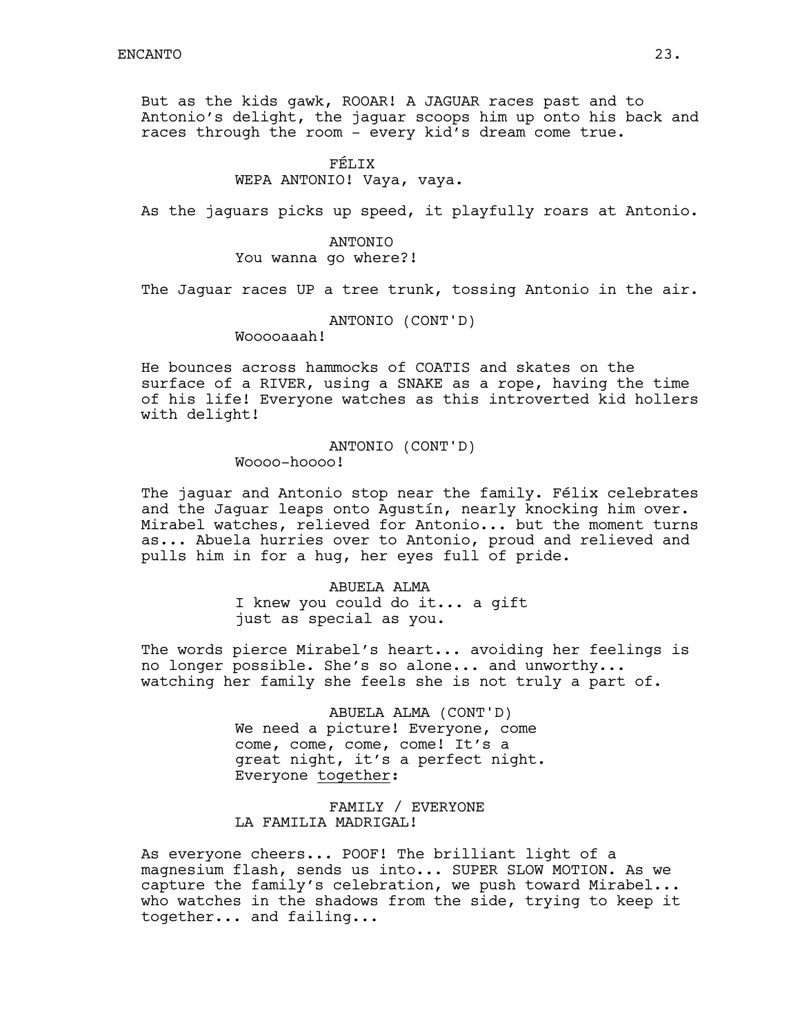But as the kids gawk, ROOAR! A JAGUAR races past and to Antonio's delight, the jaguar scoops him up onto his back and races through the room - every kid's dream come true.

FÉLIX
WEPA ANTONIO! Vaya, vaya.

As the jaguars picks up speed, it playfully roars at Antonio.

ANTONIO
You wanna go where?!

The Jaguar races UP a tree trunk, tossing Antonio in the air.

ANTONIO (CONT'D)
Wooooaaah!

He bounces across hammocks of COATIS and skates on the surface of a RIVER, using a SNAKE as a rope, having the time of his life! Everyone watches as this introverted kid hollers with delight!

ANTONIO (CONT'D)
Woooo-hoooo!

The jaguar and Antonio stop near the family. Félix celebrates and the Jaguar leaps onto Agustín, nearly knocking him over. Mirabel watches, relieved for Antonio... but the moment turns as... Abuela hurries over to Antonio, proud and relieved and pulls him in for a hug, her eyes full of pride.

ABUELA ALMA
I knew you could do it... a gift just as special as you.

The words pierce Mirabel's heart... avoiding her feelings is no longer possible. She's so alone... and unworthy... watching her family she feels she is not truly a part of.

ABUELA ALMA (CONT'D)
We need a picture! Everyone, come come, come, come, come! It's a great night, it's a perfect night. Everyone <u>together</u>:

FAMILY / EVERYONE
LA FAMILIA MADRIGAL!

As everyone cheers... POOF! The brilliant light of a magnesium flash, sends us into... SUPER SLOW MOTION. As we capture the family's celebration, we push toward Mirabel... who watches in the shadows from the side, trying to keep it together... and failing...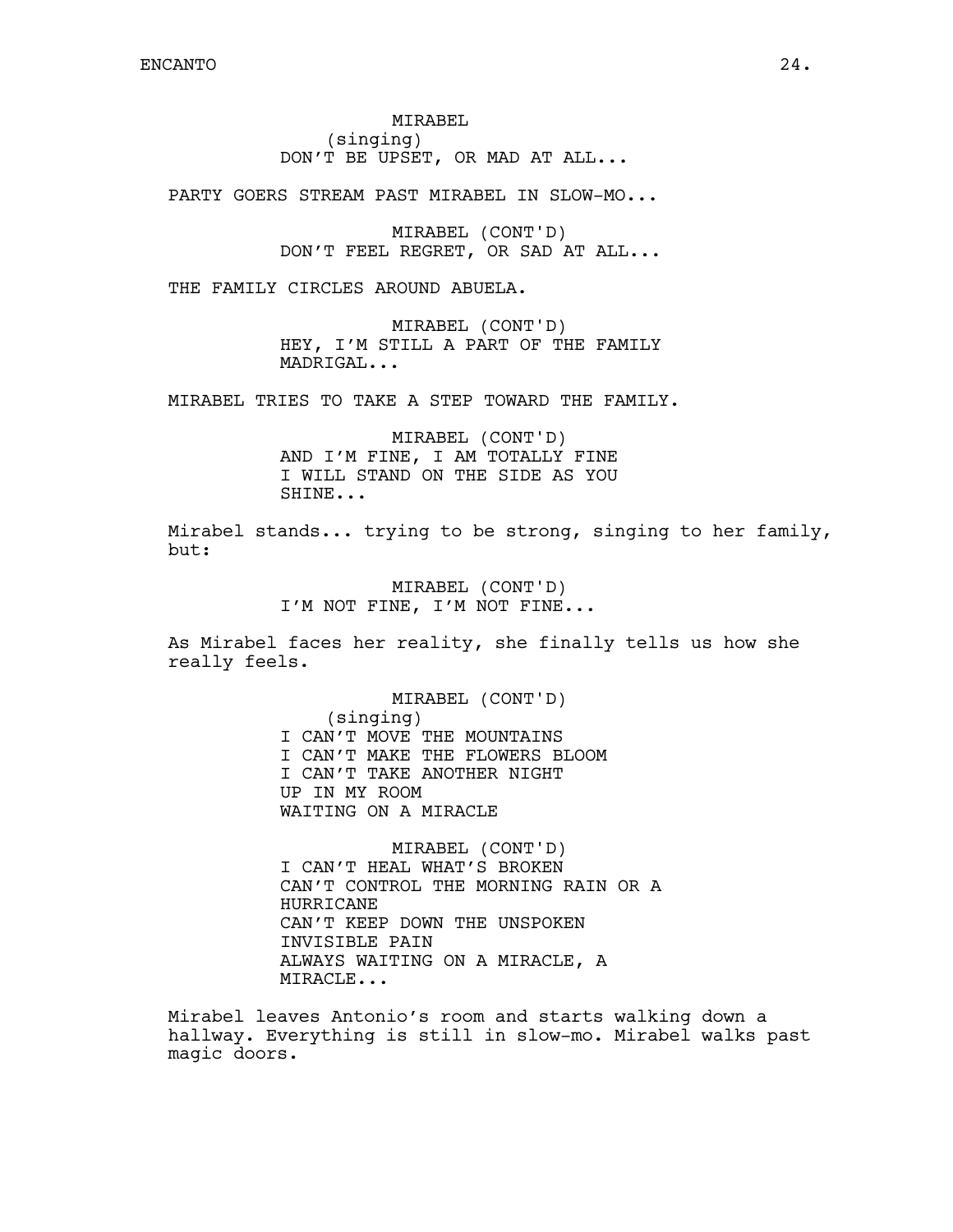MIRABEL
(singing)
DON'T BE UPSET, OR MAD AT ALL...

PARTY GOERS STREAM PAST MIRABEL IN SLOW-MO...

MIRABEL (CONT'D)
DON'T FEEL REGRET, OR SAD AT ALL...

THE FAMILY CIRCLES AROUND ABUELA.

MIRABEL (CONT'D)
HEY, I'M STILL A PART OF THE FAMILY MADRIGAL...

MIRABEL TRIES TO TAKE A STEP TOWARD THE FAMILY.

MIRABEL (CONT'D)
AND I'M FINE, I AM TOTALLY FINE
I WILL STAND ON THE SIDE AS YOU SHINE...

Mirabel stands... trying to be strong, singing to her family, but:

MIRABEL (CONT'D)
I'M NOT FINE, I'M NOT FINE...

As Mirabel faces her reality, she finally tells us how she really feels.

MIRABEL (CONT'D)
(singing)
I CAN'T MOVE THE MOUNTAINS
I CAN'T MAKE THE FLOWERS BLOOM
I CAN'T TAKE ANOTHER NIGHT
UP IN MY ROOM
WAITING ON A MIRACLE

MIRABEL (CONT'D)
I CAN'T HEAL WHAT'S BROKEN
CAN'T CONTROL THE MORNING RAIN OR A HURRICANE
CAN'T KEEP DOWN THE UNSPOKEN
INVISIBLE PAIN
ALWAYS WAITING ON A MIRACLE, A MIRACLE...

Mirabel leaves Antonio's room and starts walking down a hallway. Everything is still in slow-mo. Mirabel walks past magic doors.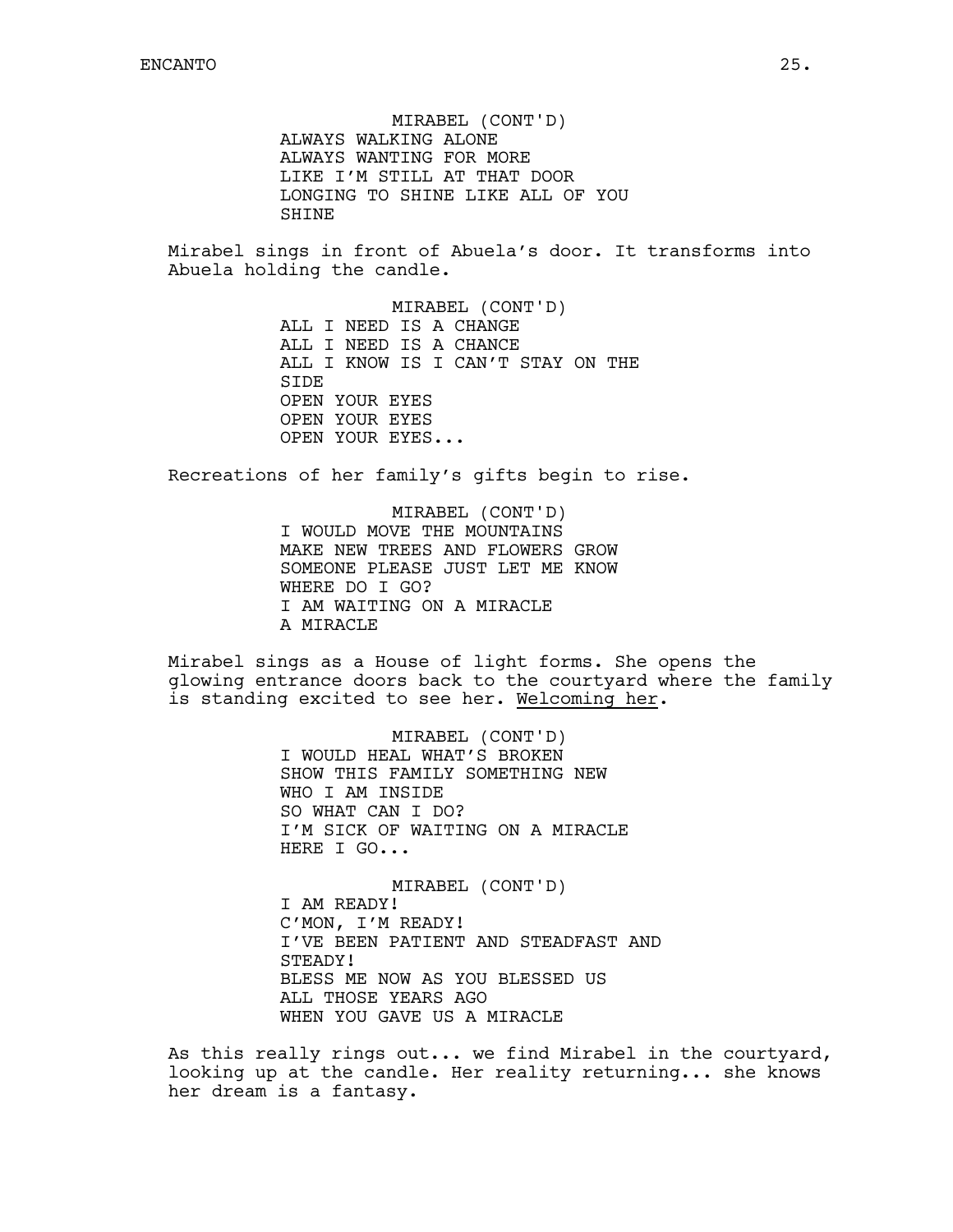MIRABEL (CONT'D)
ALWAYS WALKING ALONE
ALWAYS WANTING FOR MORE
LIKE I'M STILL AT THAT DOOR
LONGING TO SHINE LIKE ALL OF YOU
SHINE

Mirabel sings in front of Abuela's door. It transforms into Abuela holding the candle.

MIRABEL (CONT'D)
ALL I NEED IS A CHANGE
ALL I NEED IS A CHANCE
ALL I KNOW IS I CAN'T STAY ON THE
SIDE
OPEN YOUR EYES
OPEN YOUR EYES
OPEN YOUR EYES...

Recreations of her family's gifts begin to rise.

MIRABEL (CONT'D)
I WOULD MOVE THE MOUNTAINS
MAKE NEW TREES AND FLOWERS GROW
SOMEONE PLEASE JUST LET ME KNOW
WHERE DO I GO?
I AM WAITING ON A MIRACLE
A MIRACLE

Mirabel sings as a House of light forms. She opens the glowing entrance doors back to the courtyard where the family is standing excited to see her. Welcoming her.

MIRABEL (CONT'D)
I WOULD HEAL WHAT'S BROKEN
SHOW THIS FAMILY SOMETHING NEW
WHO I AM INSIDE
SO WHAT CAN I DO?
I'M SICK OF WAITING ON A MIRACLE
HERE I GO...

MIRABEL (CONT'D)
I AM READY!
C'MON, I'M READY!
I'VE BEEN PATIENT AND STEADFAST AND
STEADY!
BLESS ME NOW AS YOU BLESSED US
ALL THOSE YEARS AGO
WHEN YOU GAVE US A MIRACLE

As this really rings out... we find Mirabel in the courtyard, looking up at the candle. Her reality returning... she knows her dream is a fantasy.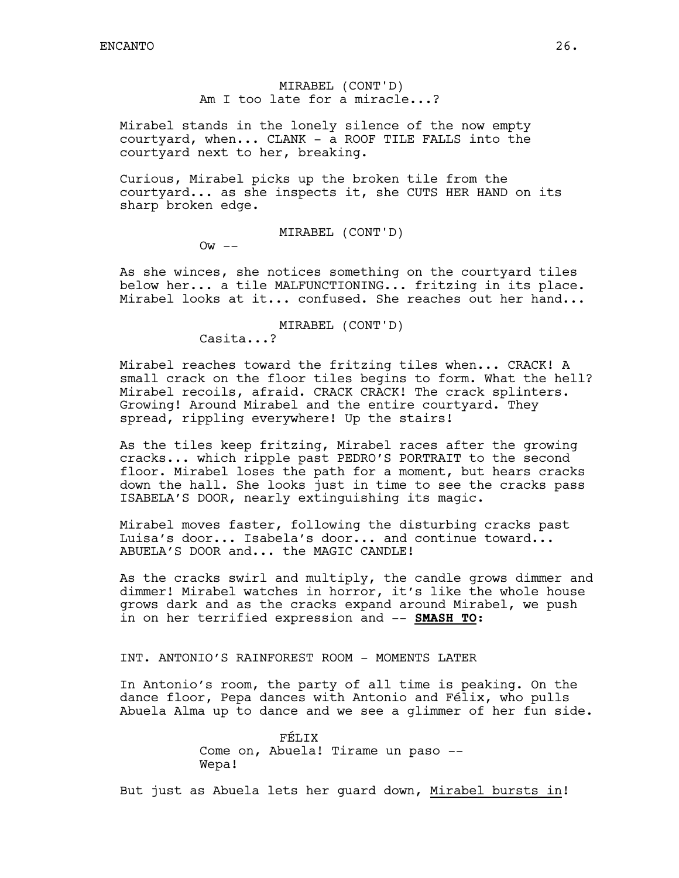MIRABEL (CONT'D)
Am I too late for a miracle...?

Mirabel stands in the lonely silence of the now empty courtyard, when... CLANK - a ROOF TILE FALLS into the courtyard next to her, breaking.

Curious, Mirabel picks up the broken tile from the courtyard... as she inspects it, she CUTS HER HAND on its sharp broken edge.

MIRABEL (CONT'D)
Ow --

As she winces, she notices something on the courtyard tiles below her... a tile MALFUNCTIONING... fritzing in its place. Mirabel looks at it... confused. She reaches out her hand...

MIRABEL (CONT'D)
Casita...?

Mirabel reaches toward the fritzing tiles when... CRACK! A small crack on the floor tiles begins to form. What the hell? Mirabel recoils, afraid. CRACK CRACK! The crack splinters. Growing! Around Mirabel and the entire courtyard. They spread, rippling everywhere! Up the stairs!

As the tiles keep fritzing, Mirabel races after the growing cracks... which ripple past PEDRO'S PORTRAIT to the second floor. Mirabel loses the path for a moment, but hears cracks down the hall. She looks just in time to see the cracks pass ISABELA'S DOOR, nearly extinguishing its magic.

Mirabel moves faster, following the disturbing cracks past Luisa's door... Isabela's door... and continue toward... ABUELA'S DOOR and... the MAGIC CANDLE!

As the cracks swirl and multiply, the candle grows dimmer and dimmer! Mirabel watches in horror, it's like the whole house grows dark and as the cracks expand around Mirabel, we push in on her terrified expression and -- **SMASH TO:**

INT. ANTONIO'S RAINFOREST ROOM - MOMENTS LATER

In Antonio's room, the party of all time is peaking. On the dance floor, Pepa dances with Antonio and Félix, who pulls Abuela Alma up to dance and we see a glimmer of her fun side.

FÉLIX
Come on, Abuela! Tirame un paso --
Wepa!

But just as Abuela lets her guard down, Mirabel bursts in!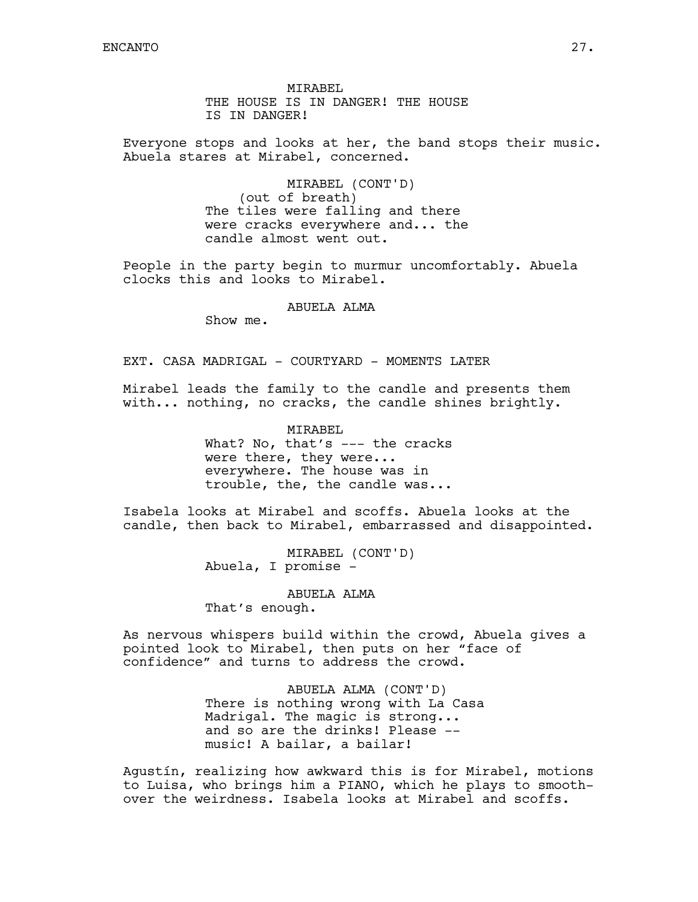MIRABEL
THE HOUSE IS IN DANGER! THE HOUSE IS IN DANGER!

Everyone stops and looks at her, the band stops their music. Abuela stares at Mirabel, concerned.

MIRABEL (CONT'D)
(out of breath)
The tiles were falling and there were cracks everywhere and... the candle almost went out.

People in the party begin to murmur uncomfortably. Abuela clocks this and looks to Mirabel.

ABUELA ALMA
Show me.

EXT. CASA MADRIGAL - COURTYARD - MOMENTS LATER

Mirabel leads the family to the candle and presents them with... nothing, no cracks, the candle shines brightly.

MIRABEL
What? No, that's --- the cracks were there, they were... everywhere. The house was in trouble, the, the candle was...

Isabela looks at Mirabel and scoffs. Abuela looks at the candle, then back to Mirabel, embarrassed and disappointed.

MIRABEL (CONT'D)
Abuela, I promise -

ABUELA ALMA
That's enough.

As nervous whispers build within the crowd, Abuela gives a pointed look to Mirabel, then puts on her "face of confidence" and turns to address the crowd.

ABUELA ALMA (CONT'D)
There is nothing wrong with La Casa Madrigal. The magic is strong... and so are the drinks! Please -- music! A bailar, a bailar!

Agustín, realizing how awkward this is for Mirabel, motions to Luisa, who brings him a PIANO, which he plays to smooth-over the weirdness. Isabela looks at Mirabel and scoffs.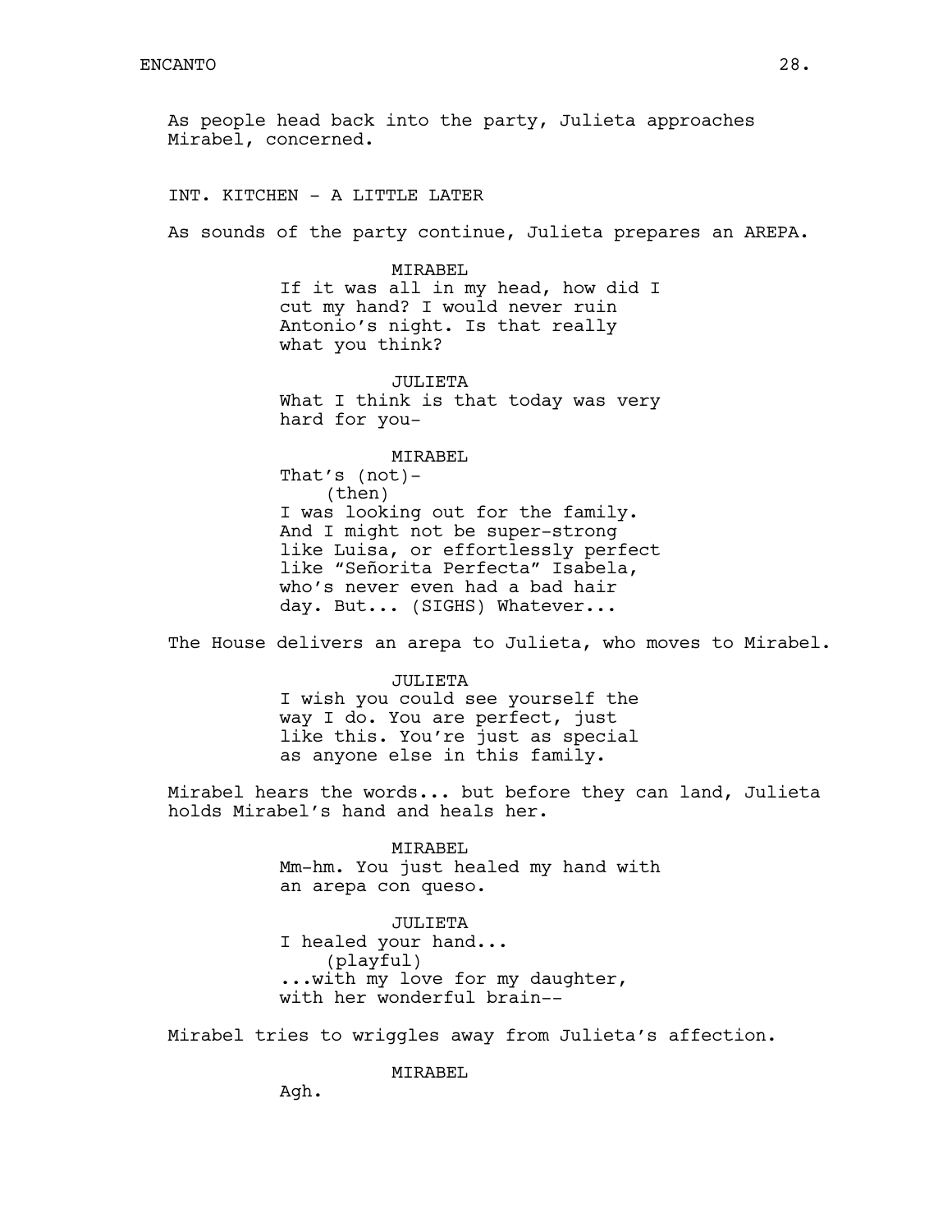As people head back into the party, Julieta approaches Mirabel, concerned.

INT. KITCHEN - A LITTLE LATER

As sounds of the party continue, Julieta prepares an AREPA.

MIRABEL
If it was all in my head, how did I cut my hand? I would never ruin Antonio's night. Is that really what you think?

JULIETA
What I think is that today was very hard for you-

MIRABEL
That's (not)-
(then)
I was looking out for the family. And I might not be super-strong like Luisa, or effortlessly perfect like "Señorita Perfecta" Isabela, who's never even had a bad hair day. But... (SIGHS) Whatever...

The House delivers an arepa to Julieta, who moves to Mirabel.

JULIETA
I wish you could see yourself the way I do. You are perfect, just like this. You're just as special as anyone else in this family.

Mirabel hears the words... but before they can land, Julieta holds Mirabel's hand and heals her.

MIRABEL
Mm-hm. You just healed my hand with an arepa con queso.

JULIETA
I healed your hand...
(playful)
...with my love for my daughter, with her wonderful brain--

Mirabel tries to wriggles away from Julieta's affection.

MIRABEL
Agh.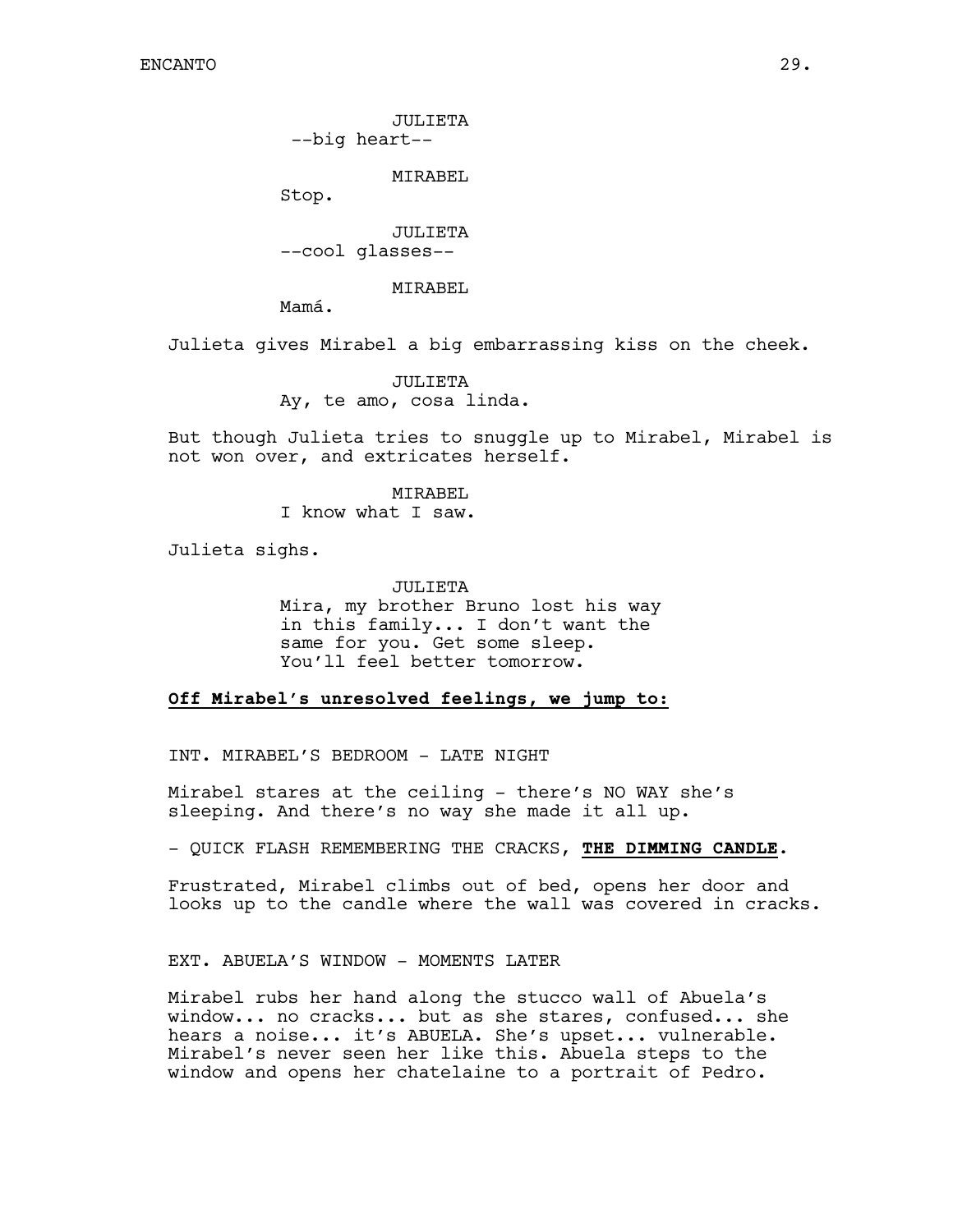JULIETA
--big heart--

MIRABEL
Stop.

JULIETA
--cool glasses--

MIRABEL
Mamá.

Julieta gives Mirabel a big embarrassing kiss on the cheek.

JULIETA
Ay, te amo, cosa linda.

But though Julieta tries to snuggle up to Mirabel, Mirabel is not won over, and extricates herself.

MIRABEL
I know what I saw.

Julieta sighs.

JULIETA
Mira, my brother Bruno lost his way in this family... I don't want the same for you. Get some sleep. You'll feel better tomorrow.

**Off Mirabel's unresolved feelings, we jump to:**

INT. MIRABEL'S BEDROOM - LATE NIGHT

Mirabel stares at the ceiling - there's NO WAY she's sleeping. And there's no way she made it all up.

- QUICK FLASH REMEMBERING THE CRACKS, **THE DIMMING CANDLE**.

Frustrated, Mirabel climbs out of bed, opens her door and looks up to the candle where the wall was covered in cracks.

EXT. ABUELA'S WINDOW - MOMENTS LATER

Mirabel rubs her hand along the stucco wall of Abuela's window... no cracks... but as she stares, confused... she hears a noise... it's ABUELA. She's upset... vulnerable. Mirabel's never seen her like this. Abuela steps to the window and opens her chatelaine to a portrait of Pedro.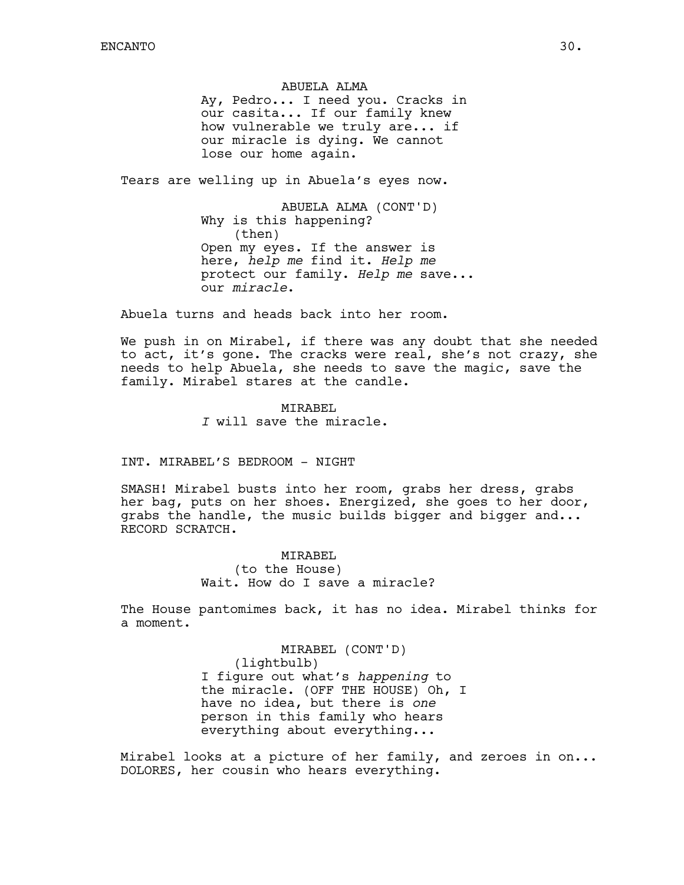ABUELA ALMA
Ay, Pedro... I need you. Cracks in our casita... If our family knew how vulnerable we truly are... if our miracle is dying. We cannot lose our home again.

Tears are welling up in Abuela's eyes now.

ABUELA ALMA (CONT'D)
Why is this happening?
(then)
Open my eyes. If the answer is here, *help me* find it. *Help me* protect our family. *Help me* save... our *miracle*.

Abuela turns and heads back into her room.

We push in on Mirabel, if there was any doubt that she needed to act, it's gone. The cracks were real, she's not crazy, she needs to help Abuela, she needs to save the magic, save the family. Mirabel stares at the candle.

MIRABEL
*I* will save the miracle.

INT. MIRABEL'S BEDROOM - NIGHT

SMASH! Mirabel busts into her room, grabs her dress, grabs her bag, puts on her shoes. Energized, she goes to her door, grabs the handle, the music builds bigger and bigger and... RECORD SCRATCH.

MIRABEL
(to the House)
Wait. How do I save a miracle?

The House pantomimes back, it has no idea. Mirabel thinks for a moment.

MIRABEL (CONT'D)
(lightbulb)
I figure out what's *happening* to the miracle. (OFF THE HOUSE) Oh, I have no idea, but there is *one* person in this family who hears everything about everything...

Mirabel looks at a picture of her family, and zeroes in on... DOLORES, her cousin who hears everything.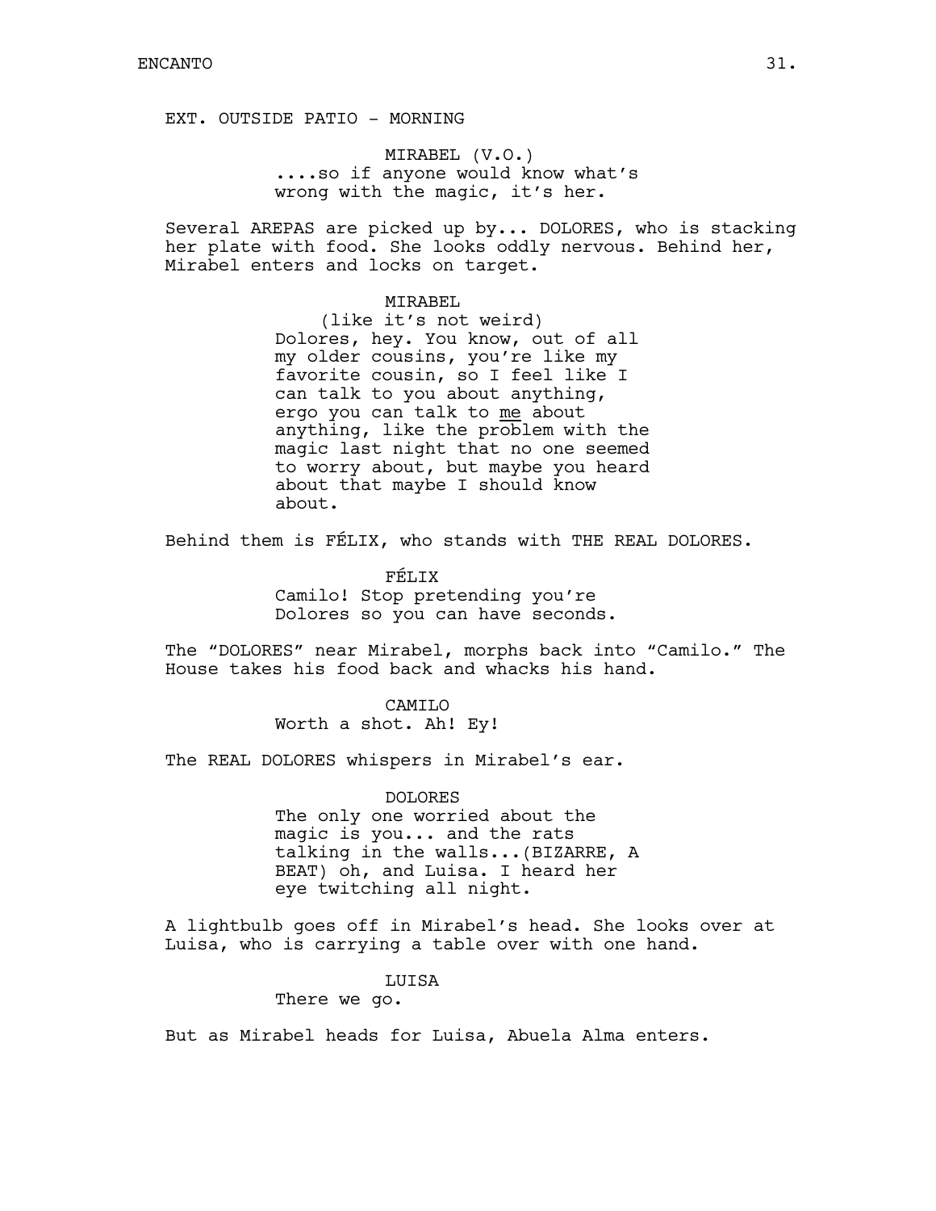EXT. OUTSIDE PATIO - MORNING

MIRABEL (V.O.)
....so if anyone would know what's wrong with the magic, it's her.

Several AREPAS are picked up by... DOLORES, who is stacking her plate with food. She looks oddly nervous. Behind her, Mirabel enters and locks on target.

MIRABEL
(like it's not weird)
Dolores, hey. You know, out of all my older cousins, you're like my favorite cousin, so I feel like I can talk to you about anything, ergo you can talk to <u>me</u> about anything, like the problem with the magic last night that no one seemed to worry about, but maybe you heard about that maybe I should know about.

Behind them is FÉLIX, who stands with THE REAL DOLORES.

FÉLIX
Camilo! Stop pretending you're Dolores so you can have seconds.

The "DOLORES" near Mirabel, morphs back into "Camilo." The House takes his food back and whacks his hand.

CAMILO
Worth a shot. Ah! Ey!

The REAL DOLORES whispers in Mirabel's ear.

DOLORES
The only one worried about the magic is you... and the rats talking in the walls...(BIZARRE, A BEAT) oh, and Luisa. I heard her eye twitching all night.

A lightbulb goes off in Mirabel's head. She looks over at Luisa, who is carrying a table over with one hand.

LUISA
There we go.

But as Mirabel heads for Luisa, Abuela Alma enters.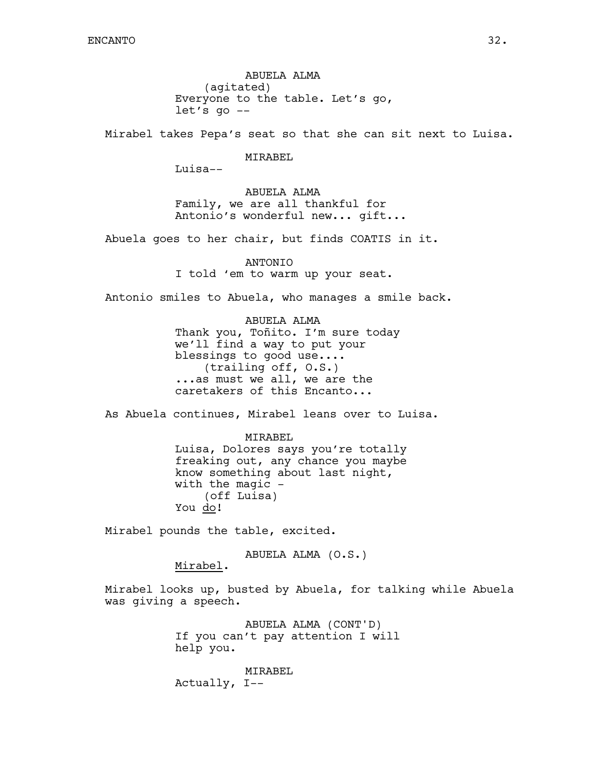ABUELA ALMA
(agitated)
Everyone to the table. Let's go, let's go --

Mirabel takes Pepa's seat so that she can sit next to Luisa.

MIRABEL
Luisa--

ABUELA ALMA
Family, we are all thankful for Antonio's wonderful new... gift...

Abuela goes to her chair, but finds COATIS in it.

ANTONIO
I told 'em to warm up your seat.

Antonio smiles to Abuela, who manages a smile back.

ABUELA ALMA
Thank you, Toñito. I'm sure today we'll find a way to put your blessings to good use....
(trailing off, O.S.)
...as must we all, we are the caretakers of this Encanto...

As Abuela continues, Mirabel leans over to Luisa.

MIRABEL
Luisa, Dolores says you're totally freaking out, any chance you maybe know something about last night, with the magic -
(off Luisa)
You do!

Mirabel pounds the table, excited.

ABUELA ALMA (O.S.)
Mirabel.

Mirabel looks up, busted by Abuela, for talking while Abuela was giving a speech.

ABUELA ALMA (CONT'D)
If you can't pay attention I will help you.

MIRABEL
Actually, I--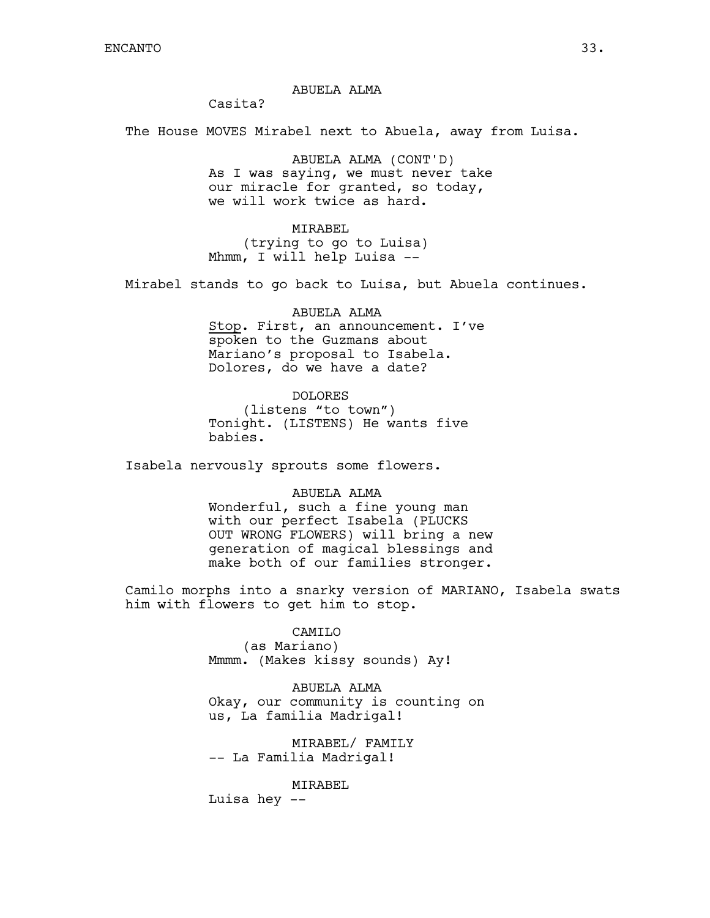ABUELA ALMA

Casita?

The House MOVES Mirabel next to Abuela, away from Luisa.

ABUELA ALMA (CONT'D)

As I was saying, we must never take our miracle for granted, so today, we will work twice as hard.

MIRABEL

(trying to go to Luisa)

Mhmm, I will help Luisa --

Mirabel stands to go back to Luisa, but Abuela continues.

ABUELA ALMA

Stop. First, an announcement. I've spoken to the Guzmans about Mariano's proposal to Isabela. Dolores, do we have a date?

DOLORES

(listens "to town")

Tonight. (LISTENS) He wants five babies.

Isabela nervously sprouts some flowers.

ABUELA ALMA

Wonderful, such a fine young man with our perfect Isabela (PLUCKS OUT WRONG FLOWERS) will bring a new generation of magical blessings and make both of our families stronger.

Camilo morphs into a snarky version of MARIANO, Isabela swats him with flowers to get him to stop.

CAMILO

(as Mariano)

Mmmm. (Makes kissy sounds) Ay!

ABUELA ALMA

Okay, our community is counting on us, La familia Madrigal!

MIRABEL/ FAMILY

-- La Familia Madrigal!

MIRABEL

Luisa hey --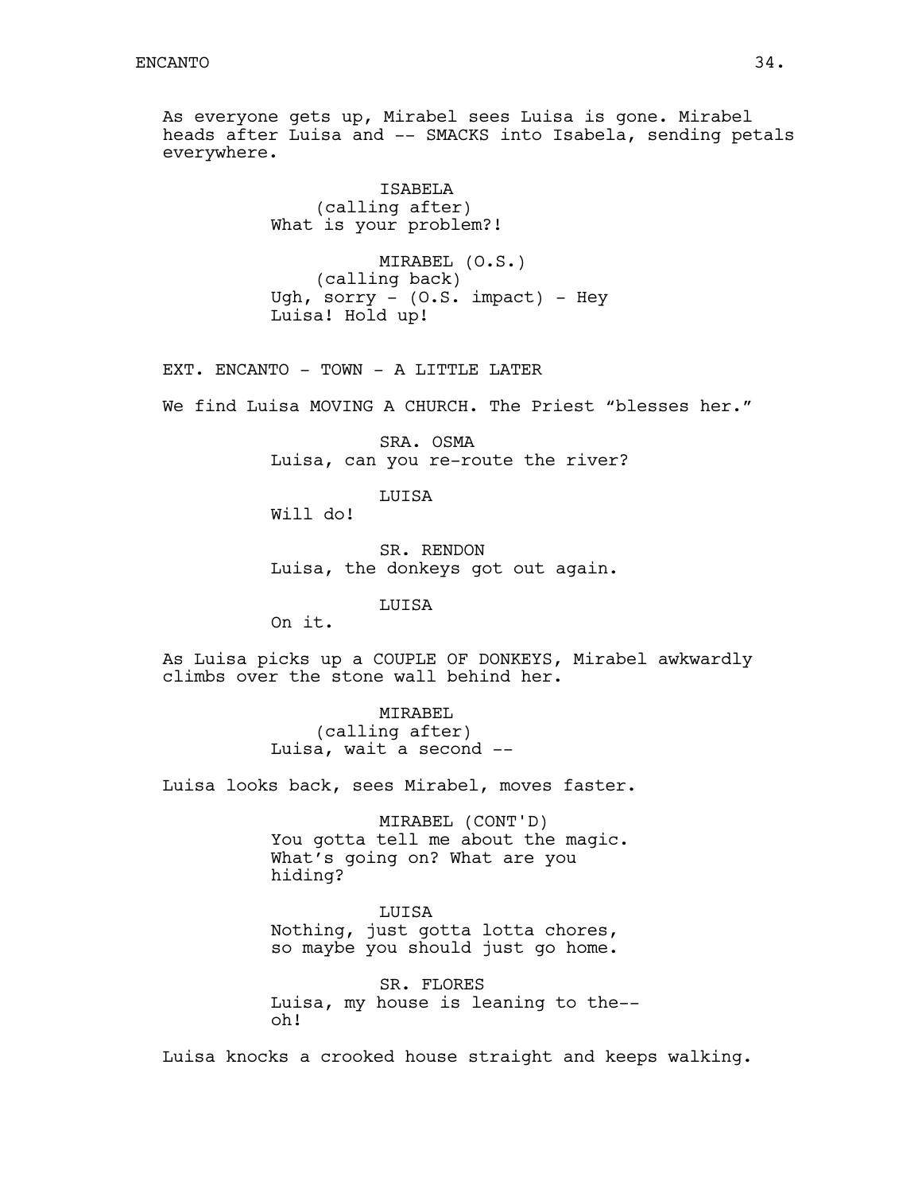As everyone gets up, Mirabel sees Luisa is gone. Mirabel heads after Luisa and -- SMACKS into Isabela, sending petals everywhere.

ISABELA
(calling after)
What is your problem?!

MIRABEL (O.S.)
(calling back)
Ugh, sorry - (O.S. impact) - Hey Luisa! Hold up!

EXT. ENCANTO - TOWN - A LITTLE LATER

We find Luisa MOVING A CHURCH. The Priest "blesses her."

SRA. OSMA
Luisa, can you re-route the river?

LUISA
Will do!

SR. RENDON
Luisa, the donkeys got out again.

LUISA
On it.

As Luisa picks up a COUPLE OF DONKEYS, Mirabel awkwardly climbs over the stone wall behind her.

MIRABEL
(calling after)
Luisa, wait a second --

Luisa looks back, sees Mirabel, moves faster.

MIRABEL (CONT'D)
You gotta tell me about the magic. What's going on? What are you hiding?

LUISA
Nothing, just gotta lotta chores, so maybe you should just go home.

SR. FLORES
Luisa, my house is leaning to the-- oh!

Luisa knocks a crooked house straight and keeps walking.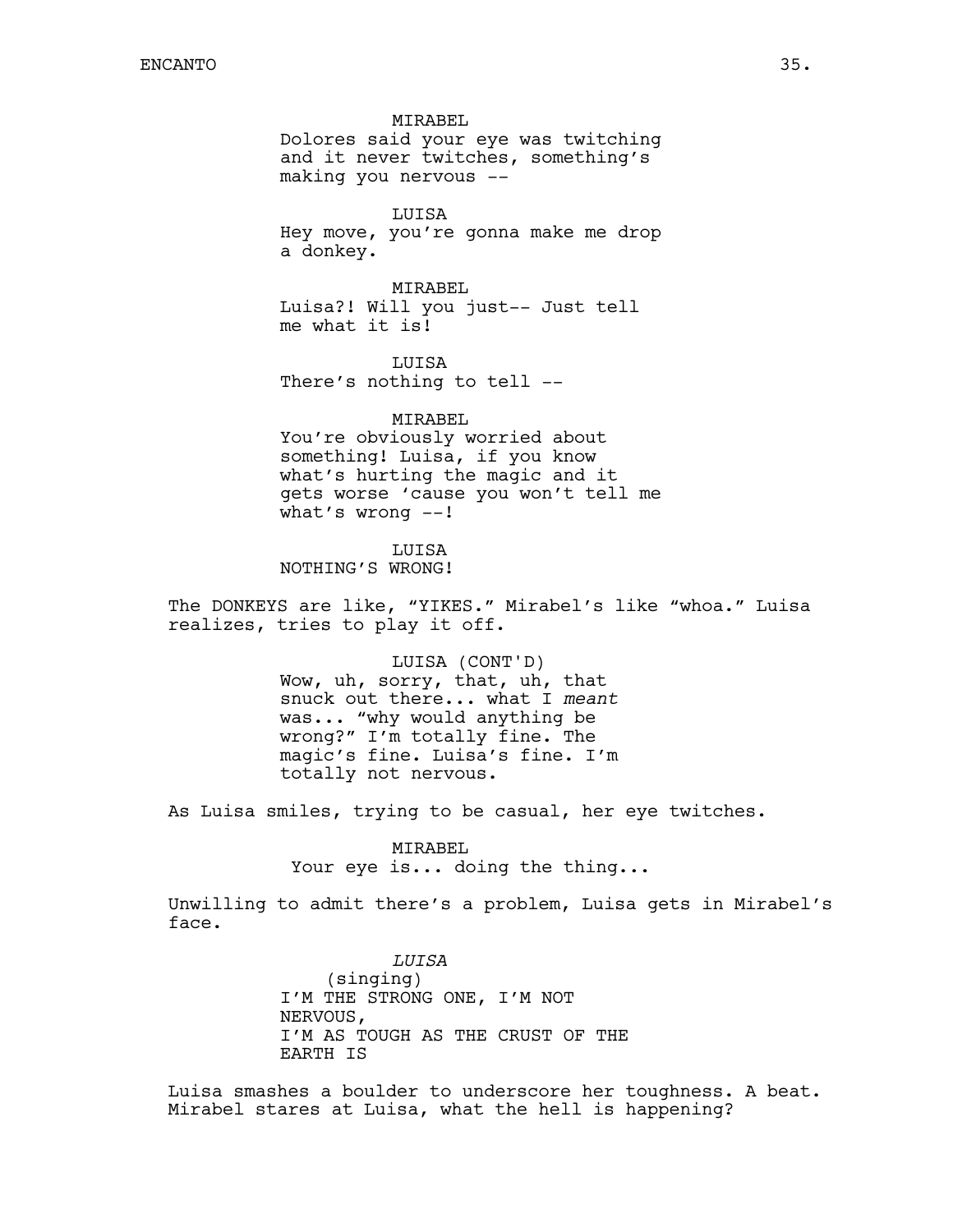MIRABEL
Dolores said your eye was twitching and it never twitches, something's making you nervous --

LUISA
Hey move, you're gonna make me drop a donkey.

MIRABEL
Luisa?! Will you just-- Just tell me what it is!

LUISA
There's nothing to tell --

MIRABEL
You're obviously worried about something! Luisa, if you know what's hurting the magic and it gets worse 'cause you won't tell me what's wrong --!

LUISA
NOTHING'S WRONG!

The DONKEYS are like, "YIKES." Mirabel's like "whoa." Luisa realizes, tries to play it off.

LUISA (CONT'D)
Wow, uh, sorry, that, uh, that snuck out there... what I *meant* was... "why would anything be wrong?" I'm totally fine. The magic's fine. Luisa's fine. I'm totally not nervous.

As Luisa smiles, trying to be casual, her eye twitches.

MIRABEL
Your eye is... doing the thing...

Unwilling to admit there's a problem, Luisa gets in Mirabel's face.

*LUISA*
(singing)
I'M THE STRONG ONE, I'M NOT NERVOUS,
I'M AS TOUGH AS THE CRUST OF THE EARTH IS

Luisa smashes a boulder to underscore her toughness. A beat. Mirabel stares at Luisa, what the hell is happening?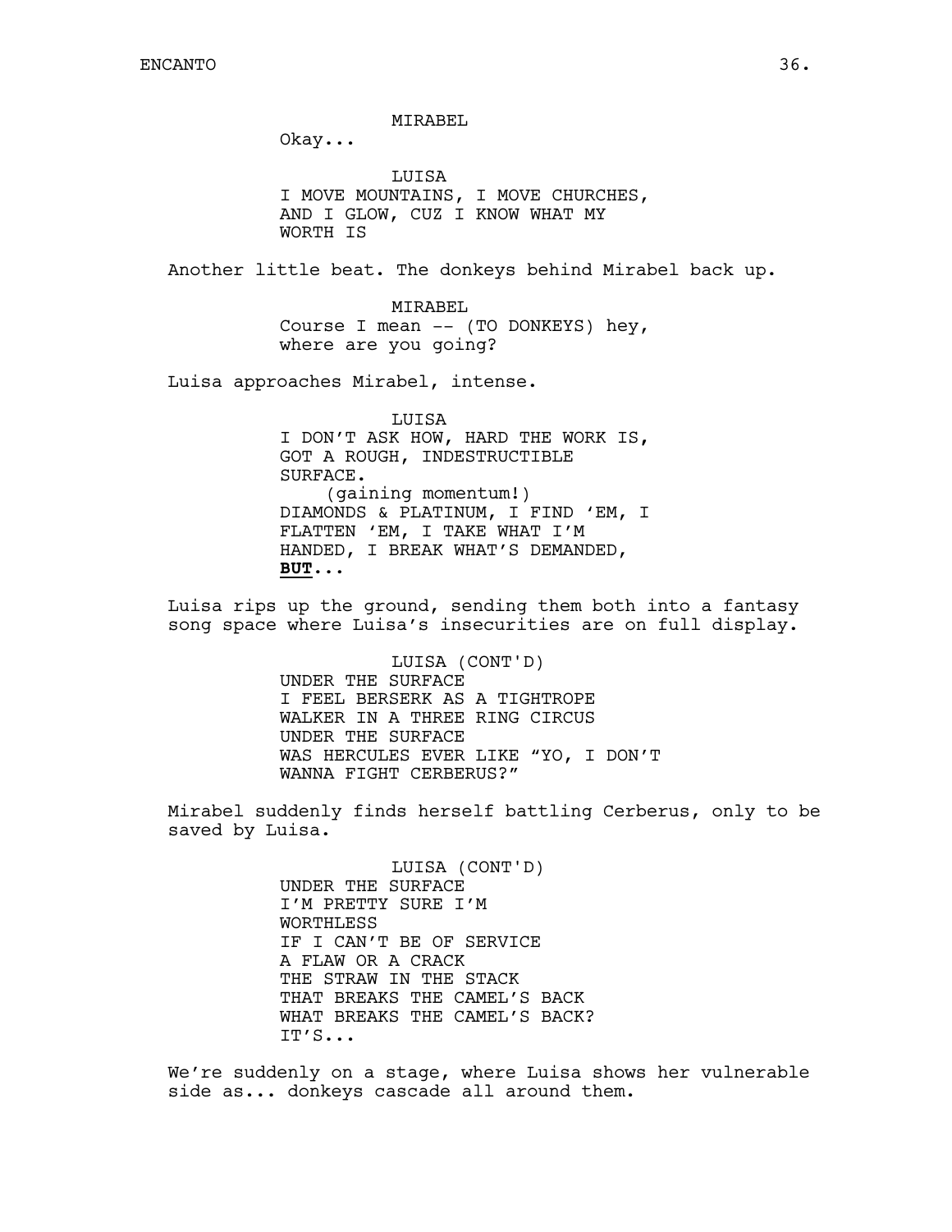MIRABEL

Okay...

LUISA

I MOVE MOUNTAINS, I MOVE CHURCHES,
AND I GLOW, CUZ I KNOW WHAT MY
WORTH IS

Another little beat. The donkeys behind Mirabel back up.

MIRABEL

Course I mean -- (TO DONKEYS) hey,
where are you going?

Luisa approaches Mirabel, intense.

LUISA

I DON'T ASK HOW, HARD THE WORK IS,
GOT A ROUGH, INDESTRUCTIBLE
SURFACE.
(gaining momentum!)
DIAMONDS & PLATINUM, I FIND 'EM, I
FLATTEN 'EM, I TAKE WHAT I'M
HANDED, I BREAK WHAT'S DEMANDED,
**<u>BUT</u>**...

Luisa rips up the ground, sending them both into a fantasy song space where Luisa's insecurities are on full display.

LUISA (CONT'D)

UNDER THE SURFACE
I FEEL BERSERK AS A TIGHTROPE
WALKER IN A THREE RING CIRCUS
UNDER THE SURFACE
WAS HERCULES EVER LIKE "YO, I DON'T
WANNA FIGHT CERBERUS?"

Mirabel suddenly finds herself battling Cerberus, only to be saved by Luisa.

LUISA (CONT'D)

UNDER THE SURFACE
I'M PRETTY SURE I'M
WORTHLESS
IF I CAN'T BE OF SERVICE
A FLAW OR A CRACK
THE STRAW IN THE STACK
THAT BREAKS THE CAMEL'S BACK
WHAT BREAKS THE CAMEL'S BACK?
IT'S...

We're suddenly on a stage, where Luisa shows her vulnerable side as... donkeys cascade all around them.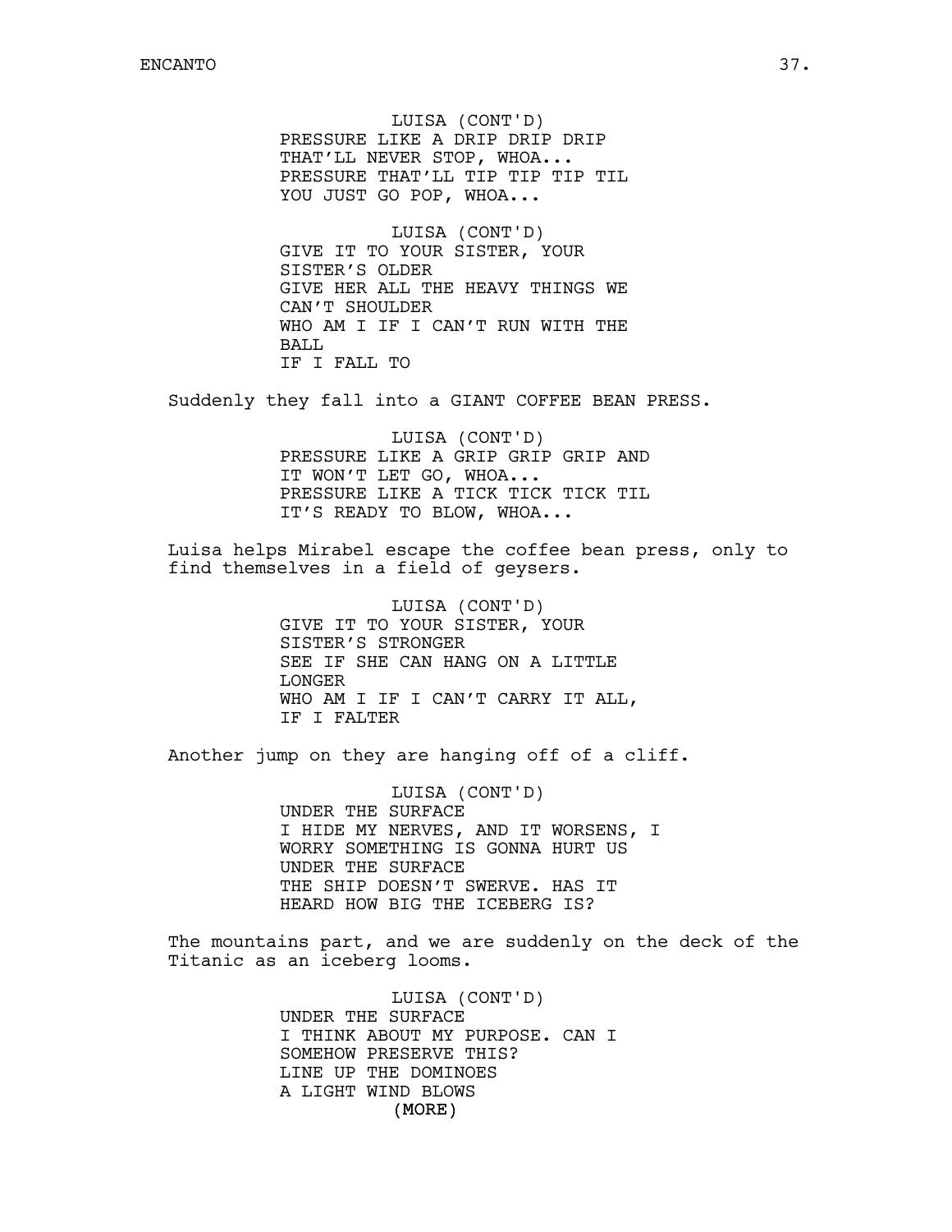LUISA (CONT'D)
PRESSURE LIKE A DRIP DRIP DRIP
THAT'LL NEVER STOP, WHOA...
PRESSURE THAT'LL TIP TIP TIP TIL
YOU JUST GO POP, WHOA...

LUISA (CONT'D)
GIVE IT TO YOUR SISTER, YOUR
SISTER'S OLDER
GIVE HER ALL THE HEAVY THINGS WE
CAN'T SHOULDER
WHO AM I IF I CAN'T RUN WITH THE
BALL
IF I FALL TO

Suddenly they fall into a GIANT COFFEE BEAN PRESS.

LUISA (CONT'D)
PRESSURE LIKE A GRIP GRIP GRIP AND
IT WON'T LET GO, WHOA...
PRESSURE LIKE A TICK TICK TICK TIL
IT'S READY TO BLOW, WHOA...

Luisa helps Mirabel escape the coffee bean press, only to find themselves in a field of geysers.

LUISA (CONT'D)
GIVE IT TO YOUR SISTER, YOUR
SISTER'S STRONGER
SEE IF SHE CAN HANG ON A LITTLE
LONGER
WHO AM I IF I CAN'T CARRY IT ALL,
IF I FALTER

Another jump on they are hanging off of a cliff.

LUISA (CONT'D)
UNDER THE SURFACE
I HIDE MY NERVES, AND IT WORSENS, I
WORRY SOMETHING IS GONNA HURT US
UNDER THE SURFACE
THE SHIP DOESN'T SWERVE. HAS IT
HEARD HOW BIG THE ICEBERG IS?

The mountains part, and we are suddenly on the deck of the Titanic as an iceberg looms.

LUISA (CONT'D)
UNDER THE SURFACE
I THINK ABOUT MY PURPOSE. CAN I
SOMEHOW PRESERVE THIS?
LINE UP THE DOMINOES
A LIGHT WIND BLOWS
(MORE)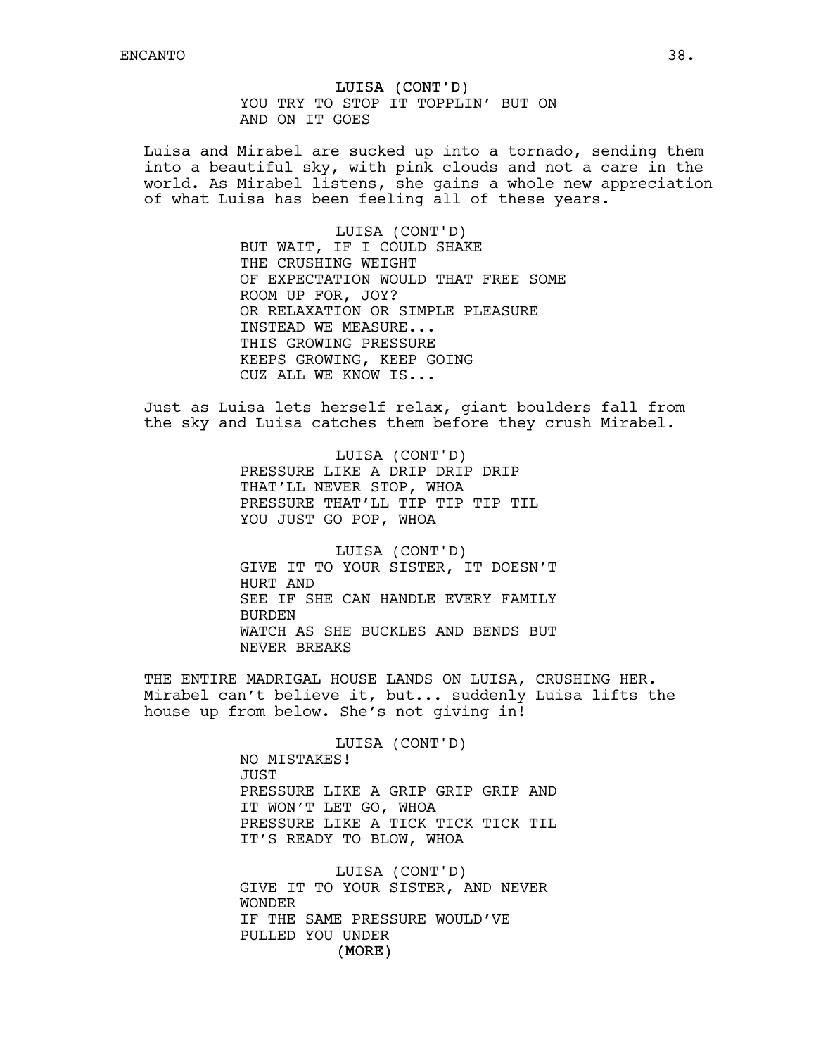LUISA (CONT'D)
YOU TRY TO STOP IT TOPPLIN' BUT ON
AND ON IT GOES

Luisa and Mirabel are sucked up into a tornado, sending them into a beautiful sky, with pink clouds and not a care in the world. As Mirabel listens, she gains a whole new appreciation of what Luisa has been feeling all of these years.

LUISA (CONT'D)
BUT WAIT, IF I COULD SHAKE
THE CRUSHING WEIGHT
OF EXPECTATION WOULD THAT FREE SOME
ROOM UP FOR, JOY?
OR RELAXATION OR SIMPLE PLEASURE
INSTEAD WE MEASURE...
THIS GROWING PRESSURE
KEEPS GROWING, KEEP GOING
CUZ ALL WE KNOW IS...

Just as Luisa lets herself relax, giant boulders fall from the sky and Luisa catches them before they crush Mirabel.

LUISA (CONT'D)
PRESSURE LIKE A DRIP DRIP DRIP
THAT'LL NEVER STOP, WHOA
PRESSURE THAT'LL TIP TIP TIP TIL
YOU JUST GO POP, WHOA

LUISA (CONT'D)
GIVE IT TO YOUR SISTER, IT DOESN'T
HURT AND
SEE IF SHE CAN HANDLE EVERY FAMILY
BURDEN
WATCH AS SHE BUCKLES AND BENDS BUT
NEVER BREAKS

THE ENTIRE MADRIGAL HOUSE LANDS ON LUISA, CRUSHING HER. Mirabel can't believe it, but... suddenly Luisa lifts the house up from below. She's not giving in!

LUISA (CONT'D)
NO MISTAKES!
JUST
PRESSURE LIKE A GRIP GRIP GRIP AND
IT WON'T LET GO, WHOA
PRESSURE LIKE A TICK TICK TICK TIL
IT'S READY TO BLOW, WHOA

LUISA (CONT'D)
GIVE IT TO YOUR SISTER, AND NEVER
WONDER
IF THE SAME PRESSURE WOULD'VE
PULLED YOU UNDER
(MORE)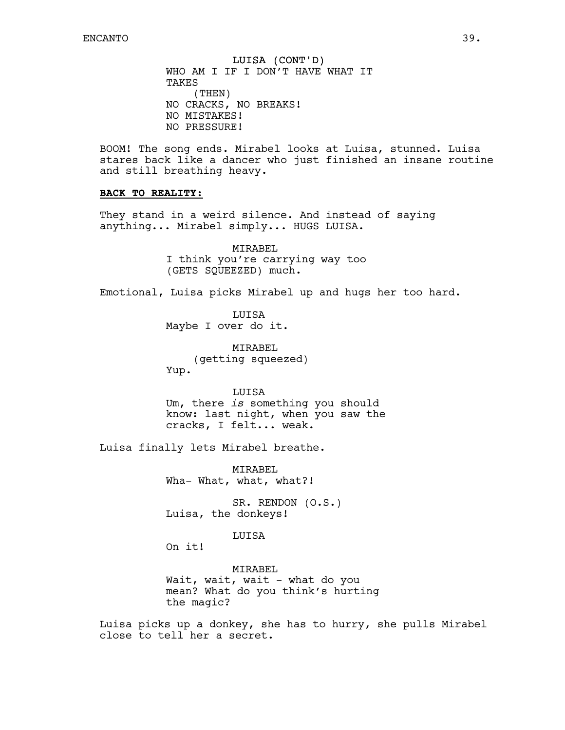LUISA (CONT'D)
WHO AM I IF I DON'T HAVE WHAT IT TAKES
(THEN)
NO CRACKS, NO BREAKS!
NO MISTAKES!
NO PRESSURE!

BOOM! The song ends. Mirabel looks at Luisa, stunned. Luisa stares back like a dancer who just finished an insane routine and still breathing heavy.

**BACK TO REALITY:**

They stand in a weird silence. And instead of saying anything... Mirabel simply... HUGS LUISA.

MIRABEL
I think you're carrying way too (GETS SQUEEZED) much.

Emotional, Luisa picks Mirabel up and hugs her too hard.

LUISA
Maybe I over do it.

MIRABEL
(getting squeezed)
Yup.

LUISA
Um, there *is* something you should know: last night, when you saw the cracks, I felt... weak.

Luisa finally lets Mirabel breathe.

MIRABEL
Wha- What, what, what?!

SR. RENDON (O.S.)
Luisa, the donkeys!

LUISA
On it!

MIRABEL
Wait, wait, wait - what do you mean? What do you think's hurting the magic?

Luisa picks up a donkey, she has to hurry, she pulls Mirabel close to tell her a secret.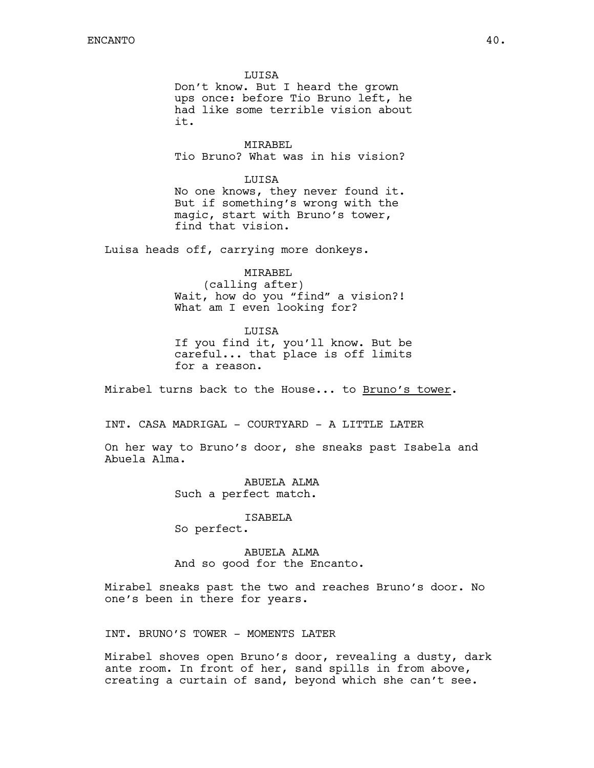LUISA

Don't know. But I heard the grown ups once: before Tio Bruno left, he had like some terrible vision about it.

MIRABEL

Tio Bruno? What was in his vision?

LUISA

No one knows, they never found it. But if something's wrong with the magic, start with Bruno's tower, find that vision.

Luisa heads off, carrying more donkeys.

MIRABEL

(calling after)

Wait, how do you "find" a vision?! What am I even looking for?

LUISA

If you find it, you'll know. But be careful... that place is off limits for a reason.

Mirabel turns back to the House... to <u>Bruno's tower</u>.

INT. CASA MADRIGAL - COURTYARD - A LITTLE LATER

On her way to Bruno's door, she sneaks past Isabela and Abuela Alma.

ABUELA ALMA

Such a perfect match.

ISABELA

So perfect.

ABUELA ALMA

And so good for the Encanto.

Mirabel sneaks past the two and reaches Bruno's door. No one's been in there for years.

INT. BRUNO'S TOWER - MOMENTS LATER

Mirabel shoves open Bruno's door, revealing a dusty, dark ante room. In front of her, sand spills in from above, creating a curtain of sand, beyond which she can't see.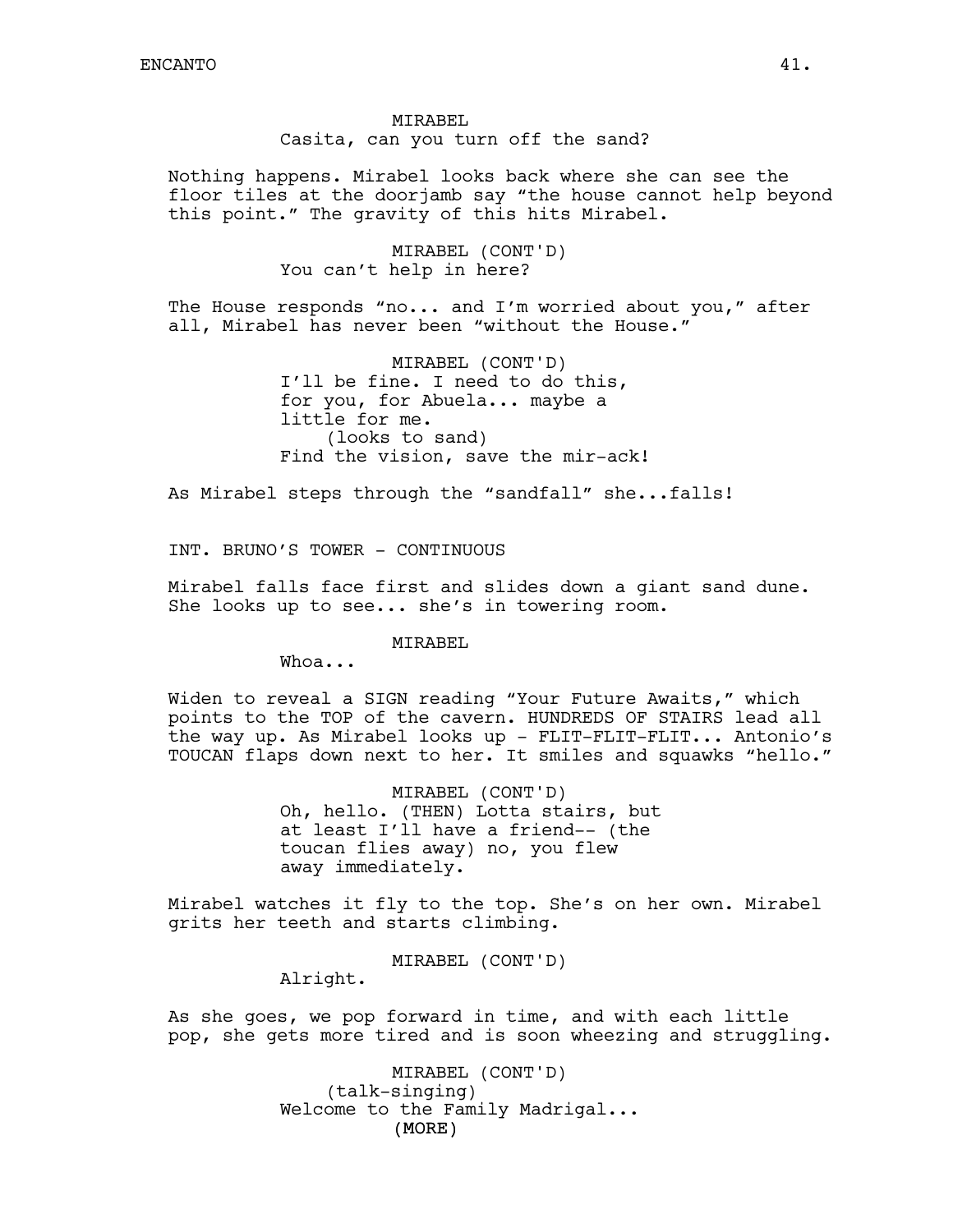MIRABEL
Casita, can you turn off the sand?

Nothing happens. Mirabel looks back where she can see the floor tiles at the doorjamb say "the house cannot help beyond this point." The gravity of this hits Mirabel.

MIRABEL (CONT'D)
You can't help in here?

The House responds "no... and I'm worried about you," after all, Mirabel has never been "without the House."

MIRABEL (CONT'D)
I'll be fine. I need to do this, for you, for Abuela... maybe a little for me.
(looks to sand)
Find the vision, save the mir-ack!

As Mirabel steps through the "sandfall" she...falls!

INT. BRUNO'S TOWER - CONTINUOUS

Mirabel falls face first and slides down a giant sand dune. She looks up to see... she's in towering room.

MIRABEL
Whoa...

Widen to reveal a SIGN reading "Your Future Awaits," which points to the TOP of the cavern. HUNDREDS OF STAIRS lead all the way up. As Mirabel looks up - FLIT-FLIT-FLIT... Antonio's TOUCAN flaps down next to her. It smiles and squawks "hello."

MIRABEL (CONT'D)
Oh, hello. (THEN) Lotta stairs, but at least I'll have a friend-- (the toucan flies away) no, you flew away immediately.

Mirabel watches it fly to the top. She's on her own. Mirabel grits her teeth and starts climbing.

MIRABEL (CONT'D)
Alright.

As she goes, we pop forward in time, and with each little pop, she gets more tired and is soon wheezing and struggling.

MIRABEL (CONT'D)
(talk-singing)
Welcome to the Family Madrigal...
(MORE)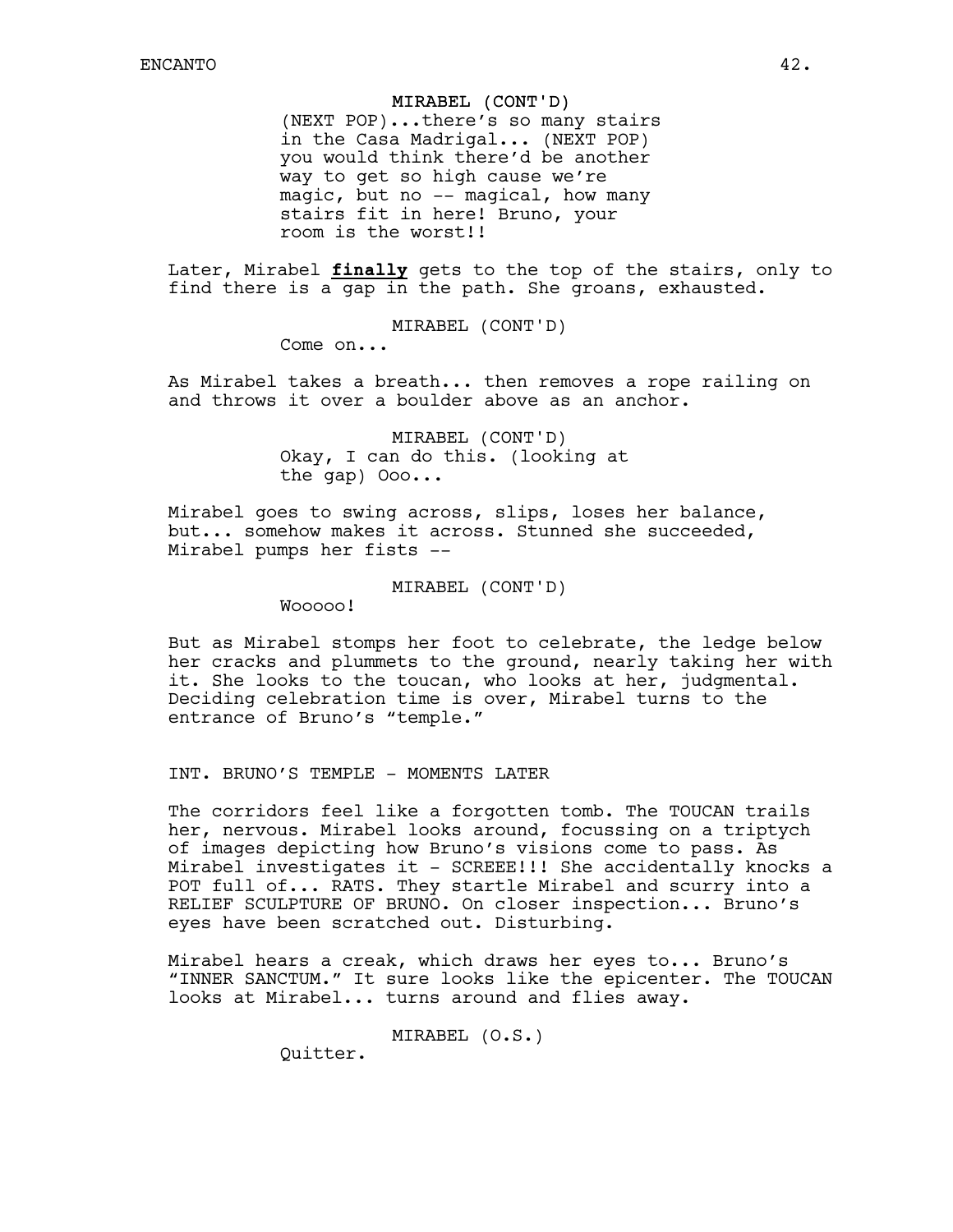MIRABEL (CONT'D)
(NEXT POP)...there's so many stairs in the Casa Madrigal... (NEXT POP) you would think there'd be another way to get so high cause we're magic, but no -- magical, how many stairs fit in here! Bruno, your room is the worst!!

Later, Mirabel ***finally*** gets to the top of the stairs, only to find there is a gap in the path. She groans, exhausted.

MIRABEL (CONT'D)
Come on...

As Mirabel takes a breath... then removes a rope railing on and throws it over a boulder above as an anchor.

MIRABEL (CONT'D)
Okay, I can do this. (looking at the gap) Ooo...

Mirabel goes to swing across, slips, loses her balance, but... somehow makes it across. Stunned she succeeded, Mirabel pumps her fists --

MIRABEL (CONT'D)
Wooooo!

But as Mirabel stomps her foot to celebrate, the ledge below her cracks and plummets to the ground, nearly taking her with it. She looks to the toucan, who looks at her, judgmental. Deciding celebration time is over, Mirabel turns to the entrance of Bruno's "temple."

INT. BRUNO'S TEMPLE - MOMENTS LATER

The corridors feel like a forgotten tomb. The TOUCAN trails her, nervous. Mirabel looks around, focussing on a triptych of images depicting how Bruno's visions come to pass. As Mirabel investigates it - SCREEE!!! She accidentally knocks a POT full of... RATS. They startle Mirabel and scurry into a RELIEF SCULPTURE OF BRUNO. On closer inspection... Bruno's eyes have been scratched out. Disturbing.

Mirabel hears a creak, which draws her eyes to... Bruno's "INNER SANCTUM." It sure looks like the epicenter. The TOUCAN looks at Mirabel... turns around and flies away.

MIRABEL (O.S.)
Quitter.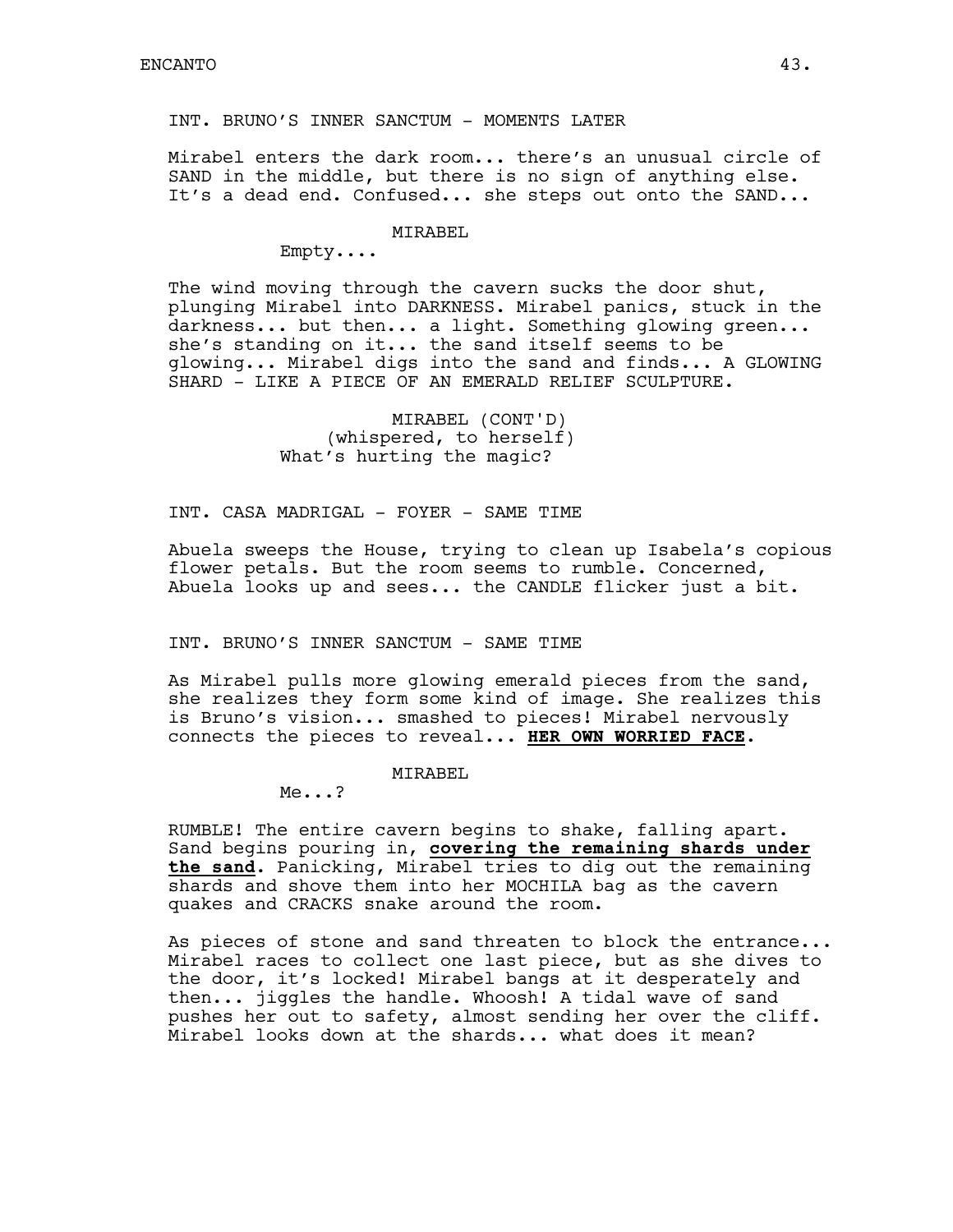INT. BRUNO'S INNER SANCTUM - MOMENTS LATER

Mirabel enters the dark room... there's an unusual circle of SAND in the middle, but there is no sign of anything else. It's a dead end. Confused... she steps out onto the SAND...

MIRABEL
Empty....

The wind moving through the cavern sucks the door shut, plunging Mirabel into DARKNESS. Mirabel panics, stuck in the darkness... but then... a light. Something glowing green... she's standing on it... the sand itself seems to be glowing... Mirabel digs into the sand and finds... A GLOWING SHARD - LIKE A PIECE OF AN EMERALD RELIEF SCULPTURE.

MIRABEL (CONT'D)
(whispered, to herself)
What's hurting the magic?

INT. CASA MADRIGAL - FOYER - SAME TIME

Abuela sweeps the House, trying to clean up Isabela's copious flower petals. But the room seems to rumble. Concerned, Abuela looks up and sees... the CANDLE flicker just a bit.

INT. BRUNO'S INNER SANCTUM - SAME TIME

As Mirabel pulls more glowing emerald pieces from the sand, she realizes they form some kind of image. She realizes this is Bruno's vision... smashed to pieces! Mirabel nervously connects the pieces to reveal... **HER OWN WORRIED FACE**.

MIRABEL
Me...?

RUMBLE! The entire cavern begins to shake, falling apart. Sand begins pouring in, **covering the remaining shards under the sand**. Panicking, Mirabel tries to dig out the remaining shards and shove them into her MOCHILA bag as the cavern quakes and CRACKS snake around the room.

As pieces of stone and sand threaten to block the entrance... Mirabel races to collect one last piece, but as she dives to the door, it's locked! Mirabel bangs at it desperately and then... jiggles the handle. Whoosh! A tidal wave of sand pushes her out to safety, almost sending her over the cliff. Mirabel looks down at the shards... what does it mean?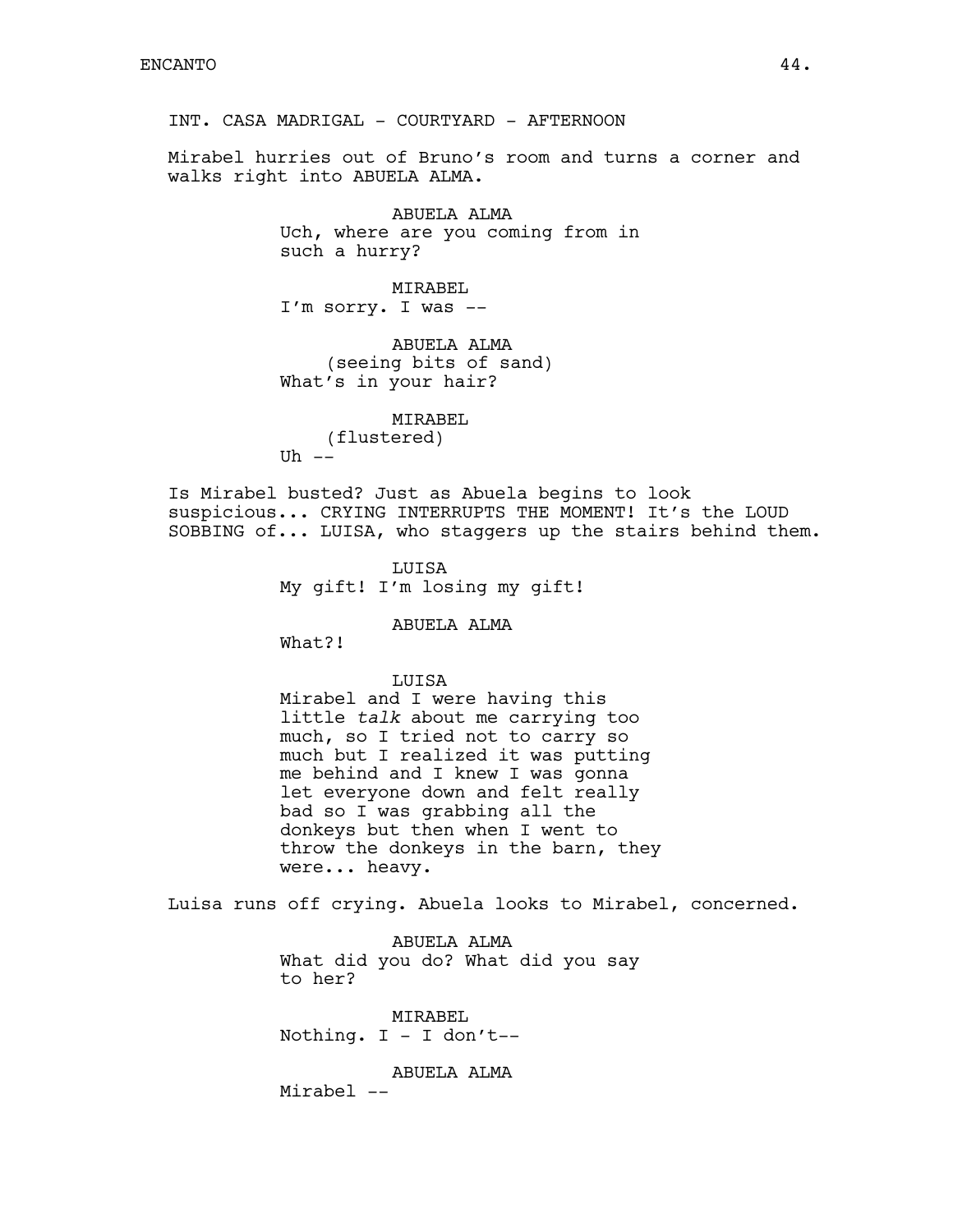INT. CASA MADRIGAL - COURTYARD - AFTERNOON

Mirabel hurries out of Bruno's room and turns a corner and walks right into ABUELA ALMA.

ABUELA ALMA
Uch, where are you coming from in such a hurry?

MIRABEL
I'm sorry. I was --

ABUELA ALMA
(seeing bits of sand)
What's in your hair?

MIRABEL
(flustered)
Uh --

Is Mirabel busted? Just as Abuela begins to look suspicious... CRYING INTERRUPTS THE MOMENT! It's the LOUD SOBBING of... LUISA, who staggers up the stairs behind them.

LUISA
My gift! I'm losing my gift!

ABUELA ALMA
What?!

LUISA
Mirabel and I were having this little *talk* about me carrying too much, so I tried not to carry so much but I realized it was putting me behind and I knew I was gonna let everyone down and felt really bad so I was grabbing all the donkeys but then when I went to throw the donkeys in the barn, they were... heavy.

Luisa runs off crying. Abuela looks to Mirabel, concerned.

ABUELA ALMA
What did you do? What did you say to her?

MIRABEL
Nothing. I - I don't--

ABUELA ALMA
Mirabel --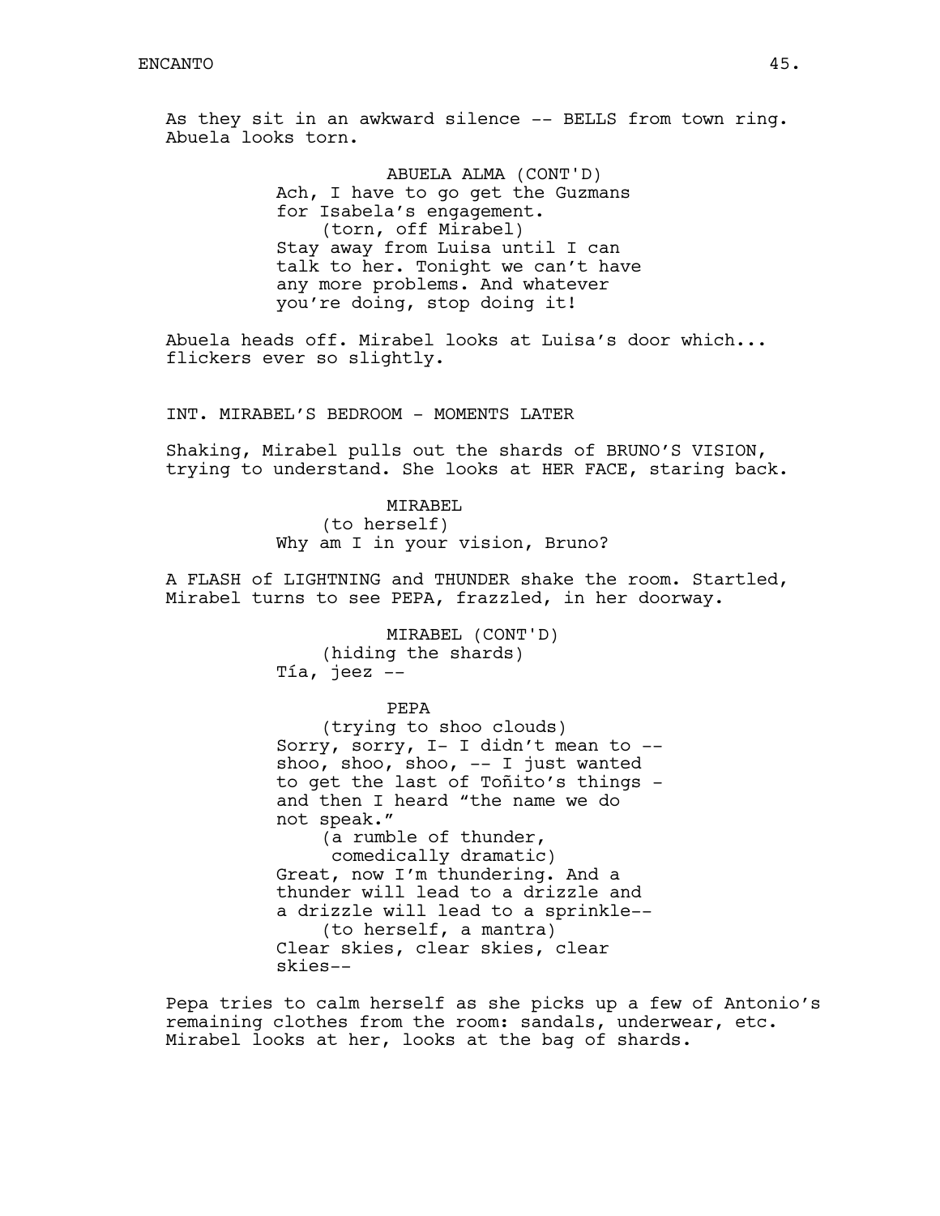As they sit in an awkward silence -- BELLS from town ring. Abuela looks torn.

ABUELA ALMA (CONT'D)
Ach, I have to go get the Guzmans for Isabela's engagement.
(torn, off Mirabel)
Stay away from Luisa until I can talk to her. Tonight we can't have any more problems. And whatever you're doing, stop doing it!

Abuela heads off. Mirabel looks at Luisa's door which... flickers ever so slightly.

INT. MIRABEL'S BEDROOM - MOMENTS LATER

Shaking, Mirabel pulls out the shards of BRUNO'S VISION, trying to understand. She looks at HER FACE, staring back.

MIRABEL
(to herself)
Why am I in your vision, Bruno?

A FLASH of LIGHTNING and THUNDER shake the room. Startled, Mirabel turns to see PEPA, frazzled, in her doorway.

MIRABEL (CONT'D)
(hiding the shards)
Tía, jeez --

PEPA
(trying to shoo clouds)
Sorry, sorry, I- I didn't mean to -- shoo, shoo, shoo, -- I just wanted to get the last of Toñito's things - and then I heard "the name we do not speak."
(a rumble of thunder, comedically dramatic)
Great, now I'm thundering. And a thunder will lead to a drizzle and a drizzle will lead to a sprinkle--
(to herself, a mantra)
Clear skies, clear skies, clear skies--

Pepa tries to calm herself as she picks up a few of Antonio's remaining clothes from the room: sandals, underwear, etc. Mirabel looks at her, looks at the bag of shards.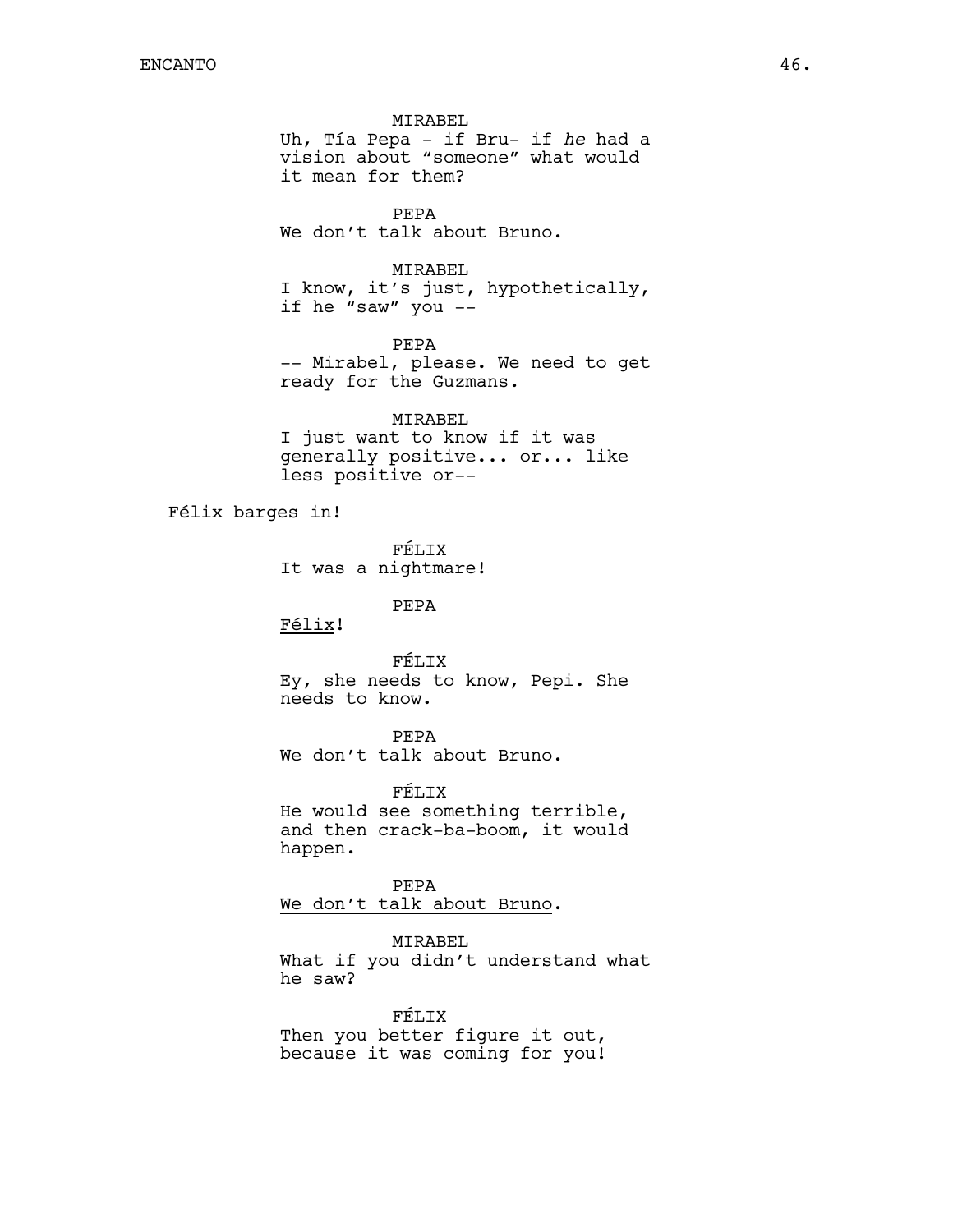MIRABEL

Uh, Tía Pepa - if Bru- if *he* had a vision about "someone" what would it mean for them?

PEPA

We don't talk about Bruno.

MIRABEL

I know, it's just, hypothetically, if he "saw" you --

PEPA

-- Mirabel, please. We need to get ready for the Guzmans.

MIRABEL

I just want to know if it was generally positive... or... like less positive or--

Félix barges in!

FÉLIX

It was a nightmare!

PEPA

<u>Félix</u>!

FÉLIX

Ey, she needs to know, Pepi. She needs to know.

PEPA

We don't talk about Bruno.

FÉLIX

He would see something terrible, and then crack-ba-boom, it would happen.

PEPA

<u>We don't talk about Bruno</u>.

MIRABEL

What if you didn't understand what he saw?

FÉLIX

Then you better figure it out, because it was coming for you!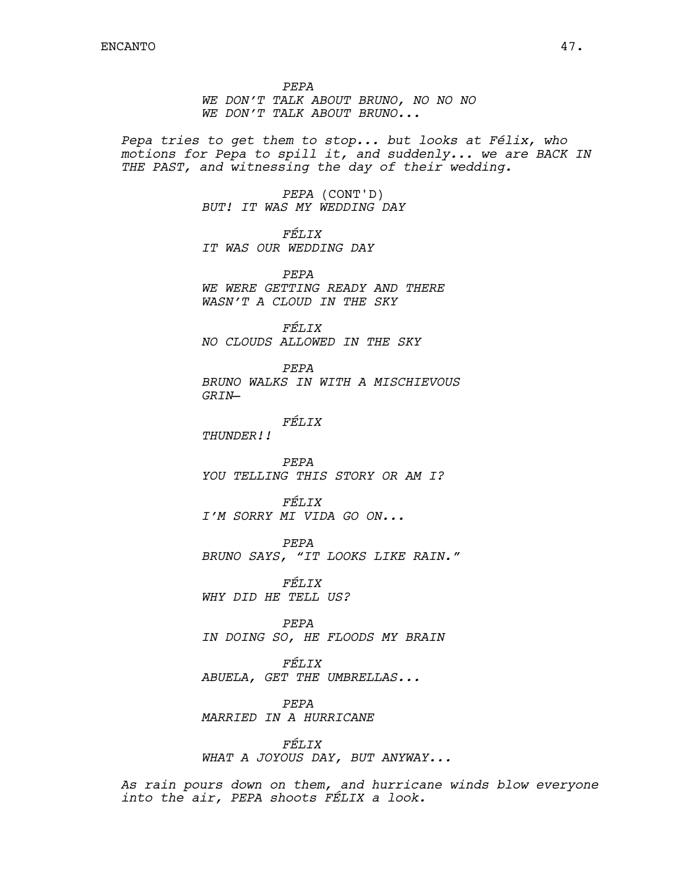*PEPA*
*WE DON'T TALK ABOUT BRUNO, NO NO NO*
*WE DON'T TALK ABOUT BRUNO...*

*Pepa tries to get them to stop... but looks at Félix, who motions for Pepa to spill it, and suddenly... we are BACK IN THE PAST, and witnessing the day of their wedding.*

*PEPA* (CONT'D)
*BUT! IT WAS MY WEDDING DAY*

*FÉLIX*
*IT WAS OUR WEDDING DAY*

*PEPA*
*WE WERE GETTING READY AND THERE*
*WASN'T A CLOUD IN THE SKY*

*FÉLIX*
*NO CLOUDS ALLOWED IN THE SKY*

*PEPA*
*BRUNO WALKS IN WITH A MISCHIEVOUS*
*GRIN—*

*FÉLIX*
*THUNDER!!*

*PEPA*
*YOU TELLING THIS STORY OR AM I?*

*FÉLIX*
*I'M SORRY MI VIDA GO ON...*

*PEPA*
*BRUNO SAYS, "IT LOOKS LIKE RAIN."*

*FÉLIX*
*WHY DID HE TELL US?*

*PEPA*
*IN DOING SO, HE FLOODS MY BRAIN*

*FÉLIX*
*ABUELA, GET THE UMBRELLAS...*

*PEPA*
*MARRIED IN A HURRICANE*

*FÉLIX*
*WHAT A JOYOUS DAY, BUT ANYWAY...*

*As rain pours down on them, and hurricane winds blow everyone into the air, PEPA shoots FÉLIX a look.*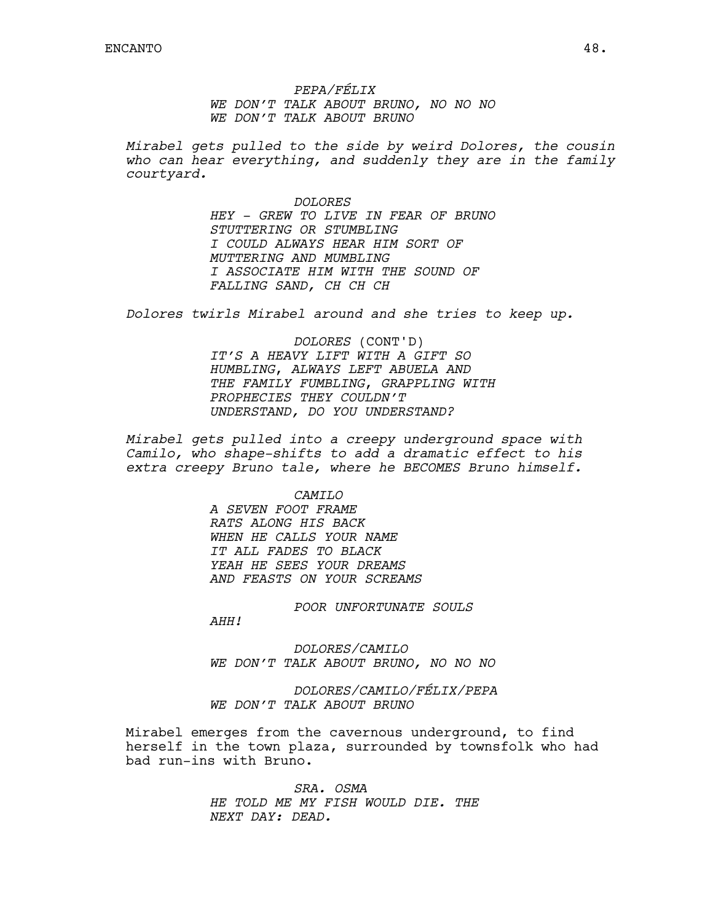*PEPA/FÉLIX*
*WE DON'T TALK ABOUT BRUNO, NO NO NO*
*WE DON'T TALK ABOUT BRUNO*

*Mirabel gets pulled to the side by weird Dolores, the cousin who can hear everything, and suddenly they are in the family courtyard.*

*DOLORES*
*HEY - GREW TO LIVE IN FEAR OF BRUNO*
*STUTTERING OR STUMBLING*
*I COULD ALWAYS HEAR HIM SORT OF*
*MUTTERING AND MUMBLING*
*I ASSOCIATE HIM WITH THE SOUND OF*
*FALLING SAND, CH CH CH*

*Dolores twirls Mirabel around and she tries to keep up.*

*DOLORES* (CONT'D)
*IT'S A HEAVY LIFT WITH A GIFT SO*
*HUMBLING, ALWAYS LEFT ABUELA AND*
*THE FAMILY FUMBLING, GRAPPLING WITH*
*PROPHECIES THEY COULDN'T*
*UNDERSTAND, DO YOU UNDERSTAND?*

*Mirabel gets pulled into a creepy underground space with Camilo, who shape-shifts to add a dramatic effect to his extra creepy Bruno tale, where he BECOMES Bruno himself.*

*CAMILO*
*A SEVEN FOOT FRAME*
*RATS ALONG HIS BACK*
*WHEN HE CALLS YOUR NAME*
*IT ALL FADES TO BLACK*
*YEAH HE SEES YOUR DREAMS*
*AND FEASTS ON YOUR SCREAMS*

*POOR UNFORTUNATE SOULS*
*AHH!*

*DOLORES/CAMILO*
*WE DON'T TALK ABOUT BRUNO, NO NO NO*

*DOLORES/CAMILO/FÉLIX/PEPA*
*WE DON'T TALK ABOUT BRUNO*

Mirabel emerges from the cavernous underground, to find herself in the town plaza, surrounded by townsfolk who had bad run-ins with Bruno.

*SRA. OSMA*
*HE TOLD ME MY FISH WOULD DIE. THE*
*NEXT DAY: DEAD.*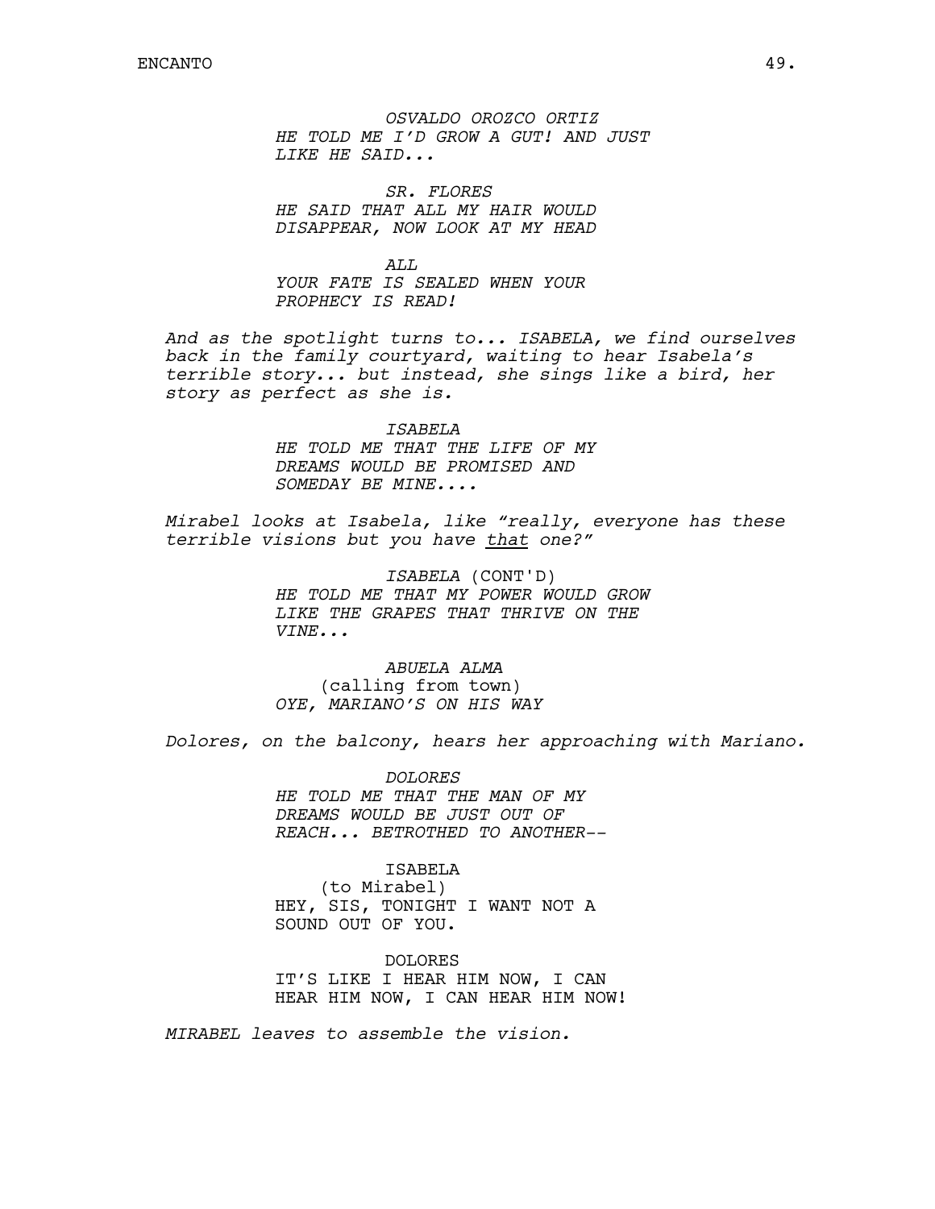*OSVALDO OROZCO ORTIZ*
*HE TOLD ME I'D GROW A GUT! AND JUST LIKE HE SAID...*

*SR. FLORES*
*HE SAID THAT ALL MY HAIR WOULD DISAPPEAR, NOW LOOK AT MY HEAD*

*ALL*
*YOUR FATE IS SEALED WHEN YOUR PROPHECY IS READ!*

*And as the spotlight turns to... ISABELA, we find ourselves back in the family courtyard, waiting to hear Isabela's terrible story... but instead, she sings like a bird, her story as perfect as she is.*

*ISABELA*
*HE TOLD ME THAT THE LIFE OF MY DREAMS WOULD BE PROMISED AND SOMEDAY BE MINE....*

*Mirabel looks at Isabela, like "really, everyone has these terrible visions but you have that one?"*

*ISABELA* (CONT'D)
*HE TOLD ME THAT MY POWER WOULD GROW LIKE THE GRAPES THAT THRIVE ON THE VINE...*

*ABUELA ALMA*
(calling from town)
*OYE, MARIANO'S ON HIS WAY*

*Dolores, on the balcony, hears her approaching with Mariano.*

*DOLORES*
*HE TOLD ME THAT THE MAN OF MY DREAMS WOULD BE JUST OUT OF REACH... BETROTHED TO ANOTHER--*

ISABELA
(to Mirabel)
HEY, SIS, TONIGHT I WANT NOT A SOUND OUT OF YOU.

DOLORES
IT'S LIKE I HEAR HIM NOW, I CAN HEAR HIM NOW, I CAN HEAR HIM NOW!

*MIRABEL leaves to assemble the vision.*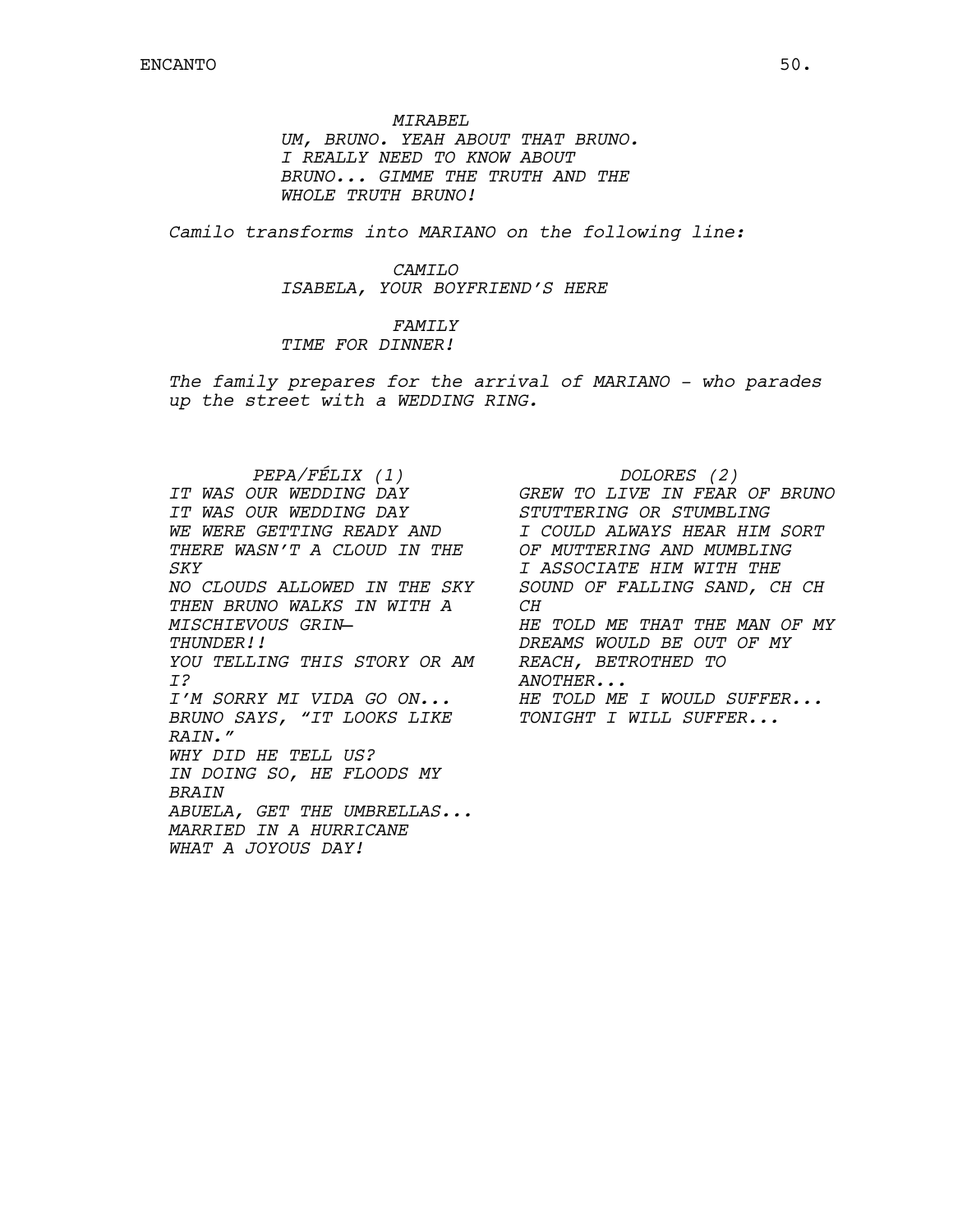*MIRABEL*
*UM, BRUNO. YEAH ABOUT THAT BRUNO. I REALLY NEED TO KNOW ABOUT BRUNO... GIMME THE TRUTH AND THE WHOLE TRUTH BRUNO!*

*Camilo transforms into MARIANO on the following line:*

*CAMILO*
*ISABELA, YOUR BOYFRIEND'S HERE*

*FAMILY*
*TIME FOR DINNER!*

*The family prepares for the arrival of MARIANO - who parades up the street with a WEDDING RING.*

*PEPA/FÉLIX (1)*
*IT WAS OUR WEDDING DAY*
*IT WAS OUR WEDDING DAY*
*WE WERE GETTING READY AND THERE WASN'T A CLOUD IN THE SKY*
*NO CLOUDS ALLOWED IN THE SKY*
*THEN BRUNO WALKS IN WITH A MISCHIEVOUS GRIN—*
*THUNDER!!*
*YOU TELLING THIS STORY OR AM I?*
*I'M SORRY MI VIDA GO ON...*
*BRUNO SAYS, "IT LOOKS LIKE RAIN."*
*WHY DID HE TELL US?*
*IN DOING SO, HE FLOODS MY BRAIN*
*ABUELA, GET THE UMBRELLAS...*
*MARRIED IN A HURRICANE*
*WHAT A JOYOUS DAY!*

*DOLORES (2)*
*GREW TO LIVE IN FEAR OF BRUNO STUTTERING OR STUMBLING*
*I COULD ALWAYS HEAR HIM SORT OF MUTTERING AND MUMBLING*
*I ASSOCIATE HIM WITH THE SOUND OF FALLING SAND, CH CH CH*
*HE TOLD ME THAT THE MAN OF MY DREAMS WOULD BE OUT OF MY REACH, BETROTHED TO ANOTHER...*
*HE TOLD ME I WOULD SUFFER...*
*TONIGHT I WILL SUFFER...*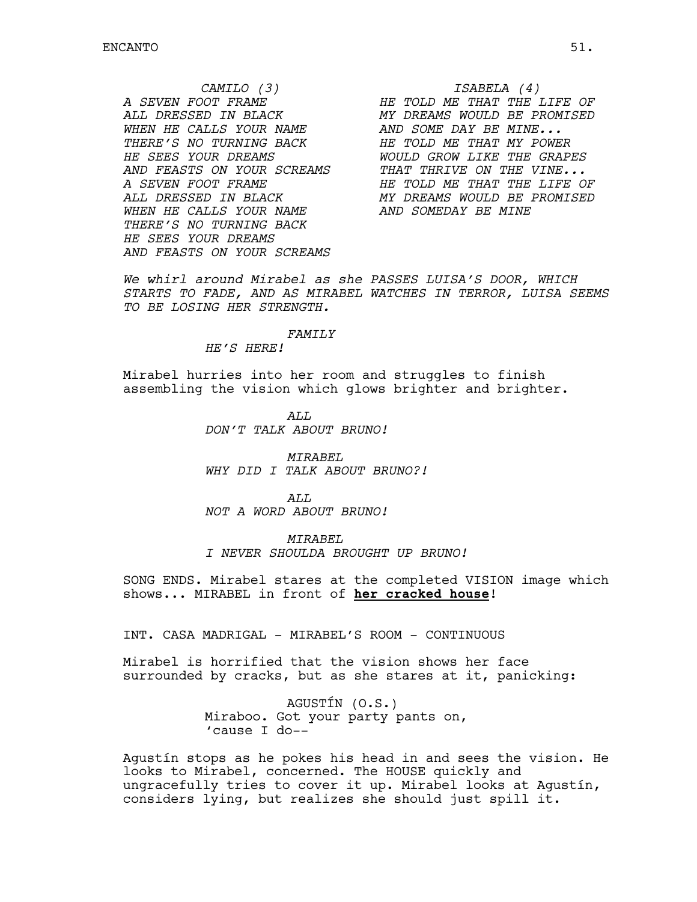*CAMILO (3)*
*A SEVEN FOOT FRAME*
*ALL DRESSED IN BLACK*
*WHEN HE CALLS YOUR NAME*
*THERE'S NO TURNING BACK*
*HE SEES YOUR DREAMS*
*AND FEASTS ON YOUR SCREAMS*
*A SEVEN FOOT FRAME*
*ALL DRESSED IN BLACK*
*WHEN HE CALLS YOUR NAME*
*THERE'S NO TURNING BACK*
*HE SEES YOUR DREAMS*
*AND FEASTS ON YOUR SCREAMS*

*ISABELA (4)*
*HE TOLD ME THAT THE LIFE OF*
*MY DREAMS WOULD BE PROMISED*
*AND SOME DAY BE MINE...*
*HE TOLD ME THAT MY POWER*
*WOULD GROW LIKE THE GRAPES*
*THAT THRIVE ON THE VINE...*
*HE TOLD ME THAT THE LIFE OF*
*MY DREAMS WOULD BE PROMISED*
*AND SOMEDAY BE MINE*

*We whirl around Mirabel as she PASSES LUISA'S DOOR, WHICH STARTS TO FADE, AND AS MIRABEL WATCHES IN TERROR, LUISA SEEMS TO BE LOSING HER STRENGTH.*

*FAMILY*
*HE'S HERE!*

Mirabel hurries into her room and struggles to finish assembling the vision which glows brighter and brighter.

*ALL*
*DON'T TALK ABOUT BRUNO!*

*MIRABEL*
*WHY DID I TALK ABOUT BRUNO?!*

*ALL*
*NOT A WORD ABOUT BRUNO!*

*MIRABEL*
*I NEVER SHOULDA BROUGHT UP BRUNO!*

SONG ENDS. Mirabel stares at the completed VISION image which shows... MIRABEL in front of **her cracked house**!

INT. CASA MADRIGAL - MIRABEL'S ROOM - CONTINUOUS

Mirabel is horrified that the vision shows her face surrounded by cracks, but as she stares at it, panicking:

AGUSTÍN (O.S.)
Miraboo. Got your party pants on, 'cause I do--

Agustín stops as he pokes his head in and sees the vision. He looks to Mirabel, concerned. The HOUSE quickly and ungracefully tries to cover it up. Mirabel looks at Agustín, considers lying, but realizes she should just spill it.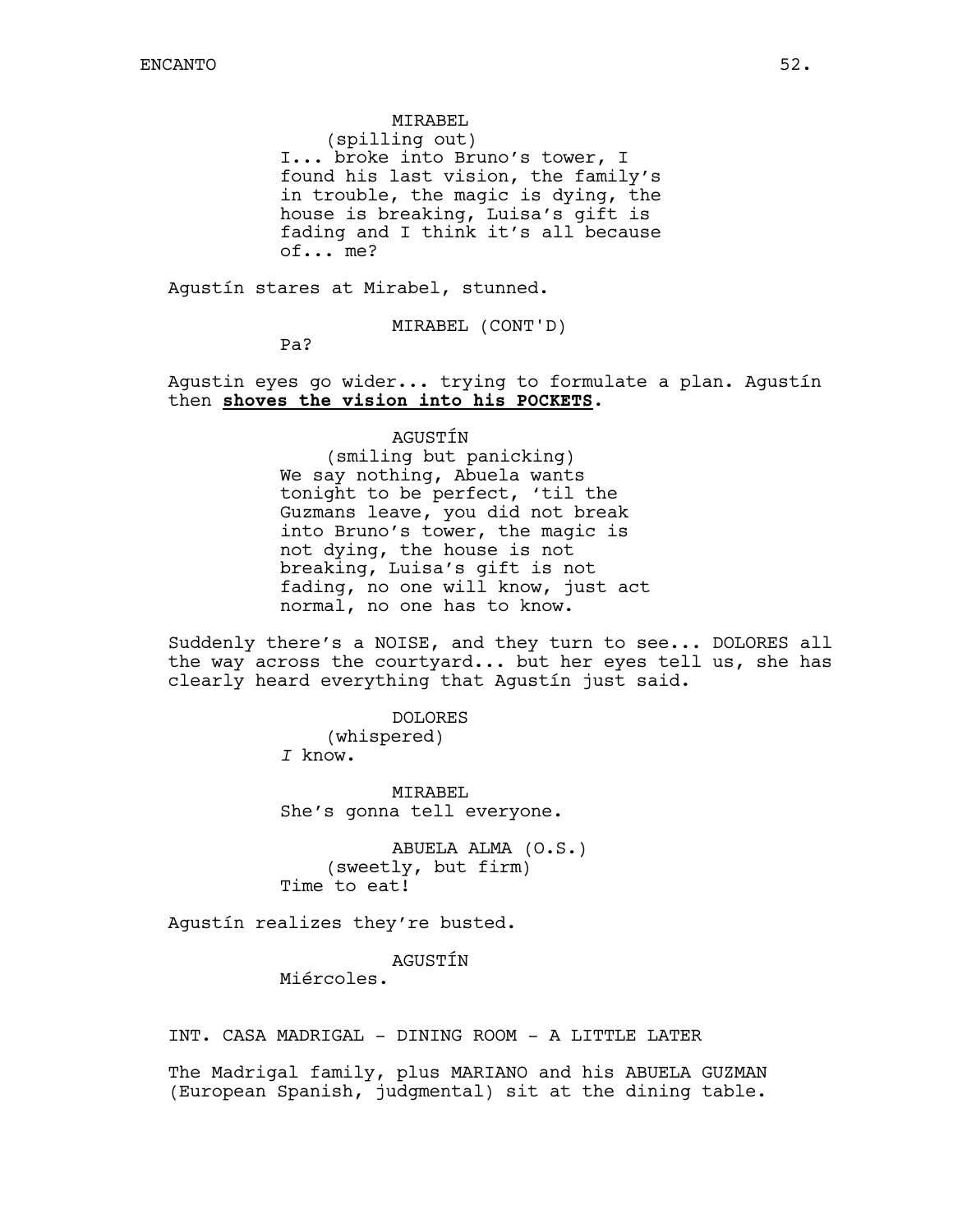MIRABEL
(spilling out)
I... broke into Bruno's tower, I found his last vision, the family's in trouble, the magic is dying, the house is breaking, Luisa's gift is fading and I think it's all because of... me?

Agustín stares at Mirabel, stunned.

MIRABEL (CONT'D)
Pa?

Agustin eyes go wider... trying to formulate a plan. Agustín then **shoves the vision into his POCKETS**.

AGUSTÍN
(smiling but panicking)
We say nothing, Abuela wants tonight to be perfect, 'til the Guzmans leave, you did not break into Bruno's tower, the magic is not dying, the house is not breaking, Luisa's gift is not fading, no one will know, just act normal, no one has to know.

Suddenly there's a NOISE, and they turn to see... DOLORES all the way across the courtyard... but her eyes tell us, she has clearly heard everything that Agustín just said.

DOLORES
(whispered)
*I* know.

MIRABEL
She's gonna tell everyone.

ABUELA ALMA (O.S.)
(sweetly, but firm)
Time to eat!

Agustín realizes they're busted.

AGUSTÍN
Miércoles.

INT. CASA MADRIGAL - DINING ROOM - A LITTLE LATER

The Madrigal family, plus MARIANO and his ABUELA GUZMAN (European Spanish, judgmental) sit at the dining table.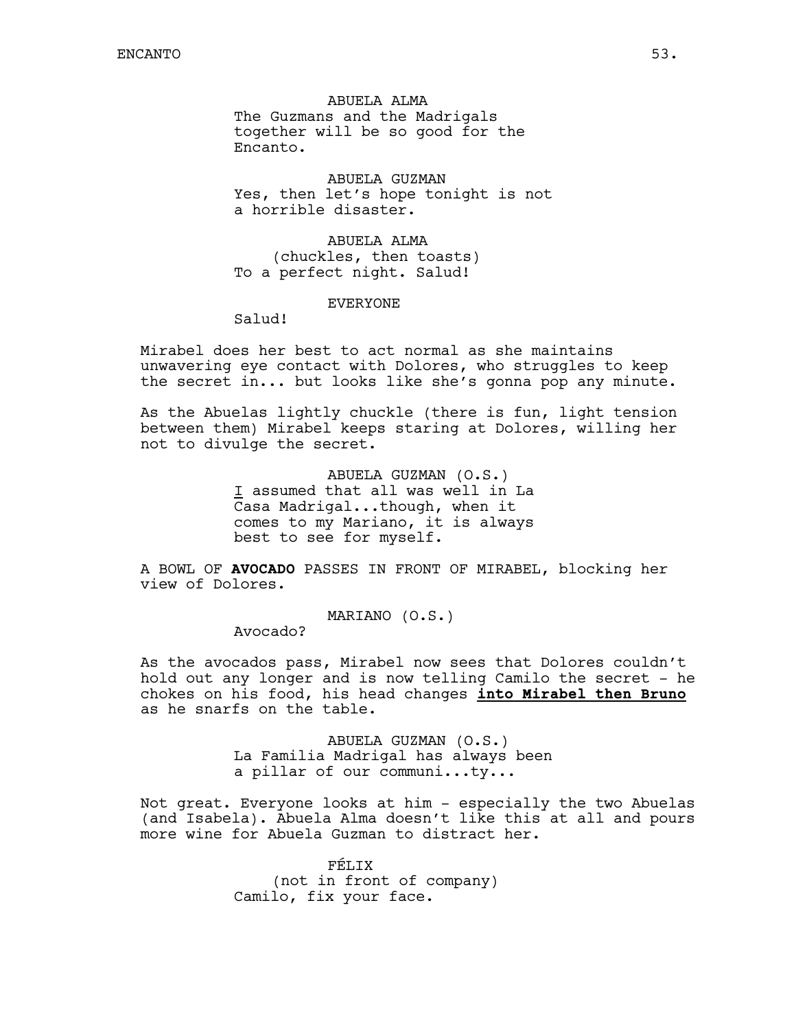ABUELA ALMA
The Guzmans and the Madrigals together will be so good for the Encanto.

ABUELA GUZMAN
Yes, then let's hope tonight is not a horrible disaster.

ABUELA ALMA
(chuckles, then toasts)
To a perfect night. Salud!

EVERYONE
Salud!

Mirabel does her best to act normal as she maintains unwavering eye contact with Dolores, who struggles to keep the secret in... but looks like she's gonna pop any minute.

As the Abuelas lightly chuckle (there is fun, light tension between them) Mirabel keeps staring at Dolores, willing her not to divulge the secret.

ABUELA GUZMAN (O.S.)
<u>I</u> assumed that all was well in La Casa Madrigal...though, when it comes to my Mariano, it is always best to see for myself.

A BOWL OF **AVOCADO** PASSES IN FRONT OF MIRABEL, blocking her view of Dolores.

MARIANO (O.S.)
Avocado?

As the avocados pass, Mirabel now sees that Dolores couldn't hold out any longer and is now telling Camilo the secret - he chokes on his food, his head changes <u>**into Mirabel then Bruno**</u> as he snarfs on the table.

ABUELA GUZMAN (O.S.)
La Familia Madrigal has always been a pillar of our communi...ty...

Not great. Everyone looks at him - especially the two Abuelas (and Isabela). Abuela Alma doesn't like this at all and pours more wine for Abuela Guzman to distract her.

FÉLIX
(not in front of company)
Camilo, fix your face.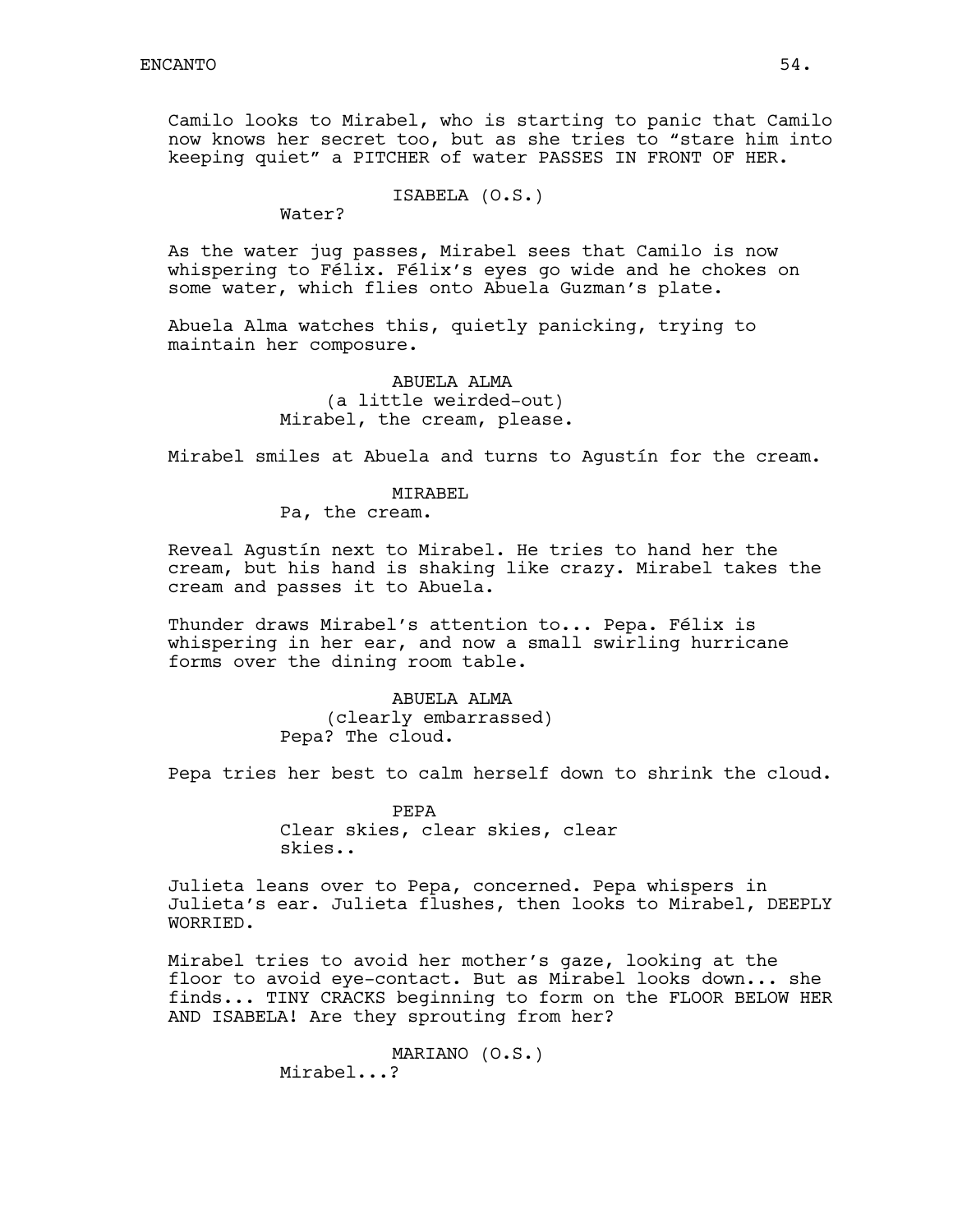Camilo looks to Mirabel, who is starting to panic that Camilo now knows her secret too, but as she tries to "stare him into keeping quiet" a PITCHER of water PASSES IN FRONT OF HER.

ISABELA (O.S.)
Water?

As the water jug passes, Mirabel sees that Camilo is now whispering to Félix. Félix's eyes go wide and he chokes on some water, which flies onto Abuela Guzman's plate.

Abuela Alma watches this, quietly panicking, trying to maintain her composure.

ABUELA ALMA
(a little weirded-out)
Mirabel, the cream, please.

Mirabel smiles at Abuela and turns to Agustín for the cream.

MIRABEL
Pa, the cream.

Reveal Agustín next to Mirabel. He tries to hand her the cream, but his hand is shaking like crazy. Mirabel takes the cream and passes it to Abuela.

Thunder draws Mirabel's attention to... Pepa. Félix is whispering in her ear, and now a small swirling hurricane forms over the dining room table.

ABUELA ALMA
(clearly embarrassed)
Pepa? The cloud.

Pepa tries her best to calm herself down to shrink the cloud.

PEPA
Clear skies, clear skies, clear skies..

Julieta leans over to Pepa, concerned. Pepa whispers in Julieta's ear. Julieta flushes, then looks to Mirabel, DEEPLY WORRIED.

Mirabel tries to avoid her mother's gaze, looking at the floor to avoid eye-contact. But as Mirabel looks down... she finds... TINY CRACKS beginning to form on the FLOOR BELOW HER AND ISABELA! Are they sprouting from her?

MARIANO (O.S.)
Mirabel...?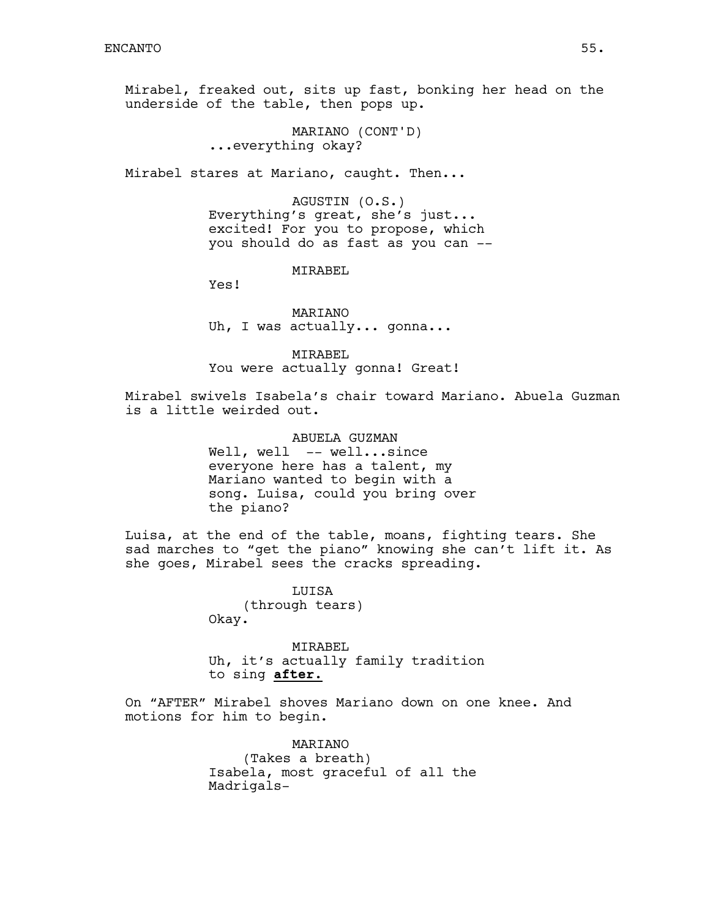Mirabel, freaked out, sits up fast, bonking her head on the underside of the table, then pops up.

MARIANO (CONT'D)
...everything okay?

Mirabel stares at Mariano, caught. Then...

AGUSTIN (O.S.)
Everything's great, she's just... excited! For you to propose, which you should do as fast as you can --

MIRABEL
Yes!

MARIANO
Uh, I was actually... gonna...

MIRABEL
You were actually gonna! Great!

Mirabel swivels Isabela's chair toward Mariano. Abuela Guzman is a little weirded out.

ABUELA GUZMAN
Well, well -- well...since everyone here has a talent, my Mariano wanted to begin with a song. Luisa, could you bring over the piano?

Luisa, at the end of the table, moans, fighting tears. She sad marches to "get the piano" knowing she can't lift it. As she goes, Mirabel sees the cracks spreading.

LUISA
(through tears)
Okay.

MIRABEL
Uh, it's actually family tradition to sing **after.**

On "AFTER" Mirabel shoves Mariano down on one knee. And motions for him to begin.

MARIANO
(Takes a breath)
Isabela, most graceful of all the Madrigals-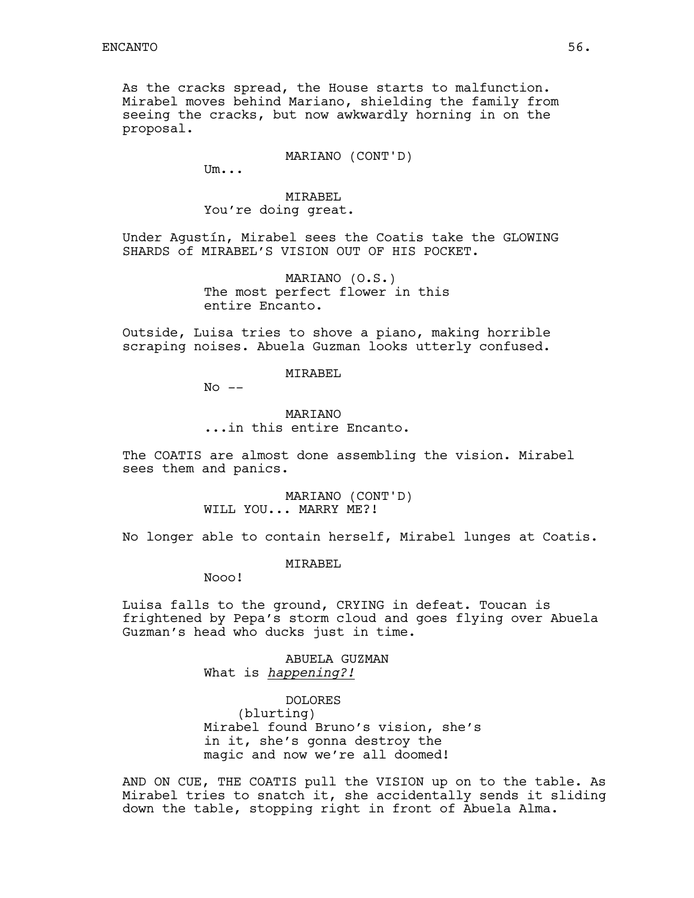As the cracks spread, the House starts to malfunction. Mirabel moves behind Mariano, shielding the family from seeing the cracks, but now awkwardly horning in on the proposal.

MARIANO (CONT'D)
Um...

MIRABEL
You're doing great.

Under Agustín, Mirabel sees the Coatis take the GLOWING SHARDS of MIRABEL'S VISION OUT OF HIS POCKET.

MARIANO (O.S.)
The most perfect flower in this entire Encanto.

Outside, Luisa tries to shove a piano, making horrible scraping noises. Abuela Guzman looks utterly confused.

MIRABEL
No --

MARIANO
...in this entire Encanto.

The COATIS are almost done assembling the vision. Mirabel sees them and panics.

MARIANO (CONT'D)
WILL YOU... MARRY ME?!

No longer able to contain herself, Mirabel lunges at Coatis.

MIRABEL
Nooo!

Luisa falls to the ground, CRYING in defeat. Toucan is frightened by Pepa's storm cloud and goes flying over Abuela Guzman's head who ducks just in time.

ABUELA GUZMAN
What is *happening?!*

DOLORES
(blurting)
Mirabel found Bruno's vision, she's in it, she's gonna destroy the magic and now we're all doomed!

AND ON CUE, THE COATIS pull the VISION up on to the table. As Mirabel tries to snatch it, she accidentally sends it sliding down the table, stopping right in front of Abuela Alma.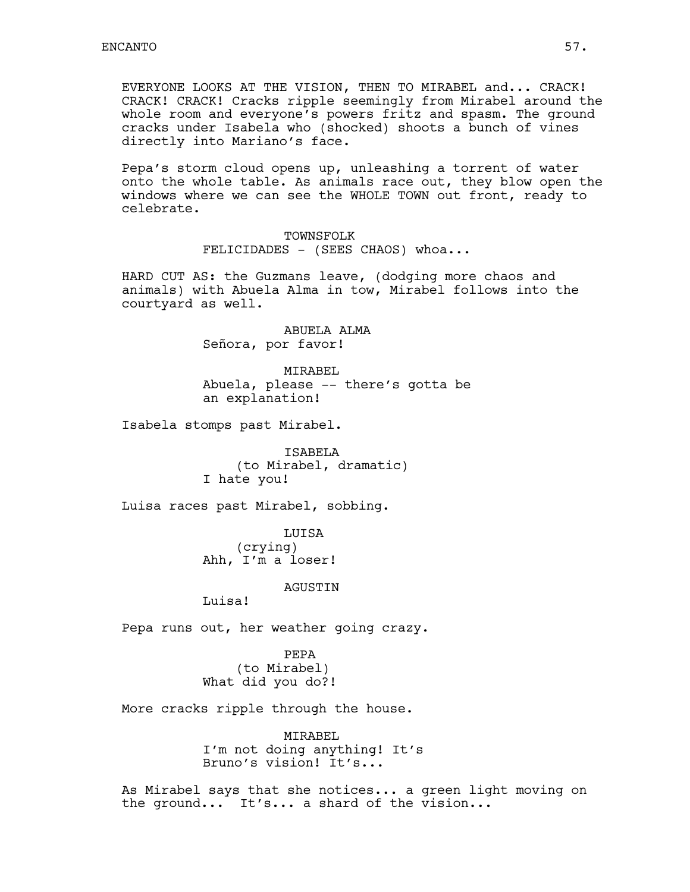EVERYONE LOOKS AT THE VISION, THEN TO MIRABEL and... CRACK! CRACK! CRACK! Cracks ripple seemingly from Mirabel around the whole room and everyone's powers fritz and spasm. The ground cracks under Isabela who (shocked) shoots a bunch of vines directly into Mariano's face.

Pepa's storm cloud opens up, unleashing a torrent of water onto the whole table. As animals race out, they blow open the windows where we can see the WHOLE TOWN out front, ready to celebrate.

TOWNSFOLK
FELICIDADES - (SEES CHAOS) whoa...

HARD CUT AS: the Guzmans leave, (dodging more chaos and animals) with Abuela Alma in tow, Mirabel follows into the courtyard as well.

ABUELA ALMA
Señora, por favor!

MIRABEL
Abuela, please -- there's gotta be an explanation!

Isabela stomps past Mirabel.

ISABELA
(to Mirabel, dramatic)
I hate you!

Luisa races past Mirabel, sobbing.

LUISA
(crying)
Ahh, I'm a loser!

AGUSTIN
Luisa!

Pepa runs out, her weather going crazy.

PEPA
(to Mirabel)
What did you do?!

More cracks ripple through the house.

MIRABEL
I'm not doing anything! It's Bruno's vision! It's...

As Mirabel says that she notices... a green light moving on the ground... It's... a shard of the vision...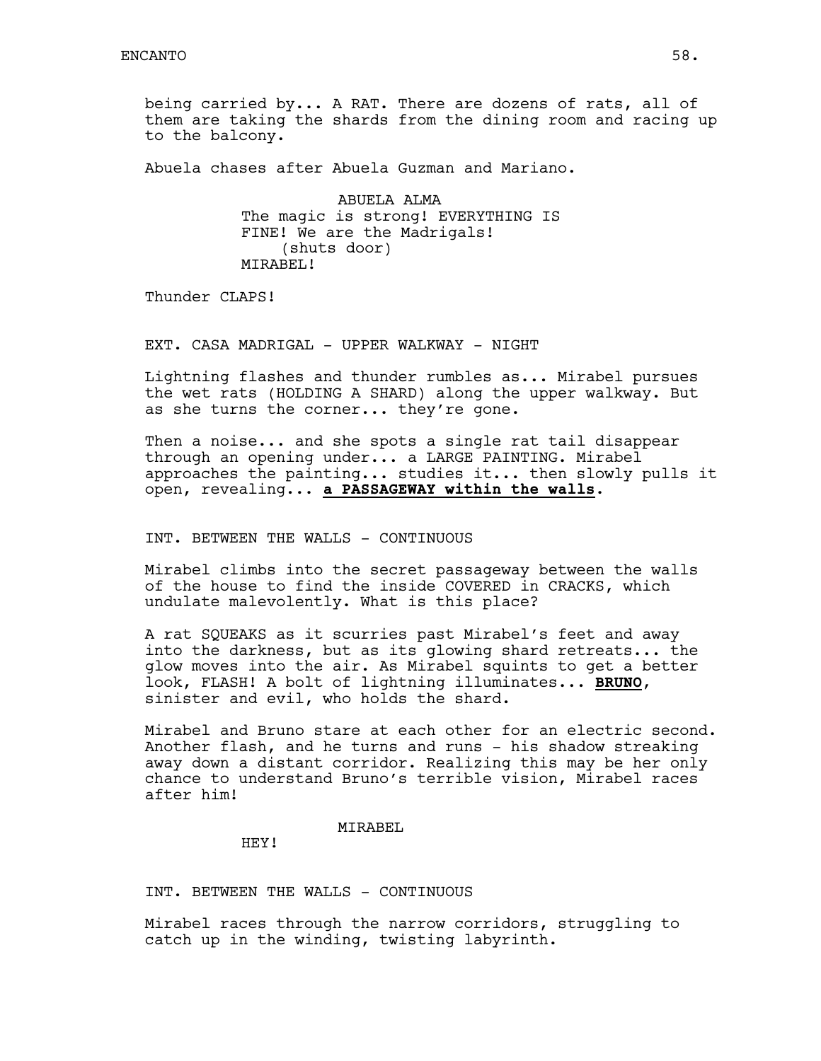being carried by... A RAT. There are dozens of rats, all of them are taking the shards from the dining room and racing up to the balcony.

Abuela chases after Abuela Guzman and Mariano.

ABUELA ALMA
The magic is strong! EVERYTHING IS FINE! We are the Madrigals!
(shuts door)
MIRABEL!

Thunder CLAPS!

EXT. CASA MADRIGAL - UPPER WALKWAY - NIGHT

Lightning flashes and thunder rumbles as... Mirabel pursues the wet rats (HOLDING A SHARD) along the upper walkway. But as she turns the corner... they're gone.

Then a noise... and she spots a single rat tail disappear through an opening under... a LARGE PAINTING. Mirabel approaches the painting... studies it... then slowly pulls it open, revealing... **a PASSAGEWAY within the walls**.

INT. BETWEEN THE WALLS - CONTINUOUS

Mirabel climbs into the secret passageway between the walls of the house to find the inside COVERED in CRACKS, which undulate malevolently. What is this place?

A rat SQUEAKS as it scurries past Mirabel's feet and away into the darkness, but as its glowing shard retreats... the glow moves into the air. As Mirabel squints to get a better look, FLASH! A bolt of lightning illuminates... **BRUNO**, sinister and evil, who holds the shard.

Mirabel and Bruno stare at each other for an electric second. Another flash, and he turns and runs - his shadow streaking away down a distant corridor. Realizing this may be her only chance to understand Bruno's terrible vision, Mirabel races after him!

MIRABEL
HEY!

INT. BETWEEN THE WALLS - CONTINUOUS

Mirabel races through the narrow corridors, struggling to catch up in the winding, twisting labyrinth.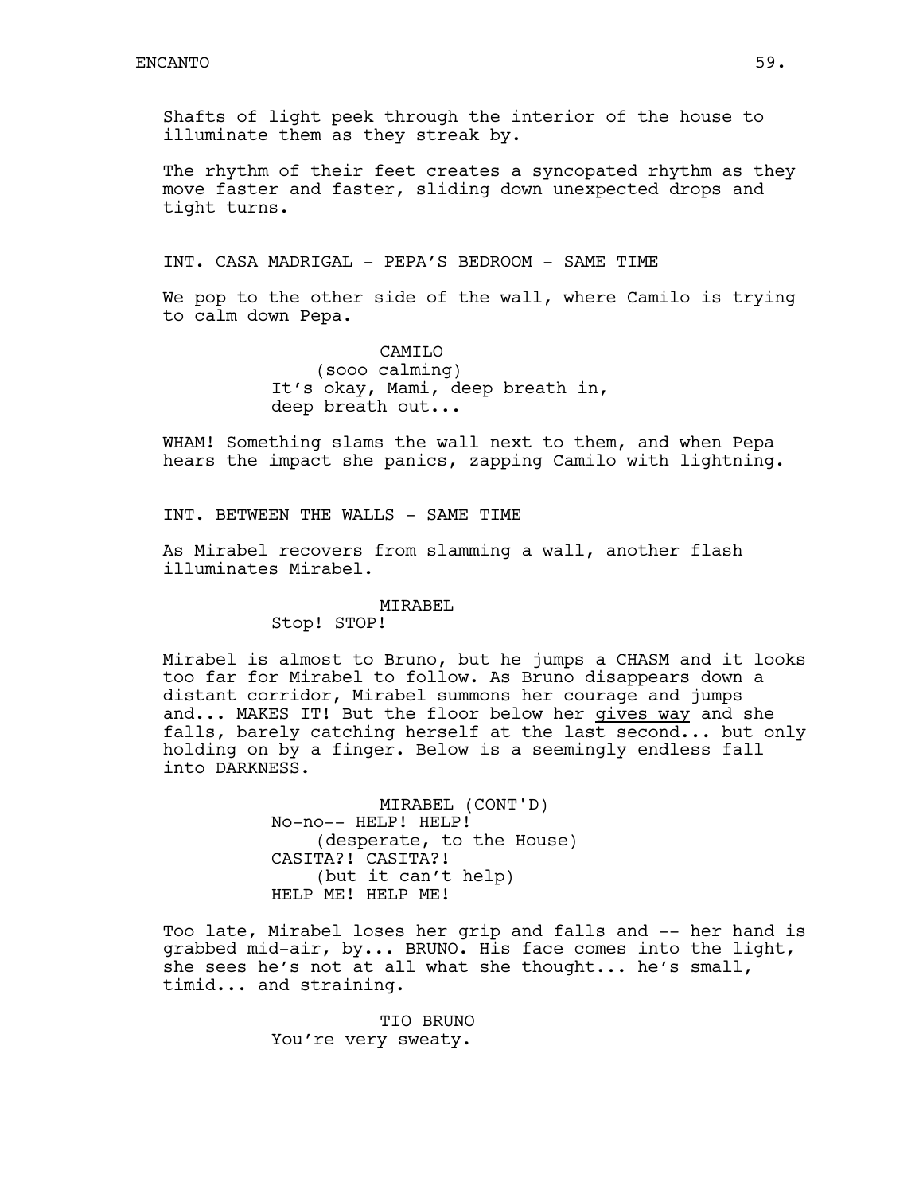Shafts of light peek through the interior of the house to illuminate them as they streak by.

The rhythm of their feet creates a syncopated rhythm as they move faster and faster, sliding down unexpected drops and tight turns.

INT. CASA MADRIGAL - PEPA'S BEDROOM - SAME TIME

We pop to the other side of the wall, where Camilo is trying to calm down Pepa.

CAMILO
(sooo calming)
It's okay, Mami, deep breath in, deep breath out...

WHAM! Something slams the wall next to them, and when Pepa hears the impact she panics, zapping Camilo with lightning.

INT. BETWEEN THE WALLS - SAME TIME

As Mirabel recovers from slamming a wall, another flash illuminates Mirabel.

MIRABEL
Stop! STOP!

Mirabel is almost to Bruno, but he jumps a CHASM and it looks too far for Mirabel to follow. As Bruno disappears down a distant corridor, Mirabel summons her courage and jumps and... MAKES IT! But the floor below her <u>gives way</u> and she falls, barely catching herself at the last second... but only holding on by a finger. Below is a seemingly endless fall into DARKNESS.

MIRABEL (CONT'D)
No-no-- HELP! HELP!
(desperate, to the House)
CASITA?! CASITA?!
(but it can't help)
HELP ME! HELP ME!

Too late, Mirabel loses her grip and falls and -- her hand is grabbed mid-air, by... BRUNO. His face comes into the light, she sees he's not at all what she thought... he's small, timid... and straining.

TIO BRUNO
You're very sweaty.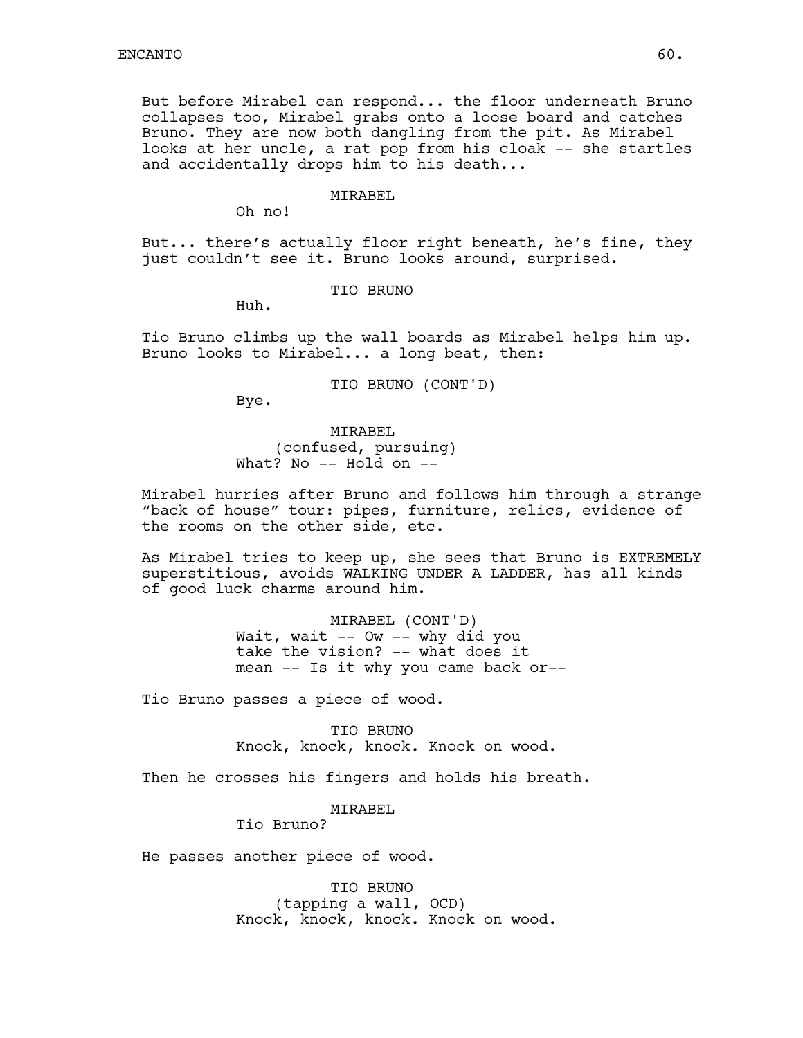But before Mirabel can respond... the floor underneath Bruno collapses too, Mirabel grabs onto a loose board and catches Bruno. They are now both dangling from the pit. As Mirabel looks at her uncle, a rat pop from his cloak -- she startles and accidentally drops him to his death...

MIRABEL
Oh no!

But... there's actually floor right beneath, he's fine, they just couldn't see it. Bruno looks around, surprised.

TIO BRUNO
Huh.

Tio Bruno climbs up the wall boards as Mirabel helps him up. Bruno looks to Mirabel... a long beat, then:

TIO BRUNO (CONT'D)
Bye.

MIRABEL
(confused, pursuing)
What? No -- Hold on --

Mirabel hurries after Bruno and follows him through a strange "back of house" tour: pipes, furniture, relics, evidence of the rooms on the other side, etc.

As Mirabel tries to keep up, she sees that Bruno is EXTREMELY superstitious, avoids WALKING UNDER A LADDER, has all kinds of good luck charms around him.

MIRABEL (CONT'D)
Wait, wait -- Ow -- why did you take the vision? -- what does it mean -- Is it why you came back or--

Tio Bruno passes a piece of wood.

TIO BRUNO
Knock, knock, knock. Knock on wood.

Then he crosses his fingers and holds his breath.

MIRABEL
Tio Bruno?

He passes another piece of wood.

TIO BRUNO
(tapping a wall, OCD)
Knock, knock, knock. Knock on wood.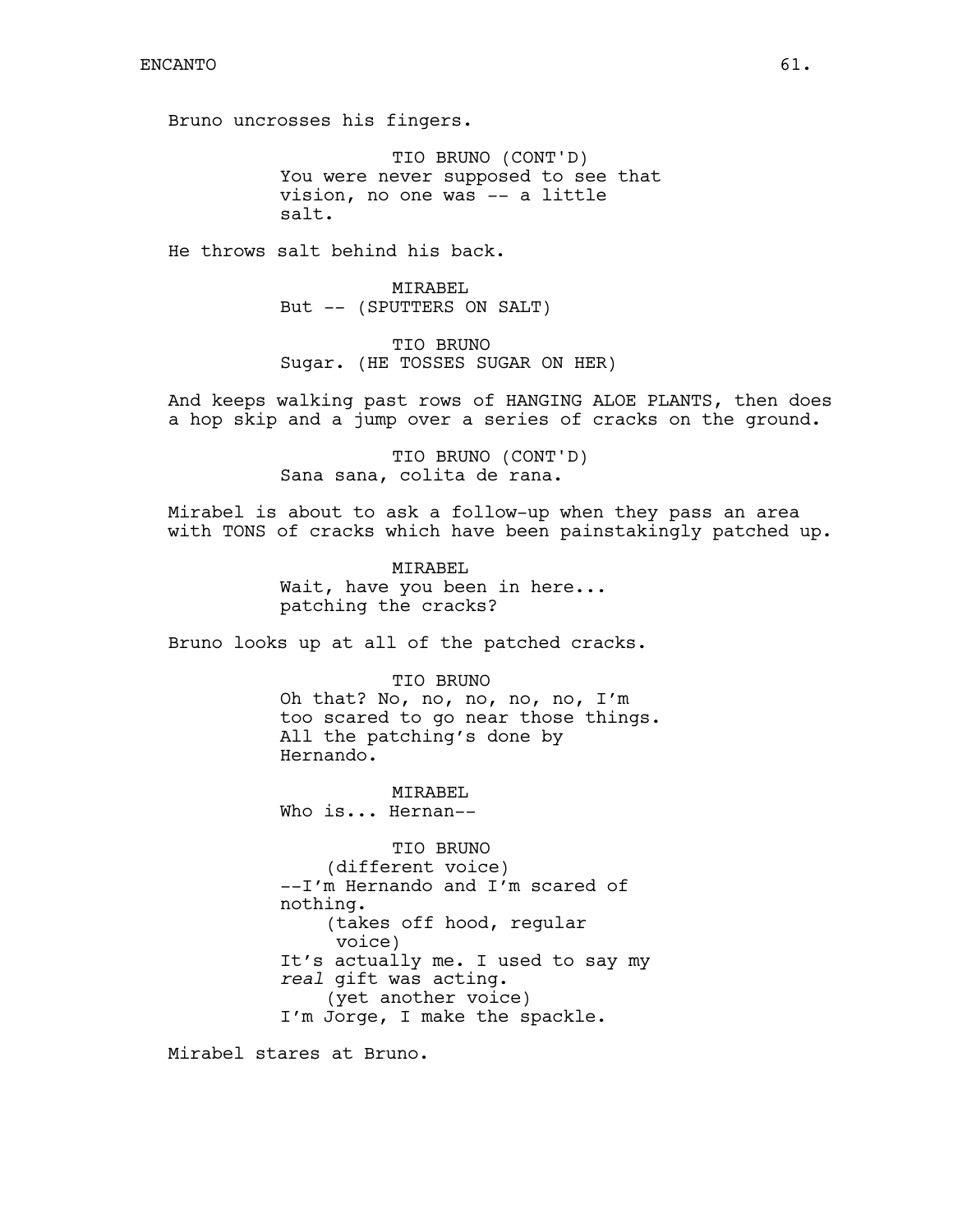Bruno uncrosses his fingers.

TIO BRUNO (CONT'D)
You were never supposed to see that vision, no one was -- a little salt.

He throws salt behind his back.

MIRABEL
But -- (SPUTTERS ON SALT)

TIO BRUNO
Sugar. (HE TOSSES SUGAR ON HER)

And keeps walking past rows of HANGING ALOE PLANTS, then does a hop skip and a jump over a series of cracks on the ground.

TIO BRUNO (CONT'D)
Sana sana, colita de rana.

Mirabel is about to ask a follow-up when they pass an area with TONS of cracks which have been painstakingly patched up.

MIRABEL
Wait, have you been in here... patching the cracks?

Bruno looks up at all of the patched cracks.

TIO BRUNO
Oh that? No, no, no, no, no, I'm too scared to go near those things. All the patching's done by Hernando.

MIRABEL
Who is... Hernan--

TIO BRUNO
(different voice)
--I'm Hernando and I'm scared of nothing.
(takes off hood, regular voice)
It's actually me. I used to say my *real* gift was acting.
(yet another voice)
I'm Jorge, I make the spackle.

Mirabel stares at Bruno.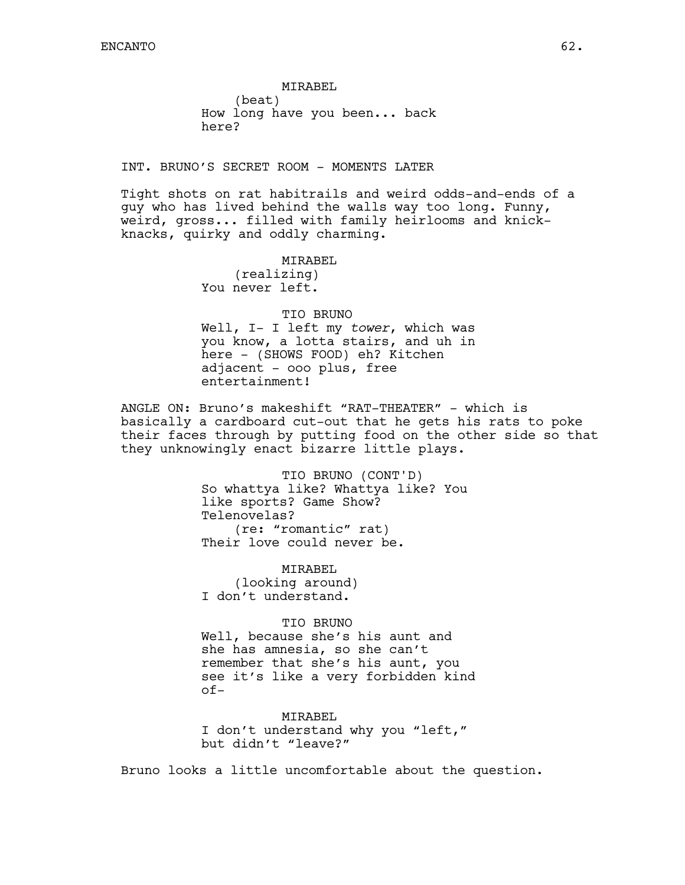MIRABEL
(beat)
How long have you been... back here?

INT. BRUNO'S SECRET ROOM - MOMENTS LATER

Tight shots on rat habitrails and weird odds-and-ends of a guy who has lived behind the walls way too long. Funny, weird, gross... filled with family heirlooms and knick-knacks, quirky and oddly charming.

MIRABEL
(realizing)
You never left.

TIO BRUNO
Well, I- I left my *tower*, which was you know, a lotta stairs, and uh in here - (SHOWS FOOD) eh? Kitchen adjacent - ooo plus, free entertainment!

ANGLE ON: Bruno's makeshift "RAT-THEATER" - which is basically a cardboard cut-out that he gets his rats to poke their faces through by putting food on the other side so that they unknowingly enact bizarre little plays.

TIO BRUNO (CONT'D)
So whattya like? Whattya like? You like sports? Game Show? Telenovelas?
(re: "romantic" rat)
Their love could never be.

MIRABEL
(looking around)
I don't understand.

TIO BRUNO
Well, because she's his aunt and she has amnesia, so she can't remember that she's his aunt, you see it's like a very forbidden kind of-

MIRABEL
I don't understand why you "left," but didn't "leave?"

Bruno looks a little uncomfortable about the question.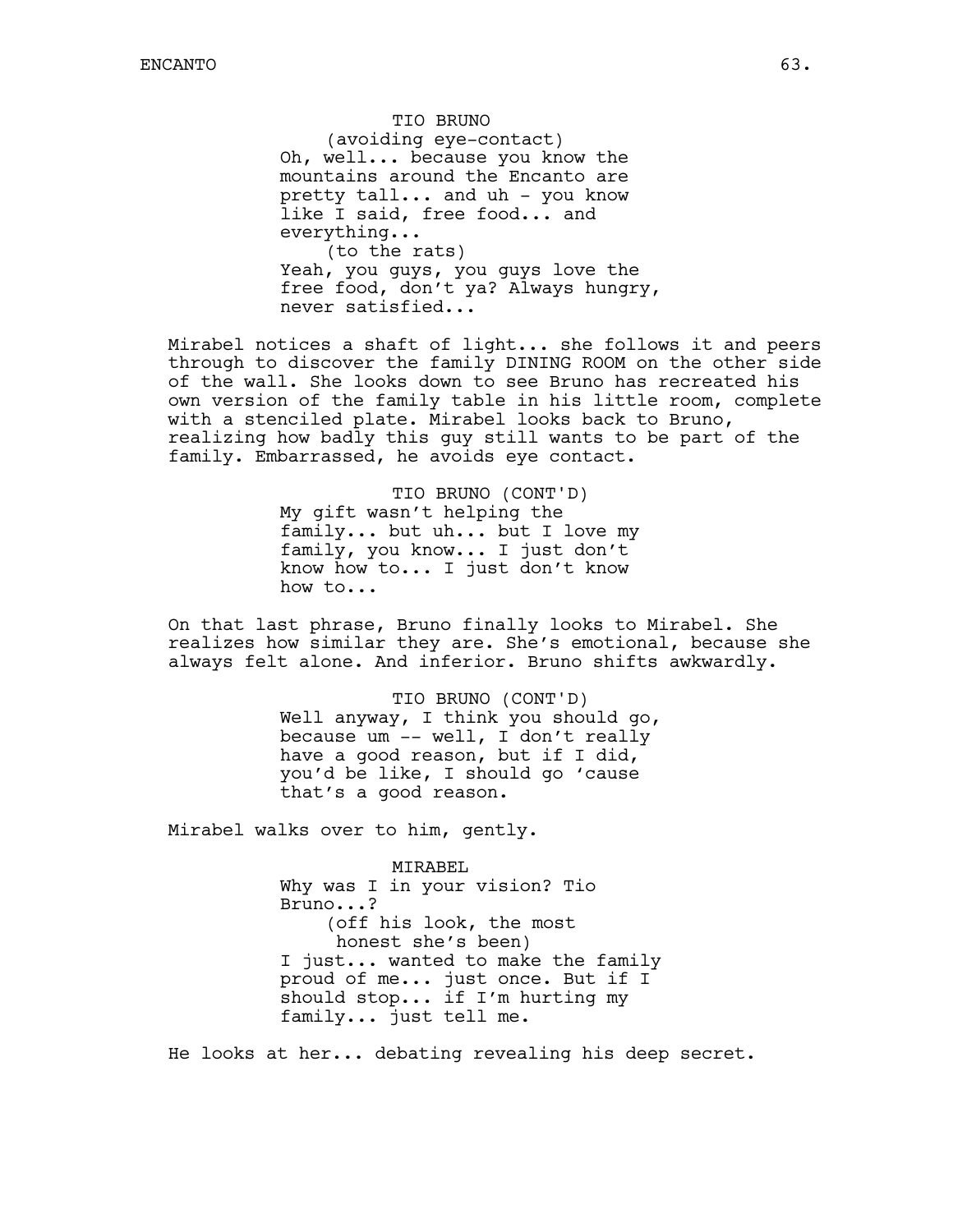TIO BRUNO
(avoiding eye-contact)
Oh, well... because you know the mountains around the Encanto are pretty tall... and uh - you know like I said, free food... and everything...
(to the rats)
Yeah, you guys, you guys love the free food, don't ya? Always hungry, never satisfied...

Mirabel notices a shaft of light... she follows it and peers through to discover the family DINING ROOM on the other side of the wall. She looks down to see Bruno has recreated his own version of the family table in his little room, complete with a stenciled plate. Mirabel looks back to Bruno, realizing how badly this guy still wants to be part of the family. Embarrassed, he avoids eye contact.

TIO BRUNO (CONT'D)
My gift wasn't helping the family... but uh... but I love my family, you know... I just don't know how to... I just don't know how to...

On that last phrase, Bruno finally looks to Mirabel. She realizes how similar they are. She's emotional, because she always felt alone. And inferior. Bruno shifts awkwardly.

TIO BRUNO (CONT'D)
Well anyway, I think you should go, because um -- well, I don't really have a good reason, but if I did, you'd be like, I should go 'cause that's a good reason.

Mirabel walks over to him, gently.

MIRABEL
Why was I in your vision? Tio Bruno...?
(off his look, the most honest she's been)
I just... wanted to make the family proud of me... just once. But if I should stop... if I'm hurting my family... just tell me.

He looks at her... debating revealing his deep secret.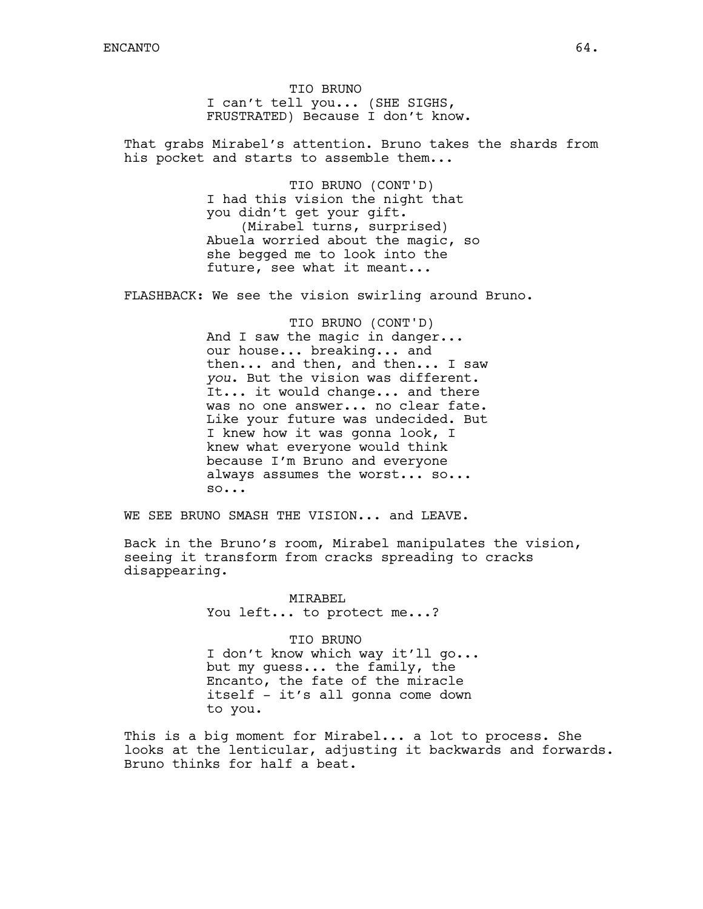TIO BRUNO
I can't tell you... (SHE SIGHS, FRUSTRATED) Because I don't know.

That grabs Mirabel's attention. Bruno takes the shards from his pocket and starts to assemble them...

TIO BRUNO (CONT'D)
I had this vision the night that you didn't get your gift.
(Mirabel turns, surprised)
Abuela worried about the magic, so she begged me to look into the future, see what it meant...

FLASHBACK: We see the vision swirling around Bruno.

TIO BRUNO (CONT'D)
And I saw the magic in danger... our house... breaking... and then... and then, and then... I saw *you*. But the vision was different. It... it would change... and there was no one answer... no clear fate. Like your future was undecided. But I knew how it was gonna look, I knew what everyone would think because I'm Bruno and everyone always assumes the worst... so... so...

WE SEE BRUNO SMASH THE VISION... and LEAVE.

Back in the Bruno's room, Mirabel manipulates the vision, seeing it transform from cracks spreading to cracks disappearing.

MIRABEL
You left... to protect me...?

TIO BRUNO
I don't know which way it'll go... but my guess... the family, the Encanto, the fate of the miracle itself - it's all gonna come down to you.

This is a big moment for Mirabel... a lot to process. She looks at the lenticular, adjusting it backwards and forwards. Bruno thinks for half a beat.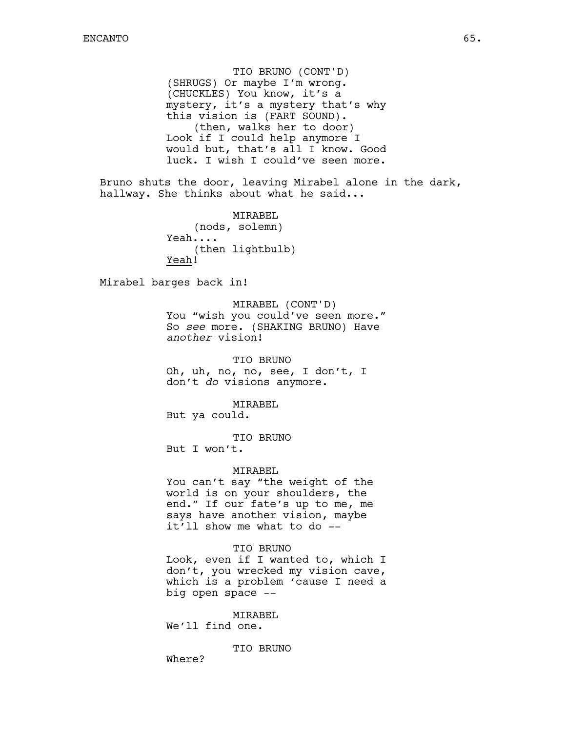TIO BRUNO (CONT'D)
(SHRUGS) Or maybe I'm wrong. (CHUCKLES) You know, it's a mystery, it's a mystery that's why this vision is (FART SOUND).
(then, walks her to door)
Look if I could help anymore I would but, that's all I know. Good luck. I wish I could've seen more.

Bruno shuts the door, leaving Mirabel alone in the dark, hallway. She thinks about what he said...

MIRABEL
(nods, solemn)
Yeah....
(then lightbulb)
<u>Yeah</u>!

Mirabel barges back in!

MIRABEL (CONT'D)
You "wish you could've seen more." So *see* more. (SHAKING BRUNO) Have *another* vision!

TIO BRUNO
Oh, uh, no, no, see, I don't, I don't *do* visions anymore.

MIRABEL
But ya could.

TIO BRUNO
But I won't.

MIRABEL
You can't say "the weight of the world is on your shoulders, the end." If our fate's up to me, me says have another vision, maybe it'll show me what to do --

TIO BRUNO
Look, even if I wanted to, which I don't, you wrecked my vision cave, which is a problem 'cause I need a big open space --

MIRABEL
We'll find one.

TIO BRUNO
Where?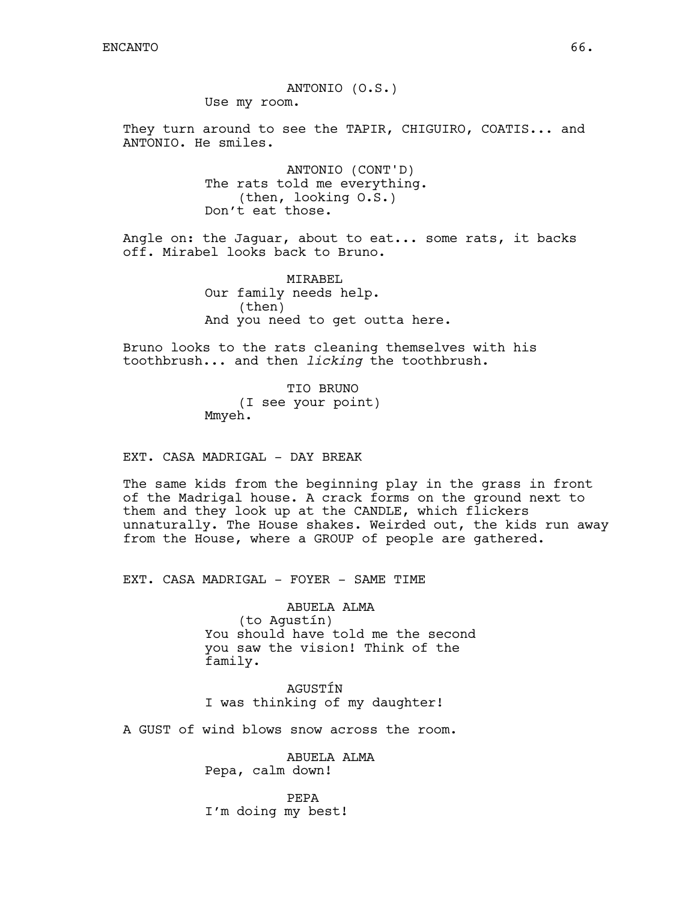ANTONIO (O.S.)
Use my room.

They turn around to see the TAPIR, CHIGUIRO, COATIS... and ANTONIO. He smiles.

ANTONIO (CONT'D)
The rats told me everything.
(then, looking O.S.)
Don't eat those.

Angle on: the Jaguar, about to eat... some rats, it backs off. Mirabel looks back to Bruno.

MIRABEL
Our family needs help.
(then)
And you need to get outta here.

Bruno looks to the rats cleaning themselves with his toothbrush... and then *licking* the toothbrush.

TIO BRUNO
(I see your point)
Mmyeh.

EXT. CASA MADRIGAL - DAY BREAK

The same kids from the beginning play in the grass in front of the Madrigal house. A crack forms on the ground next to them and they look up at the CANDLE, which flickers unnaturally. The House shakes. Weirded out, the kids run away from the House, where a GROUP of people are gathered.

EXT. CASA MADRIGAL - FOYER - SAME TIME

ABUELA ALMA
(to Agustín)
You should have told me the second you saw the vision! Think of the family.

AGUSTÍN
I was thinking of my daughter!

A GUST of wind blows snow across the room.

ABUELA ALMA
Pepa, calm down!

PEPA
I'm doing my best!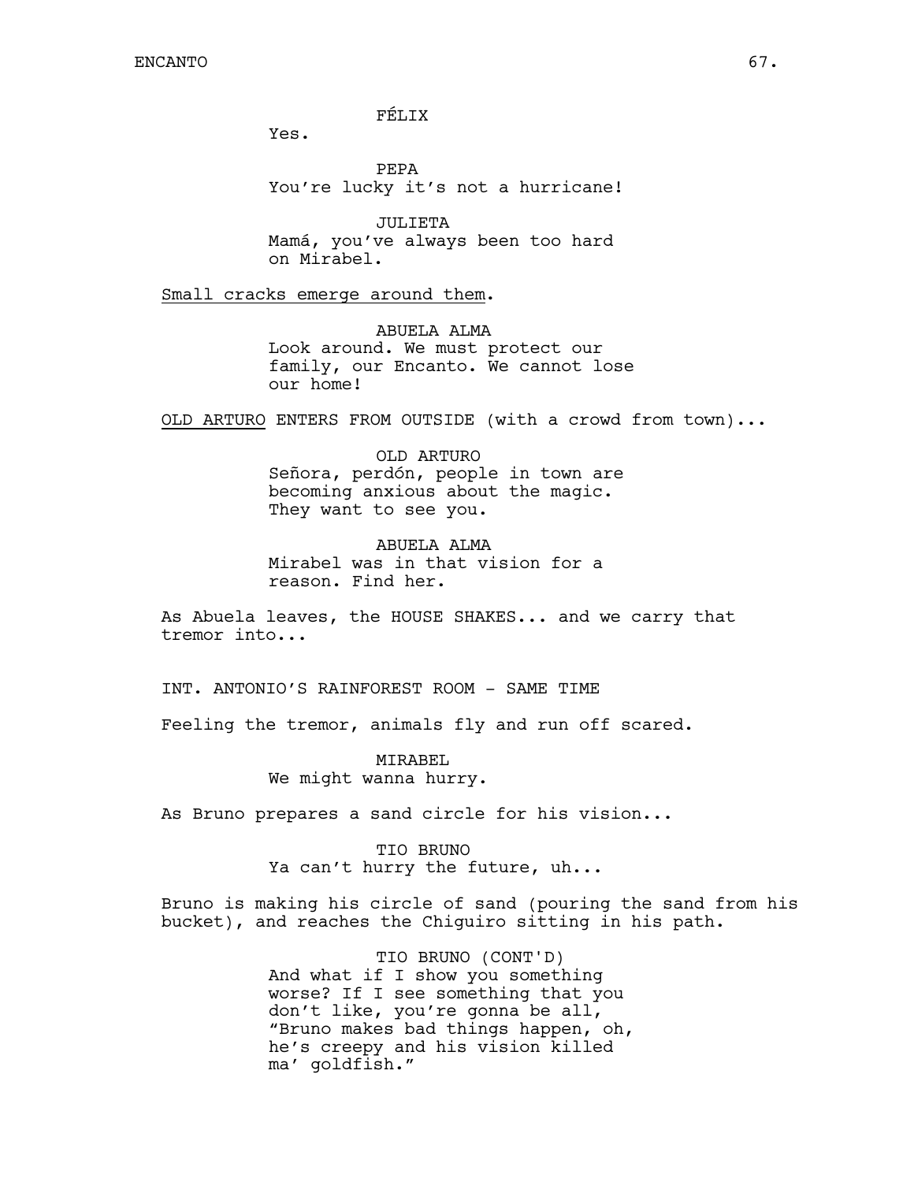FÉLIX

Yes.

PEPA

You're lucky it's not a hurricane!

JULIETA

Mamá, you've always been too hard on Mirabel.

Small cracks emerge around them.

ABUELA ALMA

Look around. We must protect our family, our Encanto. We cannot lose our home!

OLD ARTURO ENTERS FROM OUTSIDE (with a crowd from town)...

OLD ARTURO

Señora, perdón, people in town are becoming anxious about the magic. They want to see you.

ABUELA ALMA

Mirabel was in that vision for a reason. Find her.

As Abuela leaves, the HOUSE SHAKES... and we carry that tremor into...

INT. ANTONIO'S RAINFOREST ROOM - SAME TIME

Feeling the tremor, animals fly and run off scared.

MIRABEL

We might wanna hurry.

As Bruno prepares a sand circle for his vision...

TIO BRUNO

Ya can't hurry the future, uh...

Bruno is making his circle of sand (pouring the sand from his bucket), and reaches the Chiguiro sitting in his path.

TIO BRUNO (CONT'D)

And what if I show you something worse? If I see something that you don't like, you're gonna be all, "Bruno makes bad things happen, oh, he's creepy and his vision killed ma' goldfish."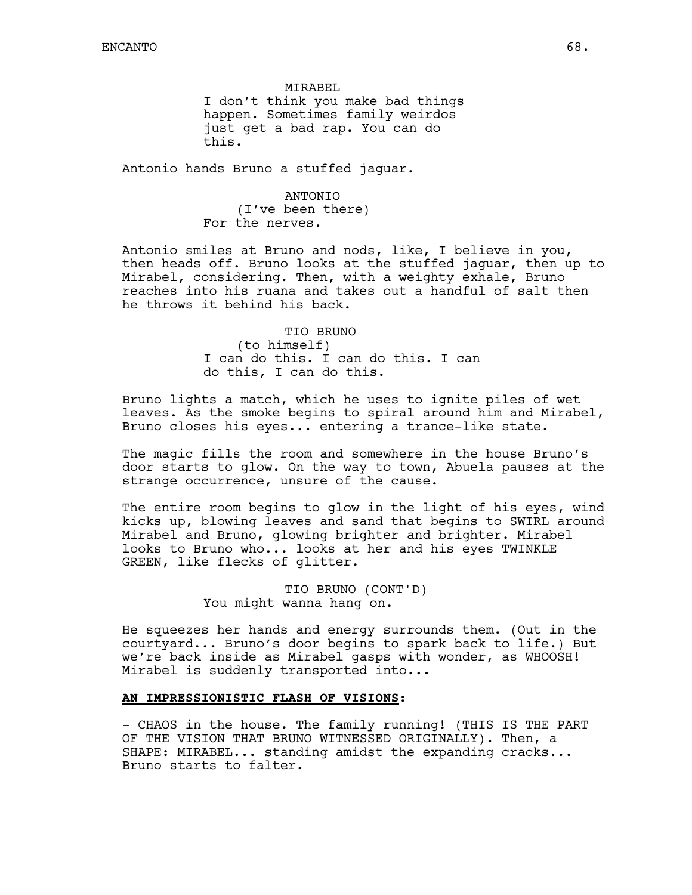MIRABEL
I don't think you make bad things happen. Sometimes family weirdos just get a bad rap. You can do this.

Antonio hands Bruno a stuffed jaguar.

ANTONIO
(I've been there)
For the nerves.

Antonio smiles at Bruno and nods, like, I believe in you, then heads off. Bruno looks at the stuffed jaguar, then up to Mirabel, considering. Then, with a weighty exhale, Bruno reaches into his ruana and takes out a handful of salt then he throws it behind his back.

TIO BRUNO
(to himself)
I can do this. I can do this. I can do this, I can do this.

Bruno lights a match, which he uses to ignite piles of wet leaves. As the smoke begins to spiral around him and Mirabel, Bruno closes his eyes... entering a trance-like state.

The magic fills the room and somewhere in the house Bruno's door starts to glow. On the way to town, Abuela pauses at the strange occurrence, unsure of the cause.

The entire room begins to glow in the light of his eyes, wind kicks up, blowing leaves and sand that begins to SWIRL around Mirabel and Bruno, glowing brighter and brighter. Mirabel looks to Bruno who... looks at her and his eyes TWINKLE GREEN, like flecks of glitter.

TIO BRUNO (CONT'D)
You might wanna hang on.

He squeezes her hands and energy surrounds them. (Out in the courtyard... Bruno's door begins to spark back to life.) But we're back inside as Mirabel gasps with wonder, as WHOOSH! Mirabel is suddenly transported into...

**AN IMPRESSIONISTIC FLASH OF VISIONS:**

- CHAOS in the house. The family running! (THIS IS THE PART OF THE VISION THAT BRUNO WITNESSED ORIGINALLY). Then, a SHAPE: MIRABEL... standing amidst the expanding cracks... Bruno starts to falter.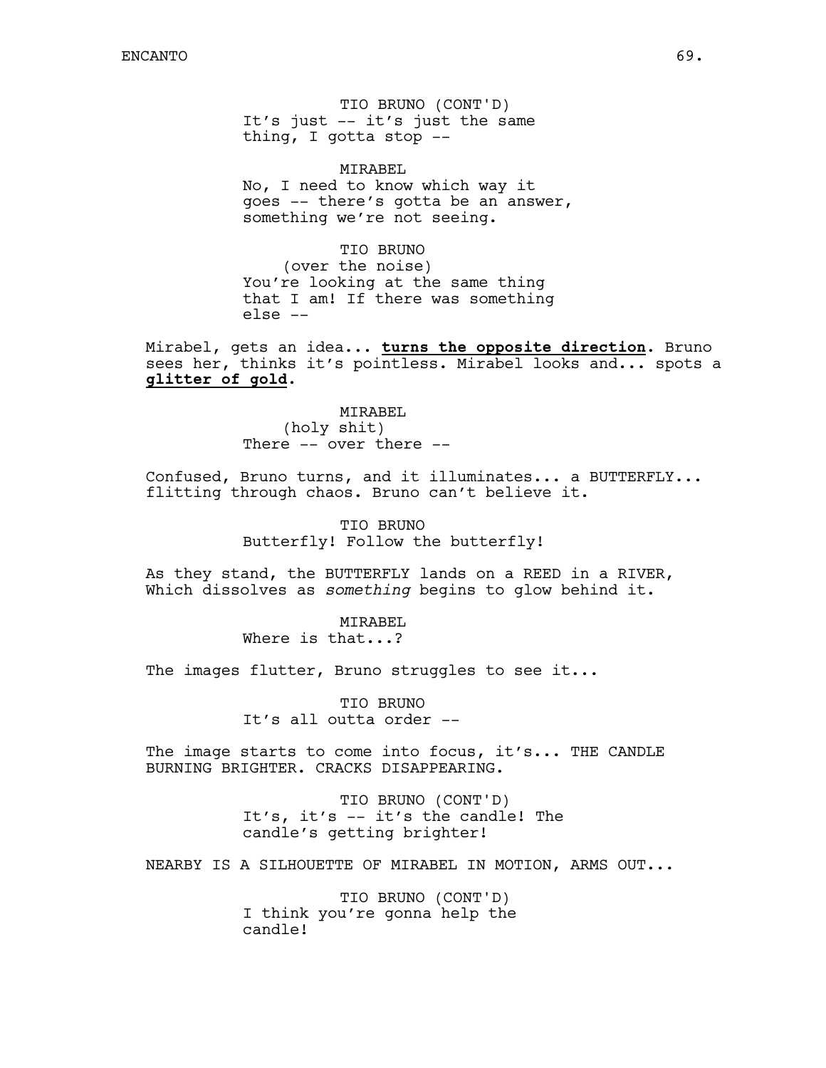TIO BRUNO (CONT'D)
It's just -- it's just the same thing, I gotta stop --

MIRABEL
No, I need to know which way it goes -- there's gotta be an answer, something we're not seeing.

TIO BRUNO
(over the noise)
You're looking at the same thing that I am! If there was something else --

Mirabel, gets an idea... **turns the opposite direction**. Bruno sees her, thinks it's pointless. Mirabel looks and... spots a **glitter of gold**.

MIRABEL
(holy shit)
There -- over there --

Confused, Bruno turns, and it illuminates... a BUTTERFLY... flitting through chaos. Bruno can't believe it.

TIO BRUNO
Butterfly! Follow the butterfly!

As they stand, the BUTTERFLY lands on a REED in a RIVER, Which dissolves as *something* begins to glow behind it.

MIRABEL
Where is that...?

The images flutter, Bruno struggles to see it...

TIO BRUNO
It's all outta order --

The image starts to come into focus, it's... THE CANDLE BURNING BRIGHTER. CRACKS DISAPPEARING.

TIO BRUNO (CONT'D)
It's, it's -- it's the candle! The candle's getting brighter!

NEARBY IS A SILHOUETTE OF MIRABEL IN MOTION, ARMS OUT...

TIO BRUNO (CONT'D)
I think you're gonna help the candle!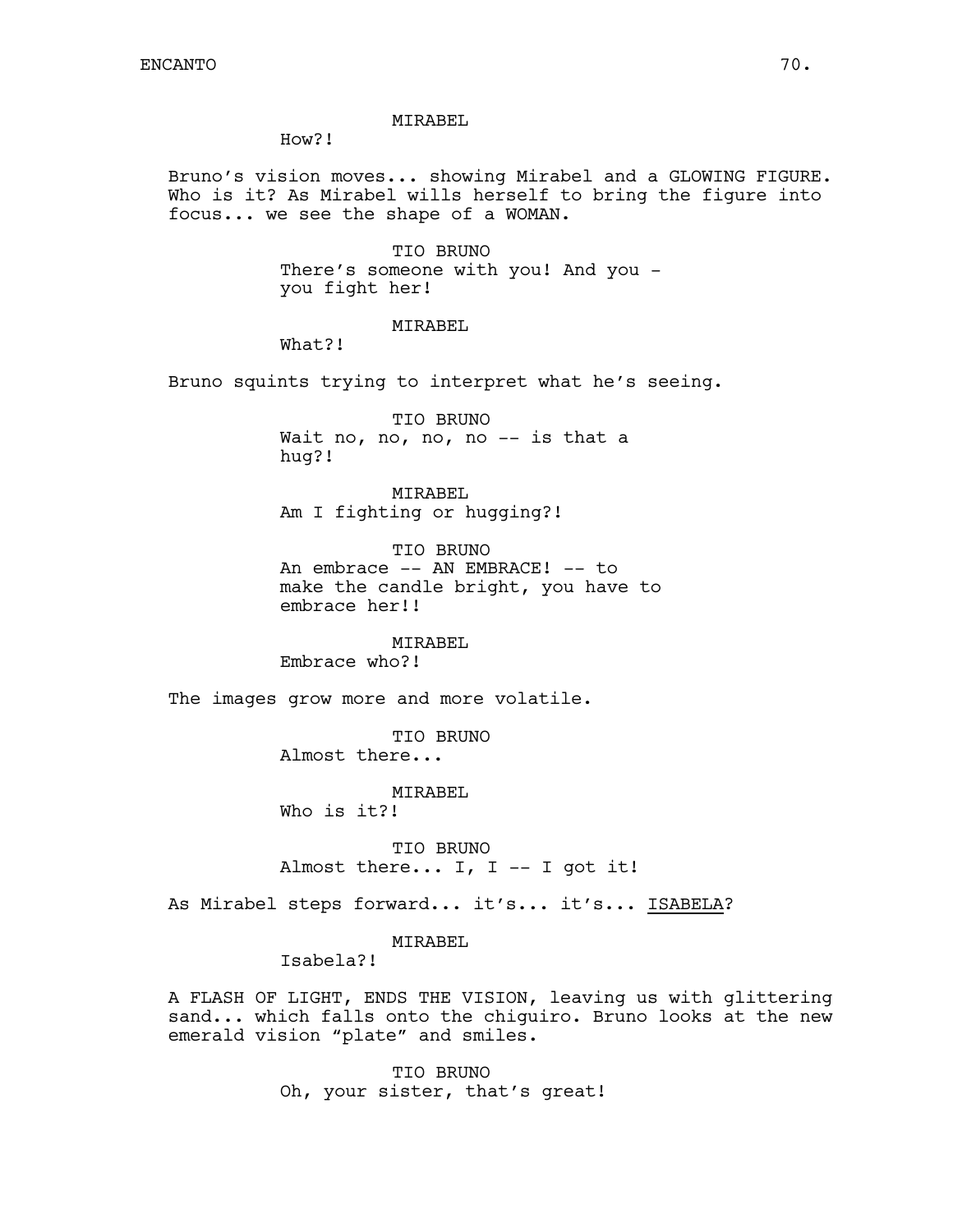MIRABEL

How?!

Bruno's vision moves... showing Mirabel and a GLOWING FIGURE. Who is it? As Mirabel wills herself to bring the figure into focus... we see the shape of a WOMAN.

TIO BRUNO

There's someone with you! And you - you fight her!

MIRABEL

What?!

Bruno squints trying to interpret what he's seeing.

TIO BRUNO

Wait no, no, no, no -- is that a hug?!

MIRABEL

Am I fighting or hugging?!

TIO BRUNO

An embrace -- AN EMBRACE! -- to make the candle bright, you have to embrace her!!

MIRABEL

Embrace who?!

The images grow more and more volatile.

TIO BRUNO

Almost there...

MIRABEL

Who is it?!

TIO BRUNO

Almost there... I, I -- I got it!

As Mirabel steps forward... it's... it's... <u>ISABELA</u>?

MIRABEL

Isabela?!

A FLASH OF LIGHT, ENDS THE VISION, leaving us with glittering sand... which falls onto the chiguiro. Bruno looks at the new emerald vision "plate" and smiles.

TIO BRUNO

Oh, your sister, that's great!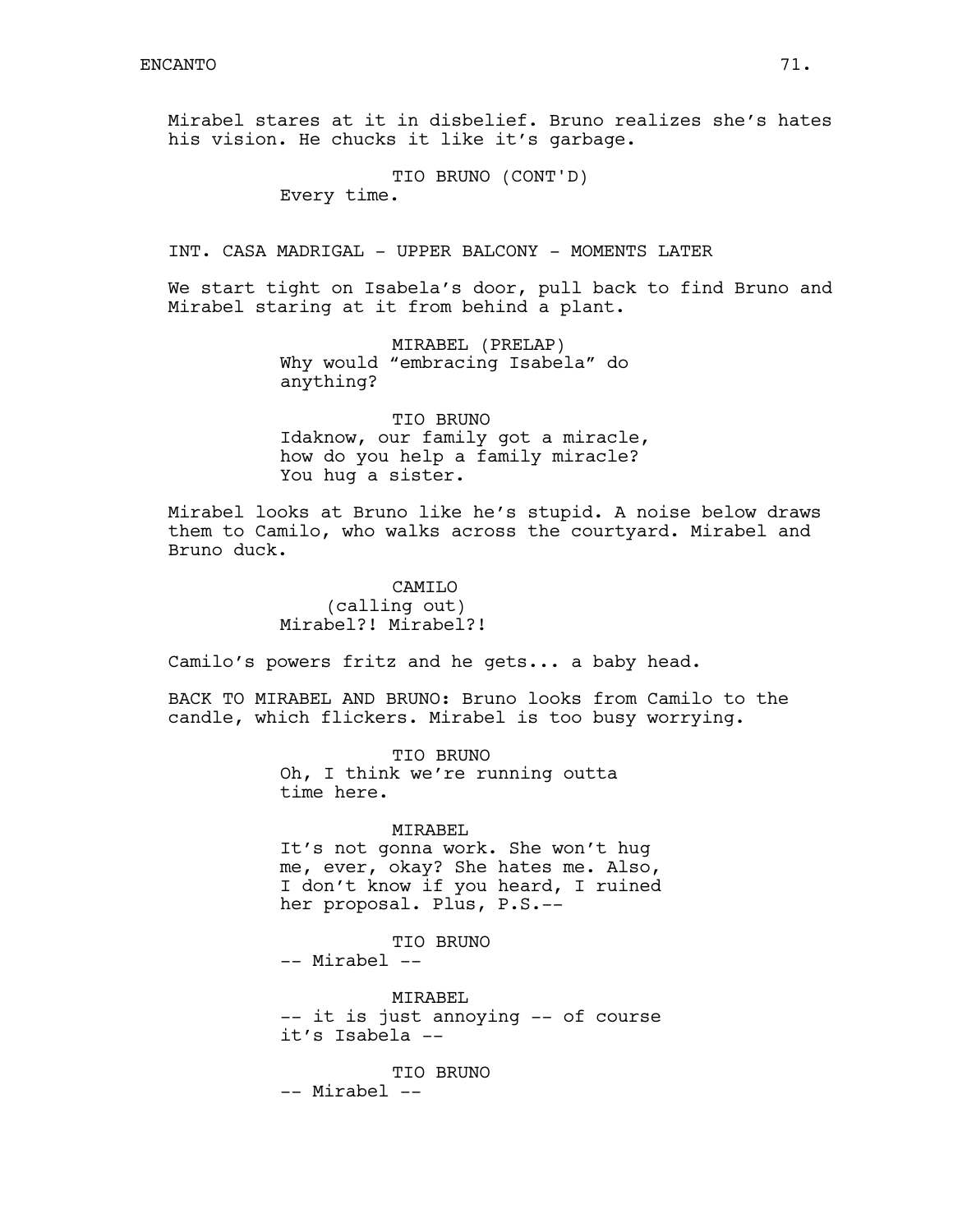Mirabel stares at it in disbelief. Bruno realizes she's hates his vision. He chucks it like it's garbage.

TIO BRUNO (CONT'D)
Every time.

INT. CASA MADRIGAL - UPPER BALCONY - MOMENTS LATER

We start tight on Isabela's door, pull back to find Bruno and Mirabel staring at it from behind a plant.

MIRABEL (PRELAP)
Why would "embracing Isabela" do anything?

TIO BRUNO
Idaknow, our family got a miracle, how do you help a family miracle? You hug a sister.

Mirabel looks at Bruno like he's stupid. A noise below draws them to Camilo, who walks across the courtyard. Mirabel and Bruno duck.

CAMILO
(calling out)
Mirabel?! Mirabel?!

Camilo's powers fritz and he gets... a baby head.

BACK TO MIRABEL AND BRUNO: Bruno looks from Camilo to the candle, which flickers. Mirabel is too busy worrying.

TIO BRUNO
Oh, I think we're running outta time here.

MIRABEL
It's not gonna work. She won't hug me, ever, okay? She hates me. Also, I don't know if you heard, I ruined her proposal. Plus, P.S.--

TIO BRUNO
-- Mirabel --

MIRABEL
-- it is just annoying -- of course it's Isabela --

TIO BRUNO
-- Mirabel --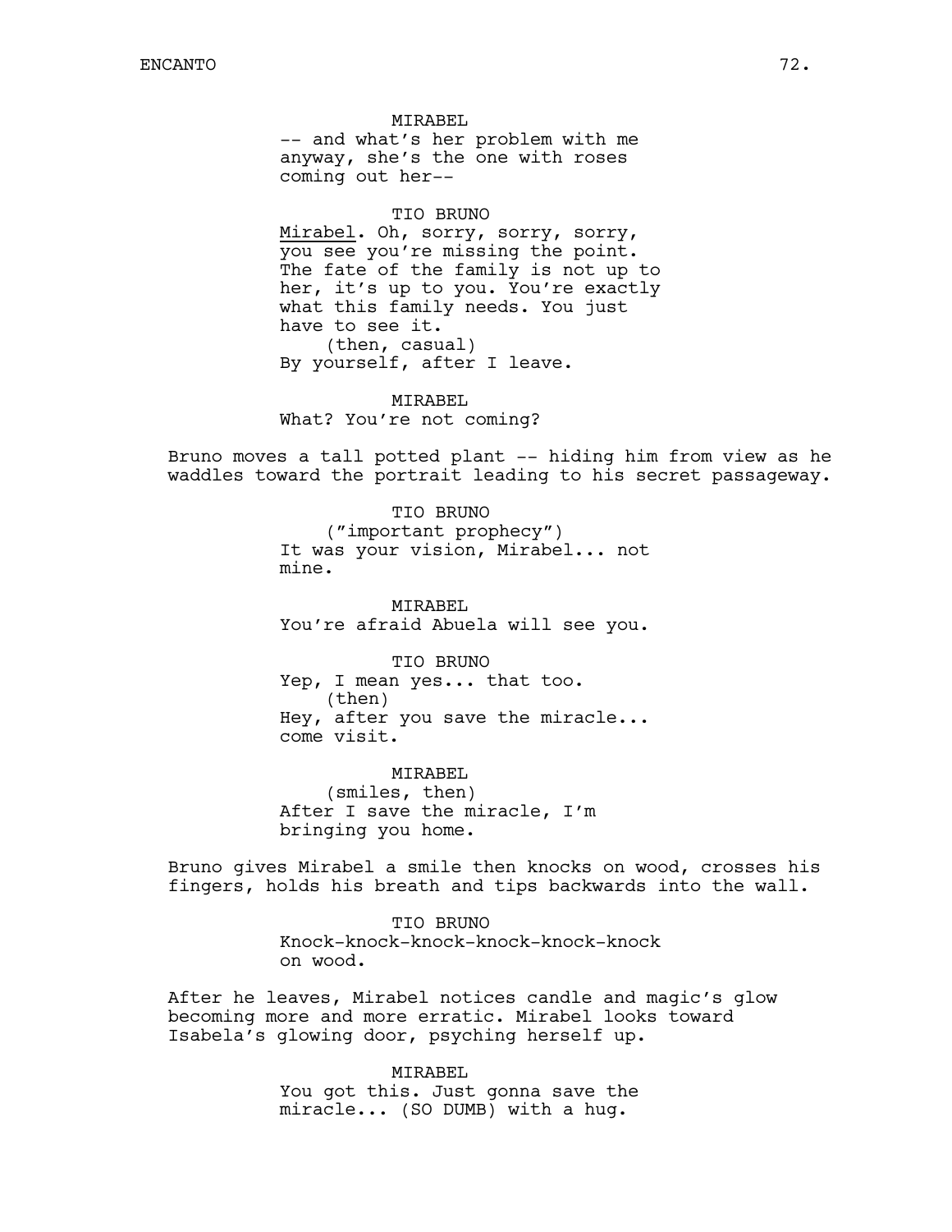MIRABEL
-- and what's her problem with me anyway, she's the one with roses coming out her--

TIO BRUNO
Mirabel. Oh, sorry, sorry, sorry, you see you're missing the point. The fate of the family is not up to her, it's up to you. You're exactly what this family needs. You just have to see it.
(then, casual)
By yourself, after I leave.

MIRABEL
What? You're not coming?

Bruno moves a tall potted plant -- hiding him from view as he waddles toward the portrait leading to his secret passageway.

TIO BRUNO
("important prophecy")
It was your vision, Mirabel... not mine.

MIRABEL
You're afraid Abuela will see you.

TIO BRUNO
Yep, I mean yes... that too.
(then)
Hey, after you save the miracle... come visit.

MIRABEL
(smiles, then)
After I save the miracle, I'm bringing you home.

Bruno gives Mirabel a smile then knocks on wood, crosses his fingers, holds his breath and tips backwards into the wall.

TIO BRUNO
Knock-knock-knock-knock-knock-knock on wood.

After he leaves, Mirabel notices candle and magic's glow becoming more and more erratic. Mirabel looks toward Isabela's glowing door, psyching herself up.

MIRABEL
You got this. Just gonna save the miracle... (SO DUMB) with a hug.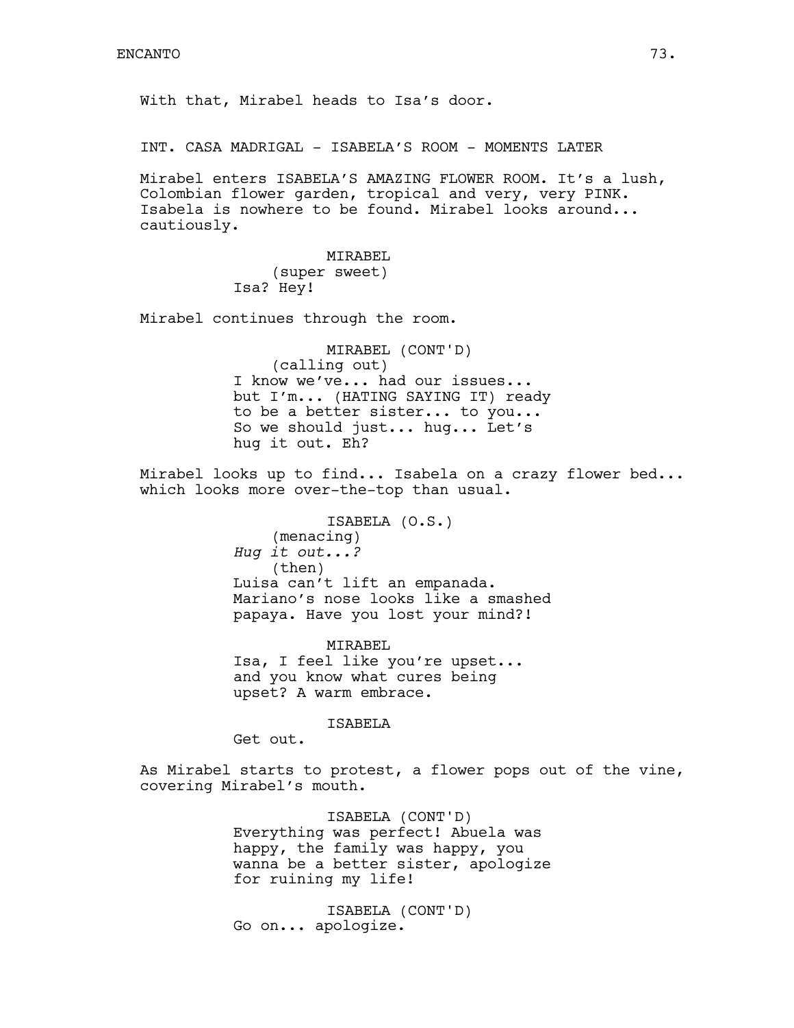With that, Mirabel heads to Isa's door.

INT. CASA MADRIGAL - ISABELA'S ROOM - MOMENTS LATER

Mirabel enters ISABELA'S AMAZING FLOWER ROOM. It's a lush, Colombian flower garden, tropical and very, very PINK. Isabela is nowhere to be found. Mirabel looks around... cautiously.

MIRABEL
(super sweet)
Isa? Hey!

Mirabel continues through the room.

MIRABEL (CONT'D)
(calling out)
I know we've... had our issues... but I'm... (HATING SAYING IT) ready to be a better sister... to you... So we should just... hug... Let's hug it out. Eh?

Mirabel looks up to find... Isabela on a crazy flower bed... which looks more over-the-top than usual.

ISABELA (O.S.)
(menacing)
*Hug it out...?*
(then)
Luisa can't lift an empanada. Mariano's nose looks like a smashed papaya. Have you lost your mind?!

MIRABEL
Isa, I feel like you're upset... and you know what cures being upset? A warm embrace.

ISABELA
Get out.

As Mirabel starts to protest, a flower pops out of the vine, covering Mirabel's mouth.

ISABELA (CONT'D)
Everything was perfect! Abuela was happy, the family was happy, you wanna be a better sister, apologize for ruining my life!

ISABELA (CONT'D)
Go on... apologize.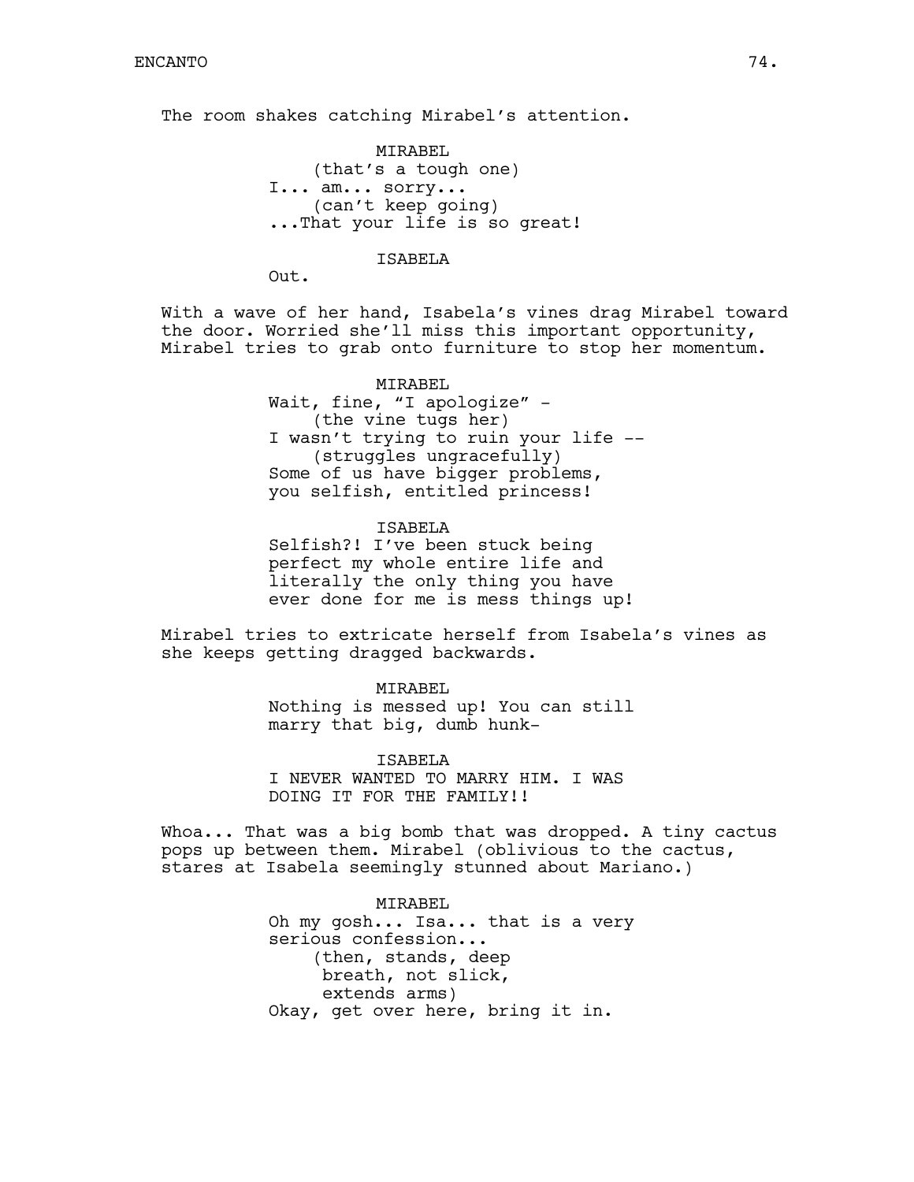The room shakes catching Mirabel's attention.

MIRABEL
(that's a tough one)
I... am... sorry...
(can't keep going)
...That your life is so great!

ISABELA
Out.

With a wave of her hand, Isabela's vines drag Mirabel toward the door. Worried she'll miss this important opportunity, Mirabel tries to grab onto furniture to stop her momentum.

MIRABEL
Wait, fine, "I apologize" -
(the vine tugs her)
I wasn't trying to ruin your life --
(struggles ungracefully)
Some of us have bigger problems, you selfish, entitled princess!

ISABELA
Selfish?! I've been stuck being perfect my whole entire life and literally the only thing you have ever done for me is mess things up!

Mirabel tries to extricate herself from Isabela's vines as she keeps getting dragged backwards.

MIRABEL
Nothing is messed up! You can still marry that big, dumb hunk-

ISABELA
I NEVER WANTED TO MARRY HIM. I WAS DOING IT FOR THE FAMILY!!

Whoa... That was a big bomb that was dropped. A tiny cactus pops up between them. Mirabel (oblivious to the cactus, stares at Isabela seemingly stunned about Mariano.)

MIRABEL
Oh my gosh... Isa... that is a very serious confession...
(then, stands, deep breath, not slick, extends arms)
Okay, get over here, bring it in.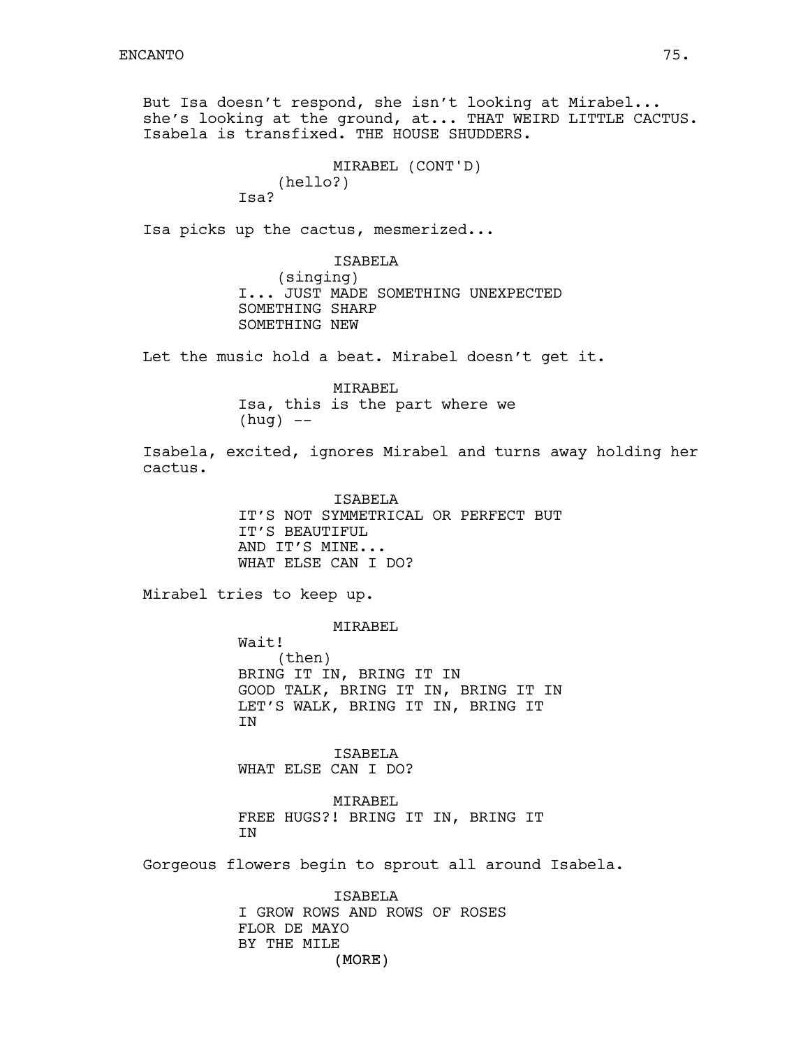But Isa doesn't respond, she isn't looking at Mirabel... she's looking at the ground, at... THAT WEIRD LITTLE CACTUS. Isabela is transfixed. THE HOUSE SHUDDERS.

MIRABEL (CONT'D)
(hello?)
Isa?

Isa picks up the cactus, mesmerized...

ISABELA
(singing)
I... JUST MADE SOMETHING UNEXPECTED
SOMETHING SHARP
SOMETHING NEW

Let the music hold a beat. Mirabel doesn't get it.

MIRABEL
Isa, this is the part where we
(hug) --

Isabela, excited, ignores Mirabel and turns away holding her cactus.

ISABELA
IT'S NOT SYMMETRICAL OR PERFECT BUT
IT'S BEAUTIFUL
AND IT'S MINE...
WHAT ELSE CAN I DO?

Mirabel tries to keep up.

MIRABEL
Wait!
(then)
BRING IT IN, BRING IT IN
GOOD TALK, BRING IT IN, BRING IT IN
LET'S WALK, BRING IT IN, BRING IT
IN

ISABELA
WHAT ELSE CAN I DO?

MIRABEL
FREE HUGS?! BRING IT IN, BRING IT
IN

Gorgeous flowers begin to sprout all around Isabela.

ISABELA
I GROW ROWS AND ROWS OF ROSES
FLOR DE MAYO
BY THE MILE
(MORE)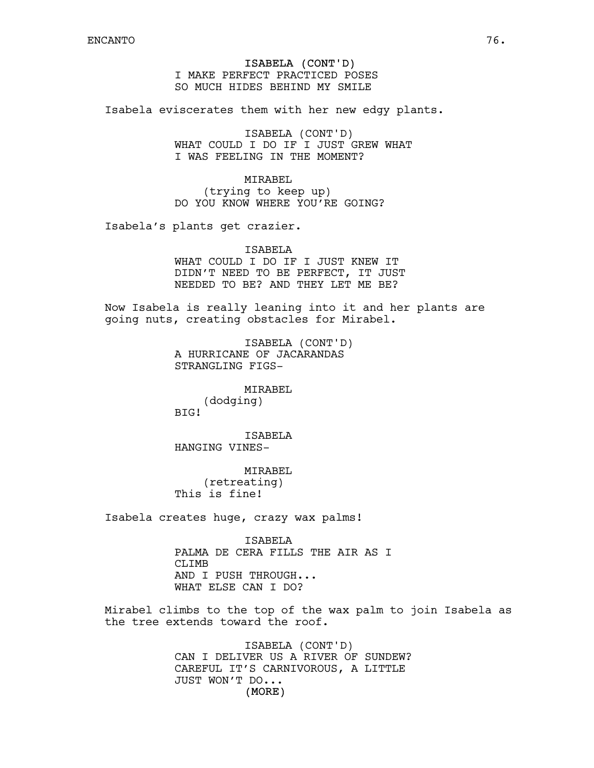ISABELA (CONT'D)
I MAKE PERFECT PRACTICED POSES
SO MUCH HIDES BEHIND MY SMILE

Isabela eviscerates them with her new edgy plants.

ISABELA (CONT'D)
WHAT COULD I DO IF I JUST GREW WHAT
I WAS FEELING IN THE MOMENT?

MIRABEL
(trying to keep up)
DO YOU KNOW WHERE YOU'RE GOING?

Isabela's plants get crazier.

ISABELA
WHAT COULD I DO IF I JUST KNEW IT
DIDN'T NEED TO BE PERFECT, IT JUST
NEEDED TO BE? AND THEY LET ME BE?

Now Isabela is really leaning into it and her plants are going nuts, creating obstacles for Mirabel.

ISABELA (CONT'D)
A HURRICANE OF JACARANDAS
STRANGLING FIGS-

MIRABEL
(dodging)
BIG!

ISABELA
HANGING VINES-

MIRABEL
(retreating)
This is fine!

Isabela creates huge, crazy wax palms!

ISABELA
PALMA DE CERA FILLS THE AIR AS I
CLIMB
AND I PUSH THROUGH...
WHAT ELSE CAN I DO?

Mirabel climbs to the top of the wax palm to join Isabela as the tree extends toward the roof.

ISABELA (CONT'D)
CAN I DELIVER US A RIVER OF SUNDEW?
CAREFUL IT'S CARNIVOROUS, A LITTLE
JUST WON'T DO...
(MORE)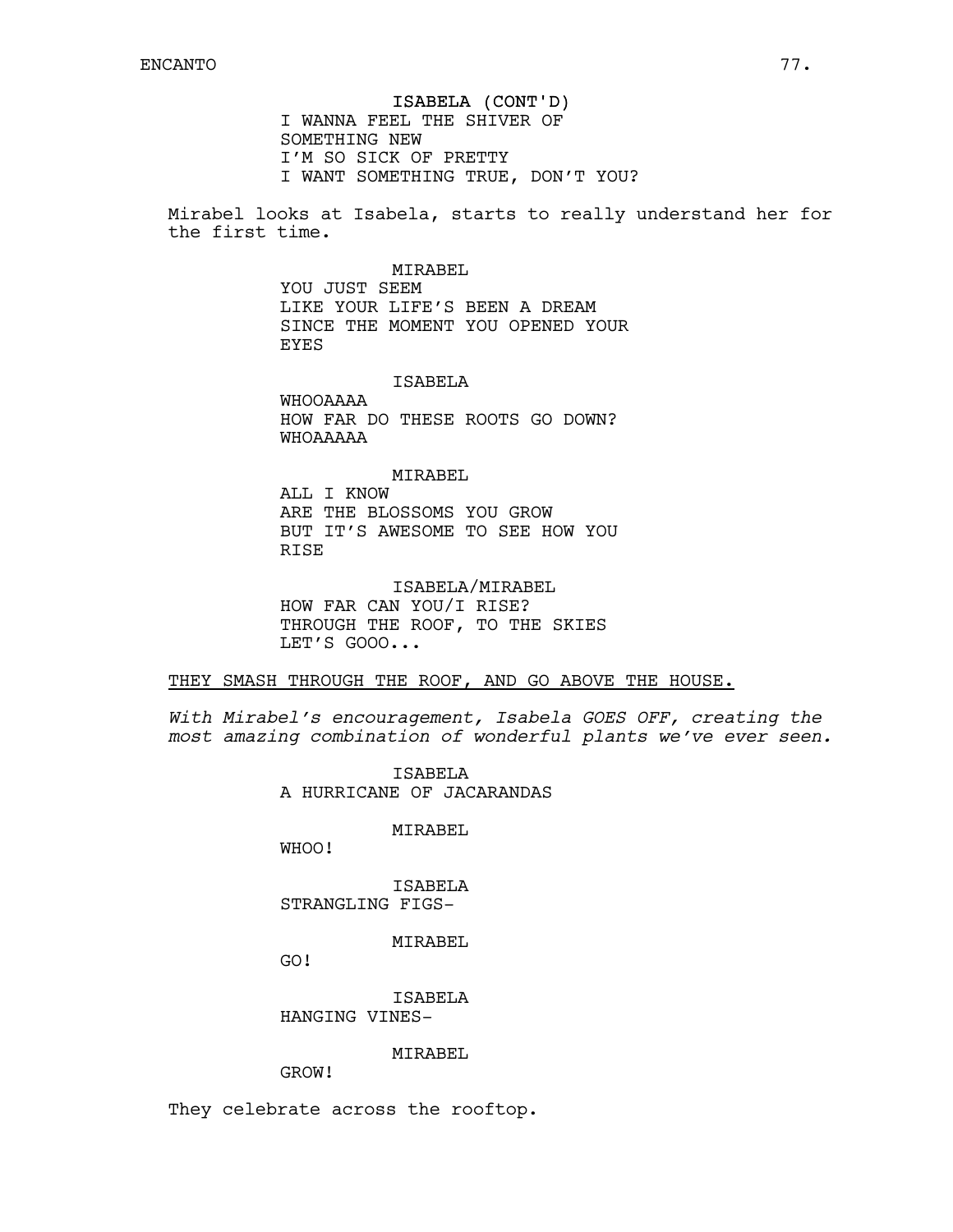ISABELA (CONT'D)
I WANNA FEEL THE SHIVER OF
SOMETHING NEW
I'M SO SICK OF PRETTY
I WANT SOMETHING TRUE, DON'T YOU?

Mirabel looks at Isabela, starts to really understand her for the first time.

MIRABEL
YOU JUST SEEM
LIKE YOUR LIFE'S BEEN A DREAM
SINCE THE MOMENT YOU OPENED YOUR
EYES

ISABELA
WHOOAAAA
HOW FAR DO THESE ROOTS GO DOWN?
WHOAAAAA

MIRABEL
ALL I KNOW
ARE THE BLOSSOMS YOU GROW
BUT IT'S AWESOME TO SEE HOW YOU
RISE

ISABELA/MIRABEL
HOW FAR CAN YOU/I RISE?
THROUGH THE ROOF, TO THE SKIES
LET'S GOOO...

<u>THEY SMASH THROUGH THE ROOF, AND GO ABOVE THE HOUSE.</u>

*With Mirabel's encouragement, Isabela GOES OFF, creating the most amazing combination of wonderful plants we've ever seen.*

ISABELA
A HURRICANE OF JACARANDAS

MIRABEL
WHOO!

ISABELA
STRANGLING FIGS-

MIRABEL
GO!

ISABELA
HANGING VINES-

MIRABEL
GROW!

They celebrate across the rooftop.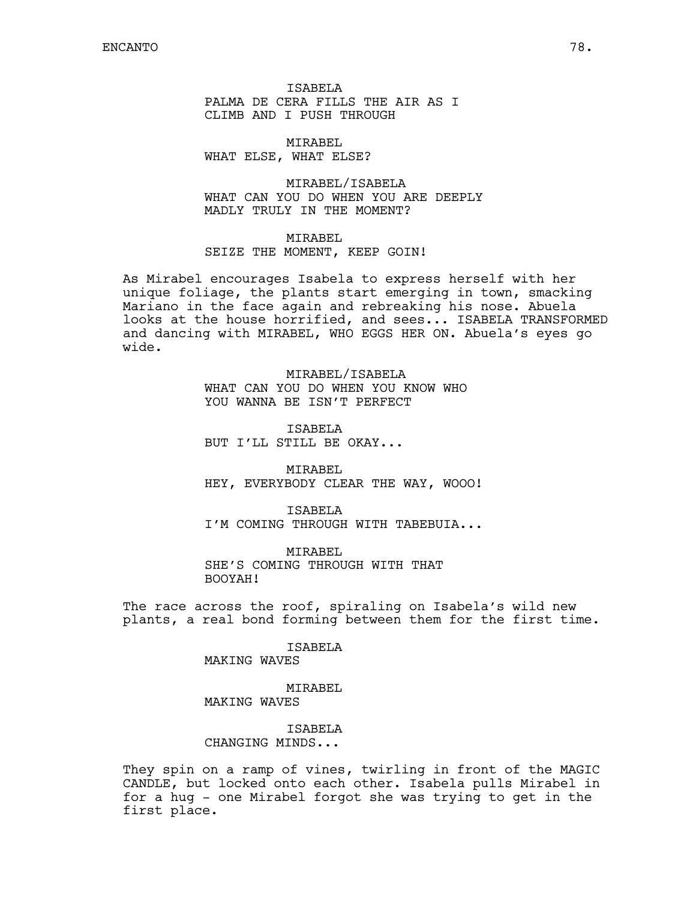ISABELA
PALMA DE CERA FILLS THE AIR AS I
CLIMB AND I PUSH THROUGH

MIRABEL
WHAT ELSE, WHAT ELSE?

MIRABEL/ISABELA
WHAT CAN YOU DO WHEN YOU ARE DEEPLY
MADLY TRULY IN THE MOMENT?

MIRABEL
SEIZE THE MOMENT, KEEP GOIN!

As Mirabel encourages Isabela to express herself with her unique foliage, the plants start emerging in town, smacking Mariano in the face again and rebreaking his nose. Abuela looks at the house horrified, and sees... ISABELA TRANSFORMED and dancing with MIRABEL, WHO EGGS HER ON. Abuela's eyes go wide.

MIRABEL/ISABELA
WHAT CAN YOU DO WHEN YOU KNOW WHO
YOU WANNA BE ISN'T PERFECT

ISABELA
BUT I'LL STILL BE OKAY...

MIRABEL
HEY, EVERYBODY CLEAR THE WAY, WOOO!

ISABELA
I'M COMING THROUGH WITH TABEBUIA...

MIRABEL
SHE'S COMING THROUGH WITH THAT
BOOYAH!

The race across the roof, spiraling on Isabela's wild new plants, a real bond forming between them for the first time.

ISABELA
MAKING WAVES

MIRABEL
MAKING WAVES

ISABELA
CHANGING MINDS...

They spin on a ramp of vines, twirling in front of the MAGIC CANDLE, but locked onto each other. Isabela pulls Mirabel in for a hug - one Mirabel forgot she was trying to get in the first place.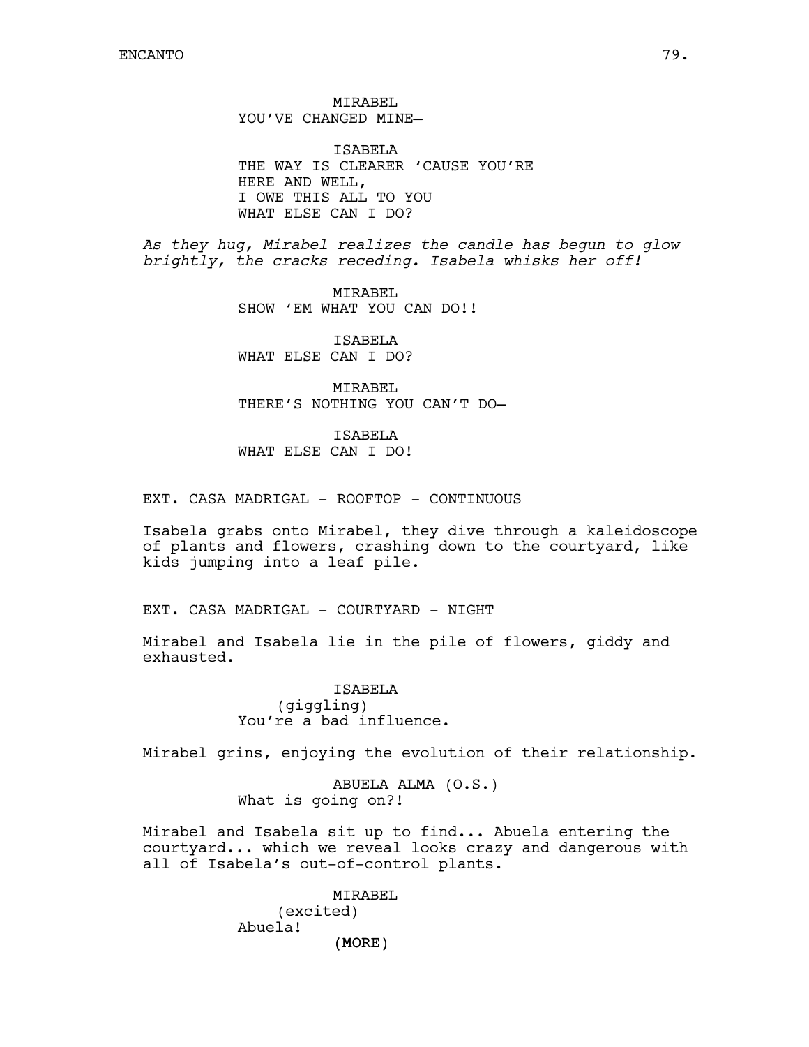MIRABEL
YOU'VE CHANGED MINE—

ISABELA
THE WAY IS CLEARER 'CAUSE YOU'RE
HERE AND WELL,
I OWE THIS ALL TO YOU
WHAT ELSE CAN I DO?

*As they hug, Mirabel realizes the candle has begun to glow brightly, the cracks receding. Isabela whisks her off!*

MIRABEL
SHOW 'EM WHAT YOU CAN DO!!

ISABELA
WHAT ELSE CAN I DO?

MIRABEL
THERE'S NOTHING YOU CAN'T DO—

ISABELA
WHAT ELSE CAN I DO!

EXT. CASA MADRIGAL - ROOFTOP - CONTINUOUS

Isabela grabs onto Mirabel, they dive through a kaleidoscope of plants and flowers, crashing down to the courtyard, like kids jumping into a leaf pile.

EXT. CASA MADRIGAL - COURTYARD - NIGHT

Mirabel and Isabela lie in the pile of flowers, giddy and exhausted.

ISABELA
(giggling)
You're a bad influence.

Mirabel grins, enjoying the evolution of their relationship.

ABUELA ALMA (O.S.)
What is going on?!

Mirabel and Isabela sit up to find... Abuela entering the courtyard... which we reveal looks crazy and dangerous with all of Isabela's out-of-control plants.

MIRABEL
(excited)
Abuela!
(MORE)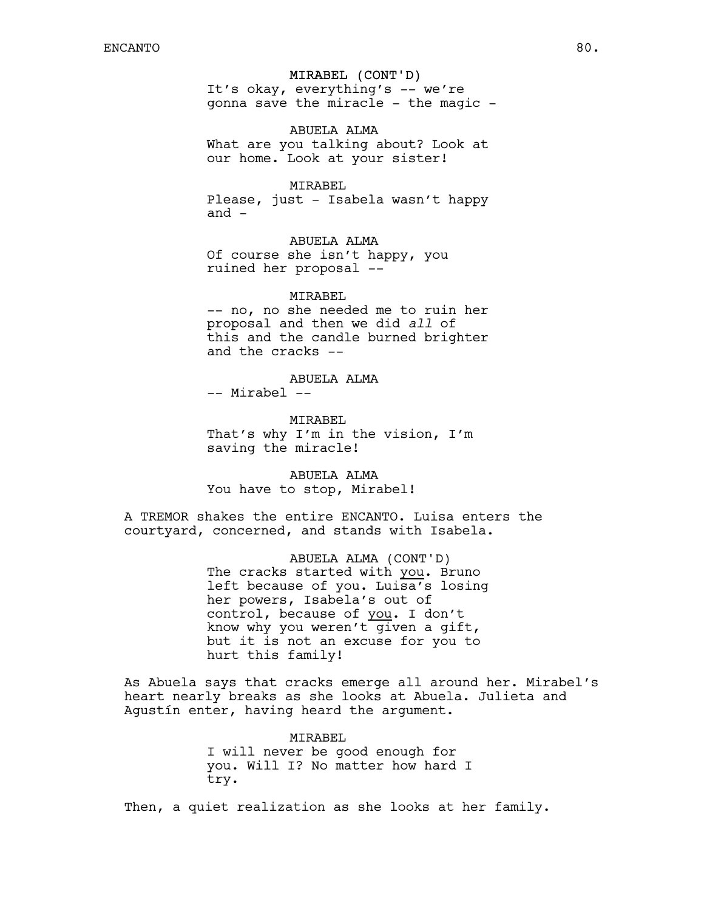MIRABEL (CONT'D)
It's okay, everything's -- we're gonna save the miracle - the magic -

ABUELA ALMA
What are you talking about? Look at our home. Look at your sister!

MIRABEL
Please, just - Isabela wasn't happy and -

ABUELA ALMA
Of course she isn't happy, you ruined her proposal --

MIRABEL
-- no, no she needed me to ruin her proposal and then we did *all* of this and the candle burned brighter and the cracks --

ABUELA ALMA
-- Mirabel --

MIRABEL
That's why I'm in the vision, I'm saving the miracle!

ABUELA ALMA
You have to stop, Mirabel!

A TREMOR shakes the entire ENCANTO. Luisa enters the courtyard, concerned, and stands with Isabela.

ABUELA ALMA (CONT'D)
The cracks started with <u>you</u>. Bruno left because of you. Luisa's losing her powers, Isabela's out of control, because of <u>you</u>. I don't know why you weren't given a gift, but it is not an excuse for you to hurt this family!

As Abuela says that cracks emerge all around her. Mirabel's heart nearly breaks as she looks at Abuela. Julieta and Agustín enter, having heard the argument.

MIRABEL
I will never be good enough for you. Will I? No matter how hard I try.

Then, a quiet realization as she looks at her family.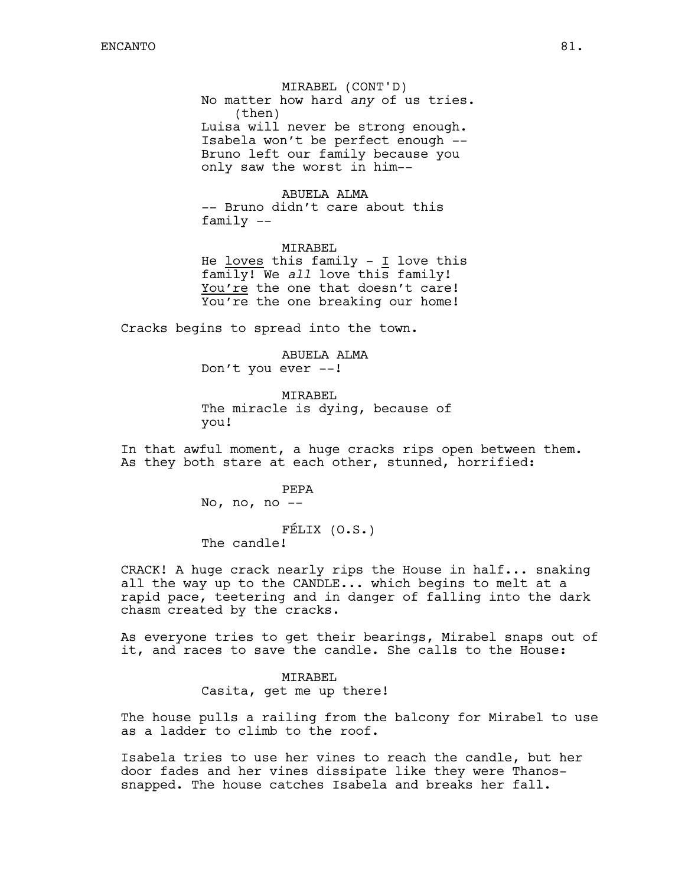MIRABEL (CONT'D)
No matter how hard *any* of us tries.
(then)
Luisa will never be strong enough. Isabela won't be perfect enough -- Bruno left our family because you only saw the worst in him--

ABUELA ALMA
-- Bruno didn't care about this family --

MIRABEL
He loves this family - I love this family! We *all* love this family! You're the one that doesn't care! You're the one breaking our home!

Cracks begins to spread into the town.

ABUELA ALMA
Don't you ever --!

MIRABEL
The miracle is dying, because of you!

In that awful moment, a huge cracks rips open between them. As they both stare at each other, stunned, horrified:

PEPA
No, no, no --

FÉLIX (O.S.)
The candle!

CRACK! A huge crack nearly rips the House in half... snaking all the way up to the CANDLE... which begins to melt at a rapid pace, teetering and in danger of falling into the dark chasm created by the cracks.

As everyone tries to get their bearings, Mirabel snaps out of it, and races to save the candle. She calls to the House:

MIRABEL
Casita, get me up there!

The house pulls a railing from the balcony for Mirabel to use as a ladder to climb to the roof.

Isabela tries to use her vines to reach the candle, but her door fades and her vines dissipate like they were Thanos-snapped. The house catches Isabela and breaks her fall.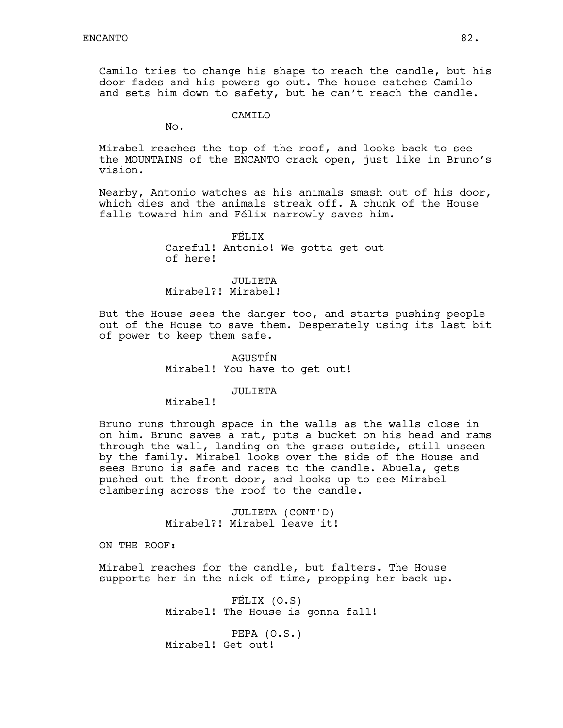Camilo tries to change his shape to reach the candle, but his door fades and his powers go out. The house catches Camilo and sets him down to safety, but he can't reach the candle.

CAMILO
No.

Mirabel reaches the top of the roof, and looks back to see the MOUNTAINS of the ENCANTO crack open, just like in Bruno's vision.

Nearby, Antonio watches as his animals smash out of his door, which dies and the animals streak off. A chunk of the House falls toward him and Félix narrowly saves him.

FÉLIX
Careful! Antonio! We gotta get out of here!

JULIETA
Mirabel?! Mirabel!

But the House sees the danger too, and starts pushing people out of the House to save them. Desperately using its last bit of power to keep them safe.

AGUSTÍN
Mirabel! You have to get out!

JULIETA
Mirabel!

Bruno runs through space in the walls as the walls close in on him. Bruno saves a rat, puts a bucket on his head and rams through the wall, landing on the grass outside, still unseen by the family. Mirabel looks over the side of the House and sees Bruno is safe and races to the candle. Abuela, gets pushed out the front door, and looks up to see Mirabel clambering across the roof to the candle.

JULIETA (CONT'D)
Mirabel?! Mirabel leave it!

ON THE ROOF:

Mirabel reaches for the candle, but falters. The House supports her in the nick of time, propping her back up.

FÉLIX (O.S)
Mirabel! The House is gonna fall!

PEPA (O.S.)
Mirabel! Get out!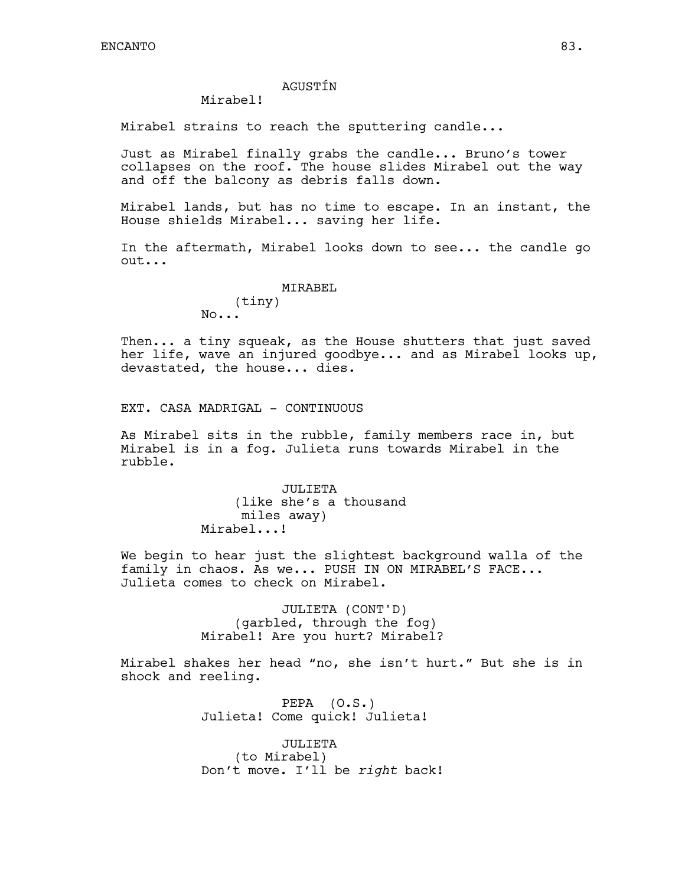AGUSTÍN

Mirabel!

Mirabel strains to reach the sputtering candle...

Just as Mirabel finally grabs the candle... Bruno's tower collapses on the roof. The house slides Mirabel out the way and off the balcony as debris falls down.

Mirabel lands, but has no time to escape. In an instant, the House shields Mirabel... saving her life.

In the aftermath, Mirabel looks down to see... the candle go out...

MIRABEL

(tiny)

No...

Then... a tiny squeak, as the House shutters that just saved her life, wave an injured goodbye... and as Mirabel looks up, devastated, the house... dies.

EXT. CASA MADRIGAL - CONTINUOUS

As Mirabel sits in the rubble, family members race in, but Mirabel is in a fog. Julieta runs towards Mirabel in the rubble.

JULIETA

(like she's a thousand miles away)

Mirabel...!

We begin to hear just the slightest background walla of the family in chaos. As we... PUSH IN ON MIRABEL'S FACE... Julieta comes to check on Mirabel.

JULIETA (CONT'D)

(garbled, through the fog)

Mirabel! Are you hurt? Mirabel?

Mirabel shakes her head "no, she isn't hurt." But she is in shock and reeling.

PEPA (O.S.)

Julieta! Come quick! Julieta!

JULIETA

(to Mirabel)

Don't move. I'll be *right* back!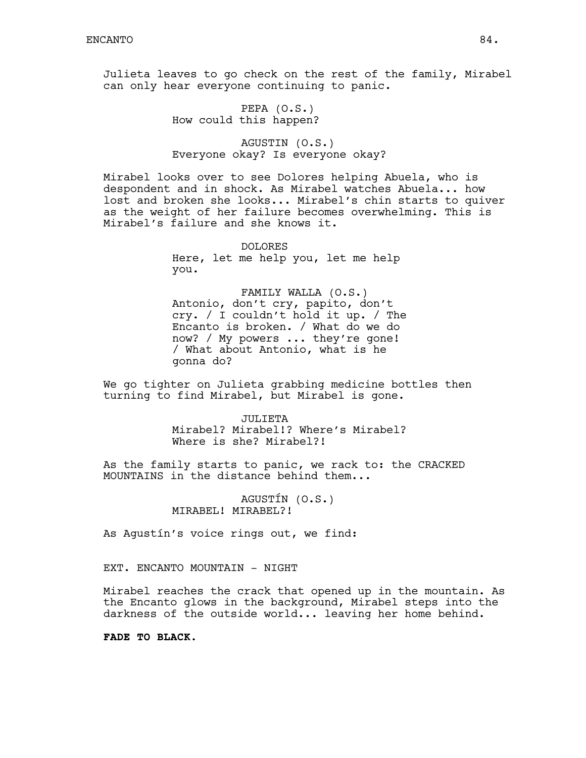Julieta leaves to go check on the rest of the family, Mirabel can only hear everyone continuing to panic.

PEPA (O.S.)
How could this happen?

AGUSTIN (O.S.)
Everyone okay? Is everyone okay?

Mirabel looks over to see Dolores helping Abuela, who is despondent and in shock. As Mirabel watches Abuela... how lost and broken she looks... Mirabel's chin starts to quiver as the weight of her failure becomes overwhelming. This is Mirabel's failure and she knows it.

DOLORES
Here, let me help you, let me help you.

FAMILY WALLA (O.S.)
Antonio, don't cry, papito, don't cry. / I couldn't hold it up. / The Encanto is broken. / What do we do now? / My powers ... they're gone! / What about Antonio, what is he gonna do?

We go tighter on Julieta grabbing medicine bottles then turning to find Mirabel, but Mirabel is gone.

JULIETA
Mirabel? Mirabel!? Where's Mirabel? Where is she? Mirabel?!

As the family starts to panic, we rack to: the CRACKED MOUNTAINS in the distance behind them...

AGUSTÍN (O.S.)
MIRABEL! MIRABEL?!

As Agustín's voice rings out, we find:

EXT. ENCANTO MOUNTAIN - NIGHT

Mirabel reaches the crack that opened up in the mountain. As the Encanto glows in the background, Mirabel steps into the darkness of the outside world... leaving her home behind.

**FADE TO BLACK.**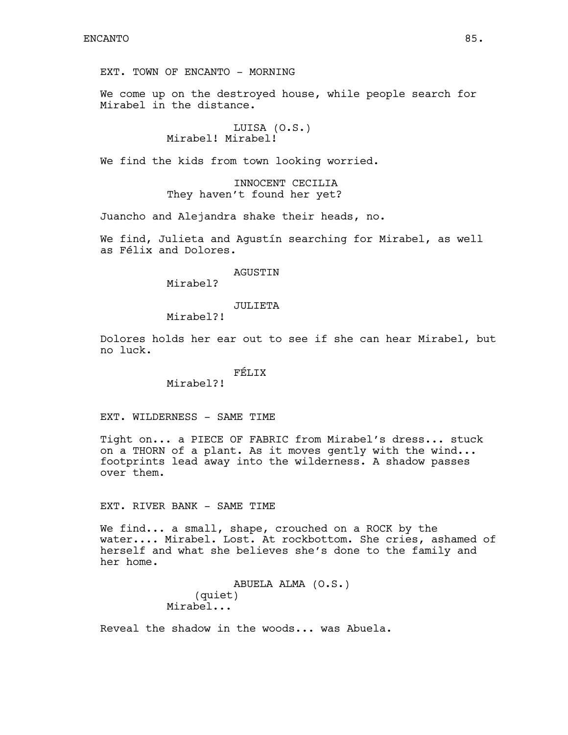EXT. TOWN OF ENCANTO - MORNING

We come up on the destroyed house, while people search for Mirabel in the distance.

LUISA (O.S.)
Mirabel! Mirabel!

We find the kids from town looking worried.

INNOCENT CECILIA
They haven't found her yet?

Juancho and Alejandra shake their heads, no.

We find, Julieta and Agustín searching for Mirabel, as well as Félix and Dolores.

AGUSTIN
Mirabel?

JULIETA
Mirabel?!

Dolores holds her ear out to see if she can hear Mirabel, but no luck.

FÉLIX
Mirabel?!

EXT. WILDERNESS - SAME TIME

Tight on... a PIECE OF FABRIC from Mirabel's dress... stuck on a THORN of a plant. As it moves gently with the wind... footprints lead away into the wilderness. A shadow passes over them.

EXT. RIVER BANK - SAME TIME

We find... a small, shape, crouched on a ROCK by the water.... Mirabel. Lost. At rockbottom. She cries, ashamed of herself and what she believes she's done to the family and her home.

ABUELA ALMA (O.S.)
(quiet)
Mirabel...

Reveal the shadow in the woods... was Abuela.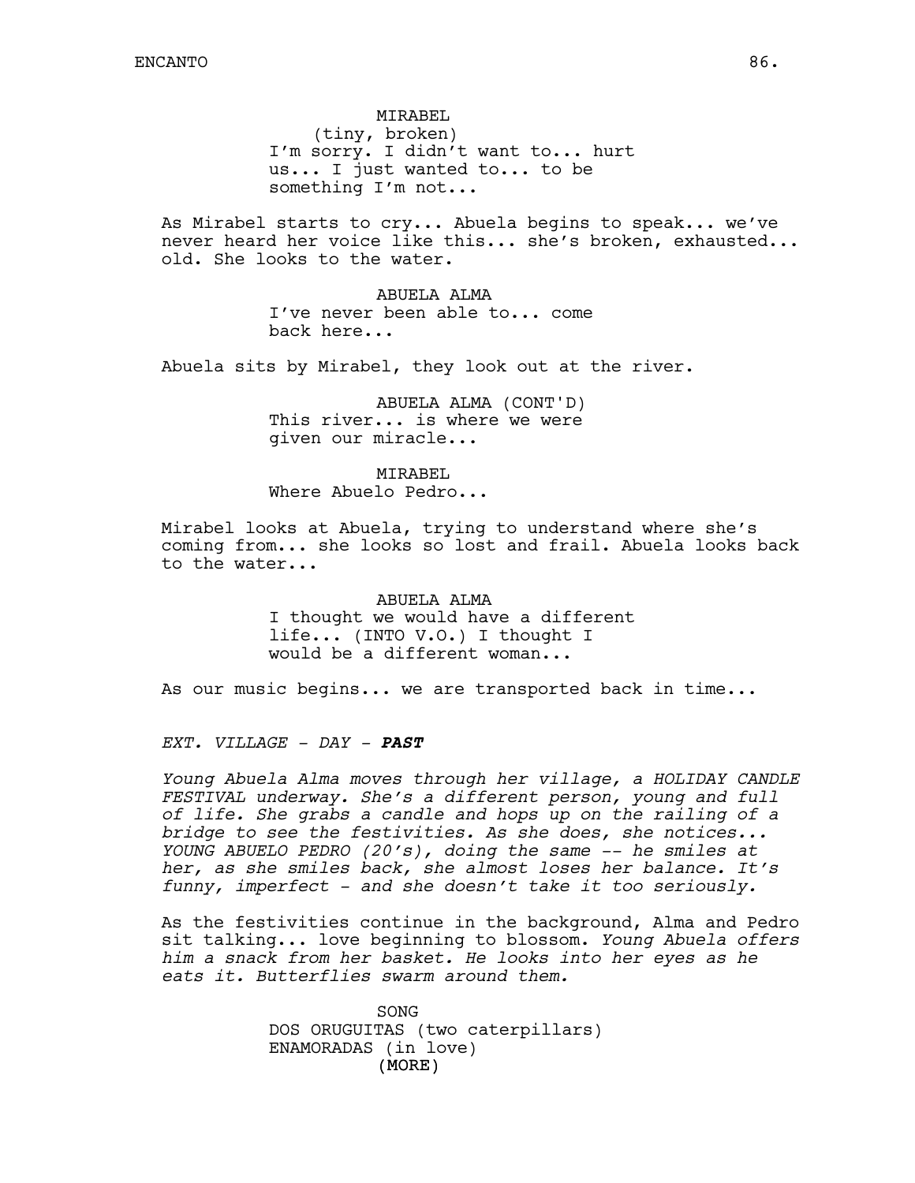MIRABEL
(tiny, broken)
I'm sorry. I didn't want to... hurt us... I just wanted to... to be something I'm not...

As Mirabel starts to cry... Abuela begins to speak... we've never heard her voice like this... she's broken, exhausted... old. She looks to the water.

ABUELA ALMA
I've never been able to... come back here...

Abuela sits by Mirabel, they look out at the river.

ABUELA ALMA (CONT'D)
This river... is where we were given our miracle...

MIRABEL
Where Abuelo Pedro...

Mirabel looks at Abuela, trying to understand where she's coming from... she looks so lost and frail. Abuela looks back to the water...

ABUELA ALMA
I thought we would have a different life... (INTO V.O.) I thought I would be a different woman...

As our music begins... we are transported back in time...

*EXT. VILLAGE - DAY - **PAST***

*Young Abuela Alma moves through her village, a HOLIDAY CANDLE FESTIVAL underway. She's a different person, young and full of life. She grabs a candle and hops up on the railing of a bridge to see the festivities. As she does, she notices... YOUNG ABUELO PEDRO (20's), doing the same -- he smiles at her, as she smiles back, she almost loses her balance. It's funny, imperfect - and she doesn't take it too seriously.*

As the festivities continue in the background, Alma and Pedro sit talking... love beginning to blossom. *Young Abuela offers him a snack from her basket. He looks into her eyes as he eats it. Butterflies swarm around them.*

SONG
DOS ORUGUITAS (two caterpillars)
ENAMORADAS (in love)
(MORE)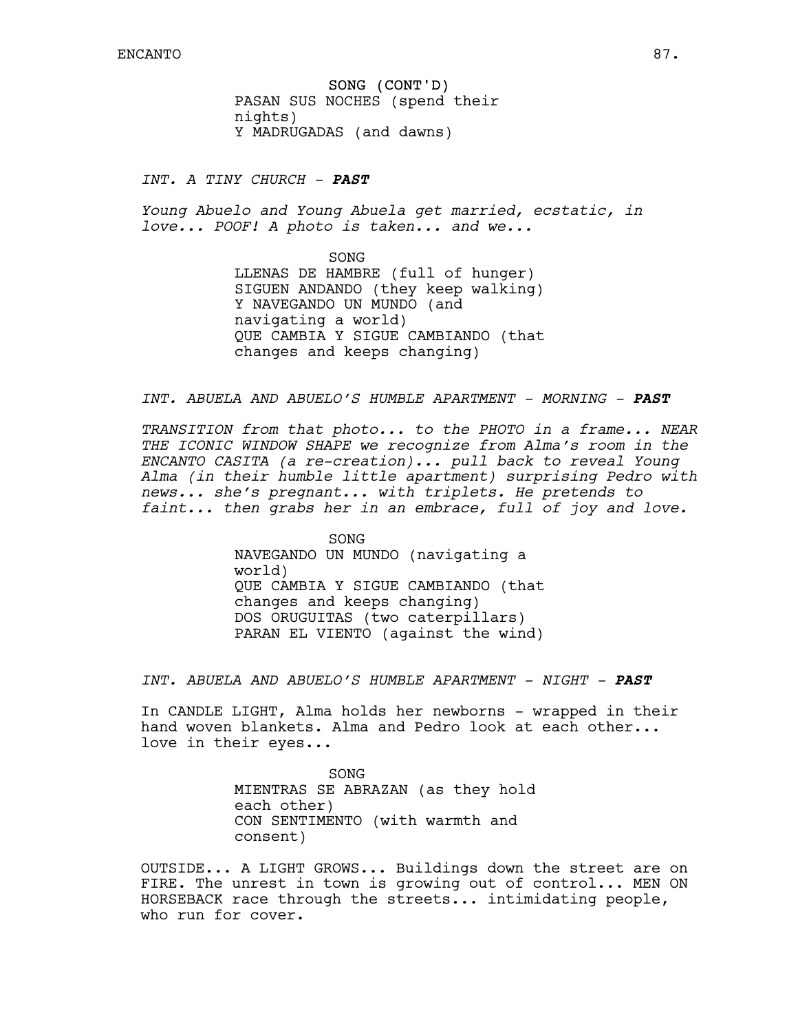SONG (CONT'D)
PASAN SUS NOCHES (spend their nights)
Y MADRUGADAS (and dawns)

*INT. A TINY CHURCH - **PAST***

*Young Abuelo and Young Abuela get married, ecstatic, in love... POOF! A photo is taken... and we...*

SONG
LLENAS DE HAMBRE (full of hunger)
SIGUEN ANDANDO (they keep walking)
Y NAVEGANDO UN MUNDO (and navigating a world)
QUE CAMBIA Y SIGUE CAMBIANDO (that changes and keeps changing)

*INT. ABUELA AND ABUELO'S HUMBLE APARTMENT - MORNING - **PAST***

*TRANSITION from that photo... to the PHOTO in a frame... NEAR THE ICONIC WINDOW SHAPE we recognize from Alma's room in the ENCANTO CASITA (a re-creation)... pull back to reveal Young Alma (in their humble little apartment) surprising Pedro with news... she's pregnant... with triplets. He pretends to faint... then grabs her in an embrace, full of joy and love.*

SONG
NAVEGANDO UN MUNDO (navigating a world)
QUE CAMBIA Y SIGUE CAMBIANDO (that changes and keeps changing)
DOS ORUGUITAS (two caterpillars)
PARAN EL VIENTO (against the wind)

*INT. ABUELA AND ABUELO'S HUMBLE APARTMENT - NIGHT - **PAST***

In CANDLE LIGHT, Alma holds her newborns - wrapped in their hand woven blankets. Alma and Pedro look at each other... love in their eyes...

SONG
MIENTRAS SE ABRAZAN (as they hold each other)
CON SENTIMENTO (with warmth and consent)

OUTSIDE... A LIGHT GROWS... Buildings down the street are on FIRE. The unrest in town is growing out of control... MEN ON HORSEBACK race through the streets... intimidating people, who run for cover.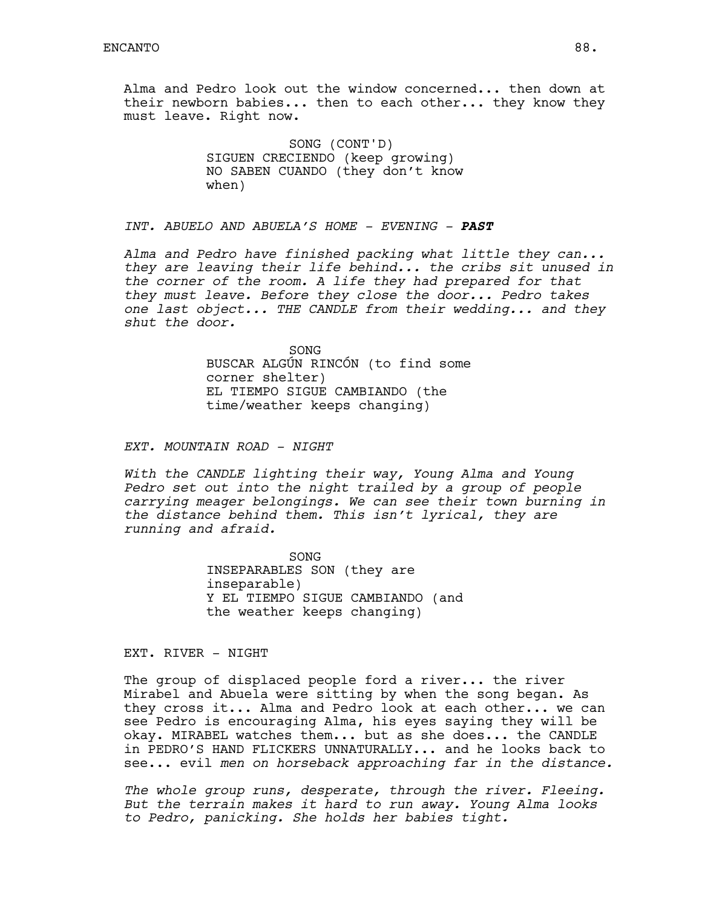Alma and Pedro look out the window concerned... then down at their newborn babies... then to each other... they know they must leave. Right now.

SONG (CONT'D)
SIGUEN CRECIENDO (keep growing)
NO SABEN CUANDO (they don't know when)

*INT. ABUELO AND ABUELA'S HOME - EVENING -* ***PAST***

*Alma and Pedro have finished packing what little they can... they are leaving their life behind... the cribs sit unused in the corner of the room. A life they had prepared for that they must leave. Before they close the door... Pedro takes one last object... THE CANDLE from their wedding... and they shut the door.*

SONG
BUSCAR ALGÚN RINCÓN (to find some corner shelter)
EL TIEMPO SIGUE CAMBIANDO (the time/weather keeps changing)

*EXT. MOUNTAIN ROAD - NIGHT*

*With the CANDLE lighting their way, Young Alma and Young Pedro set out into the night trailed by a group of people carrying meager belongings. We can see their town burning in the distance behind them. This isn't lyrical, they are running and afraid.*

SONG
INSEPARABLES SON (they are inseparable)
Y EL TIEMPO SIGUE CAMBIANDO (and the weather keeps changing)

EXT. RIVER - NIGHT

The group of displaced people ford a river... the river Mirabel and Abuela were sitting by when the song began. As they cross it... Alma and Pedro look at each other... we can see Pedro is encouraging Alma, his eyes saying they will be okay. MIRABEL watches them... but as she does... the CANDLE in PEDRO'S HAND FLICKERS UNNATURALLY... and he looks back to see... evil *men on horseback approaching far in the distance.*

*The whole group runs, desperate, through the river. Fleeing. But the terrain makes it hard to run away. Young Alma looks to Pedro, panicking. She holds her babies tight.*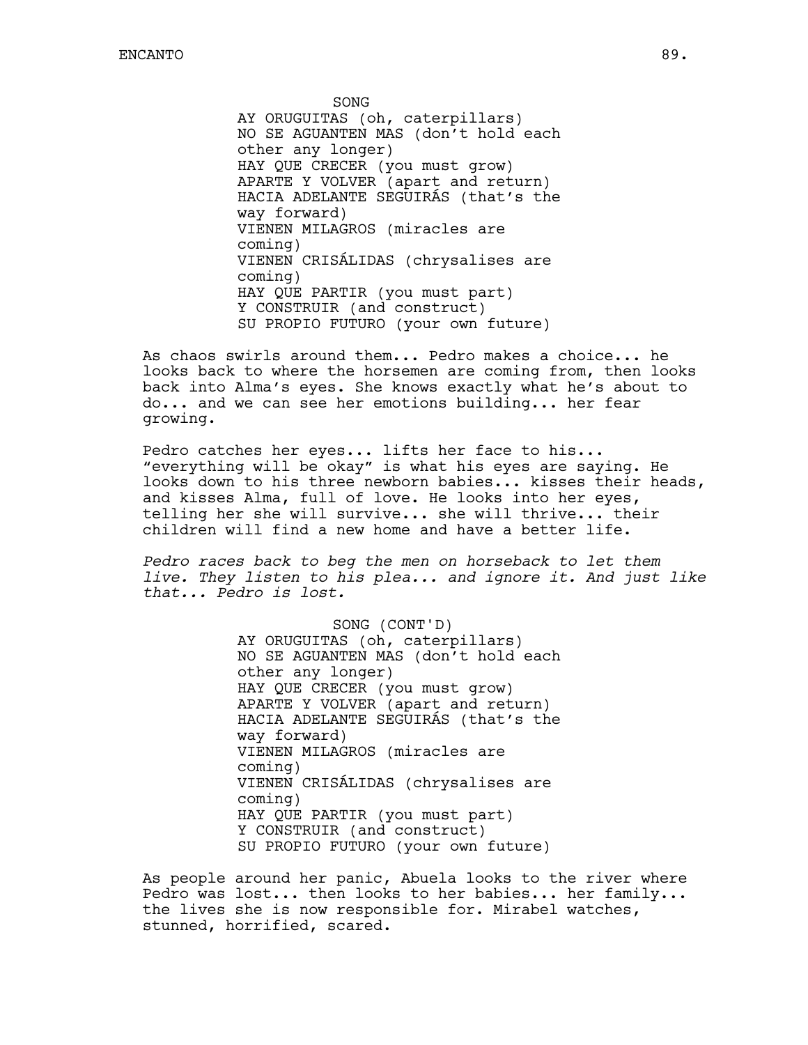SONG

AY ORUGUITAS (oh, caterpillars)
NO SE AGUANTEN MAS (don't hold each other any longer)
HAY QUE CRECER (you must grow)
APARTE Y VOLVER (apart and return)
HACIA ADELANTE SEGUIRÁS (that's the way forward)
VIENEN MILAGROS (miracles are coming)
VIENEN CRISÁLIDAS (chrysalises are coming)
HAY QUE PARTIR (you must part)
Y CONSTRUIR (and construct)
SU PROPIO FUTURO (your own future)

As chaos swirls around them... Pedro makes a choice... he looks back to where the horsemen are coming from, then looks back into Alma's eyes. She knows exactly what he's about to do... and we can see her emotions building... her fear growing.

Pedro catches her eyes... lifts her face to his... "everything will be okay" is what his eyes are saying. He looks down to his three newborn babies... kisses their heads, and kisses Alma, full of love. He looks into her eyes, telling her she will survive... she will thrive... their children will find a new home and have a better life.

*Pedro races back to beg the men on horseback to let them live. They listen to his plea... and ignore it. And just like that... Pedro is lost.*

SONG (CONT'D)

AY ORUGUITAS (oh, caterpillars)
NO SE AGUANTEN MAS (don't hold each other any longer)
HAY QUE CRECER (you must grow)
APARTE Y VOLVER (apart and return)
HACIA ADELANTE SEGUIRÁS (that's the way forward)
VIENEN MILAGROS (miracles are coming)
VIENEN CRISÁLIDAS (chrysalises are coming)
HAY QUE PARTIR (you must part)
Y CONSTRUIR (and construct)
SU PROPIO FUTURO (your own future)

As people around her panic, Abuela looks to the river where Pedro was lost... then looks to her babies... her family... the lives she is now responsible for. Mirabel watches, stunned, horrified, scared.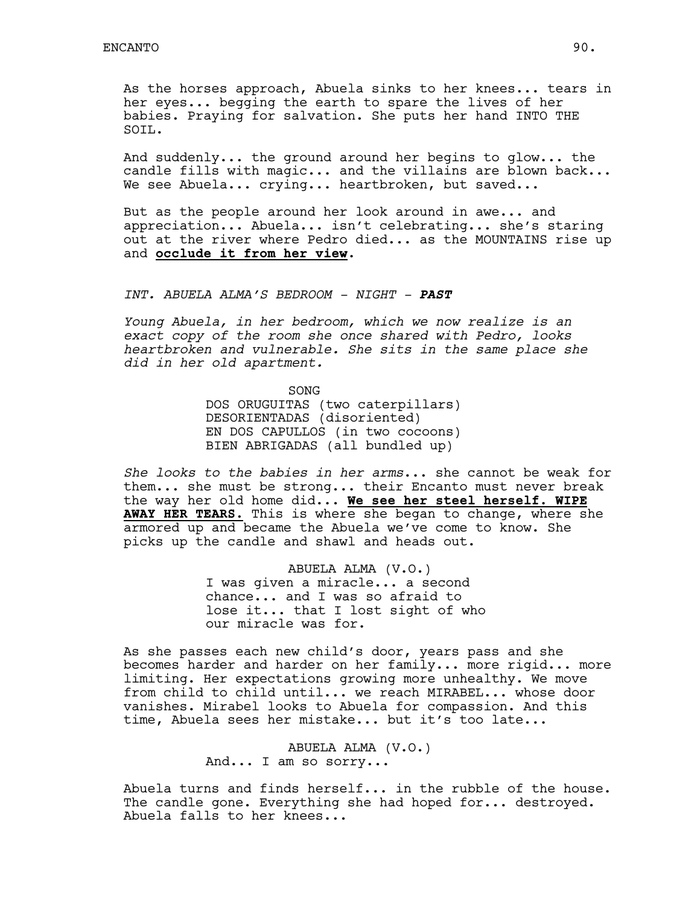As the horses approach, Abuela sinks to her knees... tears in her eyes... begging the earth to spare the lives of her babies. Praying for salvation. She puts her hand INTO THE SOIL.

And suddenly... the ground around her begins to glow... the candle fills with magic... and the villains are blown back... We see Abuela... crying... heartbroken, but saved...

But as the people around her look around in awe... and appreciation... Abuela... isn't celebrating... she's staring out at the river where Pedro died... as the MOUNTAINS rise up and **occlude it from her view**.

*INT. ABUELA ALMA'S BEDROOM - NIGHT - **PAST***

*Young Abuela, in her bedroom, which we now realize is an exact copy of the room she once shared with Pedro, looks heartbroken and vulnerable. She sits in the same place she did in her old apartment.*

SONG
DOS ORUGUITAS (two caterpillars)
DESORIENTADAS (disoriented)
EN DOS CAPULLOS (in two cocoons)
BIEN ABRIGADAS (all bundled up)

*She looks to the babies in her arms*... she cannot be weak for them... she must be strong... their Encanto must never break the way her old home did... **We see her steel herself. WIPE AWAY HER TEARS.** This is where she began to change, where she armored up and became the Abuela we've come to know. She picks up the candle and shawl and heads out.

ABUELA ALMA (V.O.)
I was given a miracle... a second chance... and I was so afraid to lose it... that I lost sight of who our miracle was for.

As she passes each new child's door, years pass and she becomes harder and harder on her family... more rigid... more limiting. Her expectations growing more unhealthy. We move from child to child until... we reach MIRABEL... whose door vanishes. Mirabel looks to Abuela for compassion. And this time, Abuela sees her mistake... but it's too late...

ABUELA ALMA (V.O.)
And... I am so sorry...

Abuela turns and finds herself... in the rubble of the house. The candle gone. Everything she had hoped for... destroyed. Abuela falls to her knees...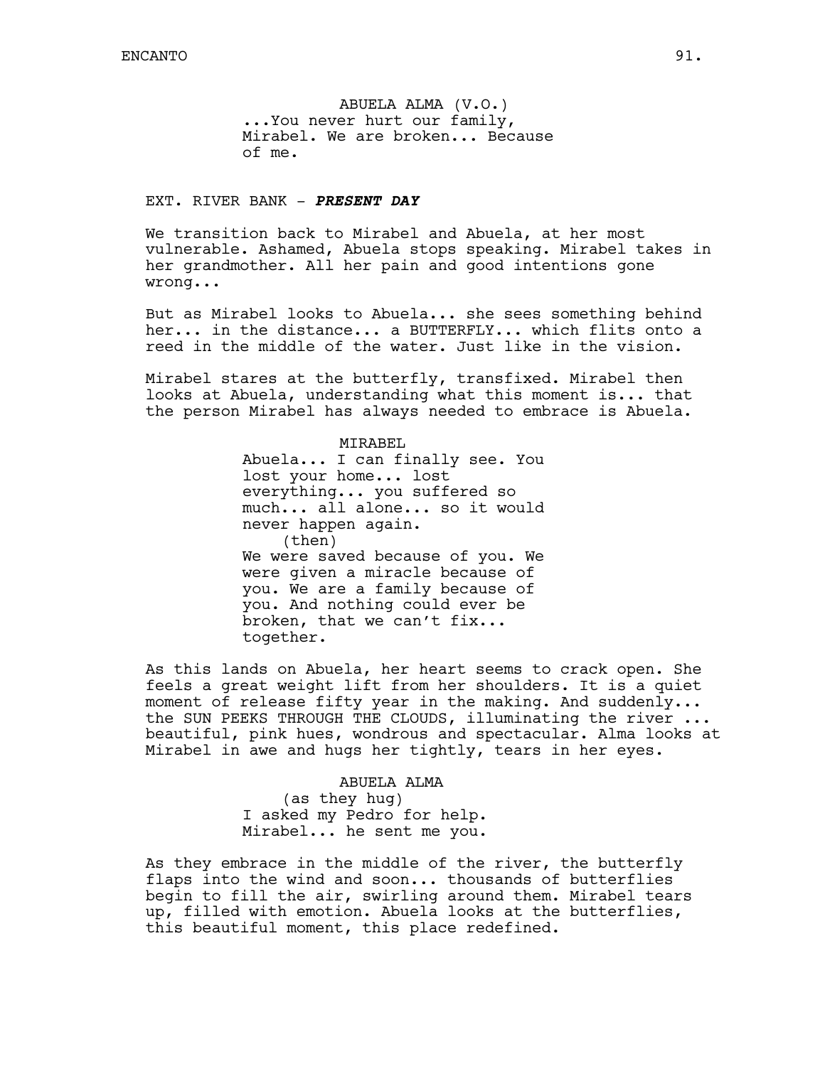ABUELA ALMA (V.O.)
...You never hurt our family, Mirabel. We are broken... Because of me.

EXT. RIVER BANK - ***PRESENT DAY***

We transition back to Mirabel and Abuela, at her most vulnerable. Ashamed, Abuela stops speaking. Mirabel takes in her grandmother. All her pain and good intentions gone wrong...

But as Mirabel looks to Abuela... she sees something behind her... in the distance... a BUTTERFLY... which flits onto a reed in the middle of the water. Just like in the vision.

Mirabel stares at the butterfly, transfixed. Mirabel then looks at Abuela, understanding what this moment is... that the person Mirabel has always needed to embrace is Abuela.

MIRABEL
Abuela... I can finally see. You lost your home... lost everything... you suffered so much... all alone... so it would never happen again.
(then)
We were saved because of you. We were given a miracle because of you. We are a family because of you. And nothing could ever be broken, that we can't fix... together.

As this lands on Abuela, her heart seems to crack open. She feels a great weight lift from her shoulders. It is a quiet moment of release fifty year in the making. And suddenly... the SUN PEEKS THROUGH THE CLOUDS, illuminating the river ... beautiful, pink hues, wondrous and spectacular. Alma looks at Mirabel in awe and hugs her tightly, tears in her eyes.

ABUELA ALMA
(as they hug)
I asked my Pedro for help. Mirabel... he sent me you.

As they embrace in the middle of the river, the butterfly flaps into the wind and soon... thousands of butterflies begin to fill the air, swirling around them. Mirabel tears up, filled with emotion. Abuela looks at the butterflies, this beautiful moment, this place redefined.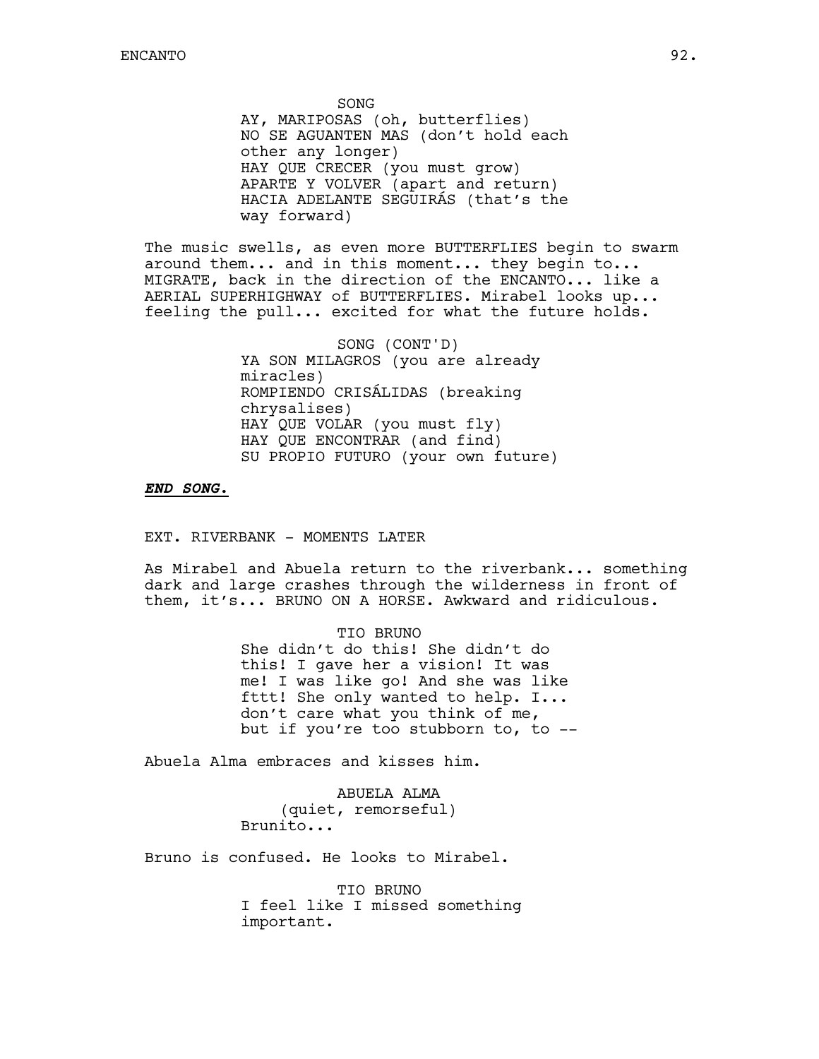SONG
AY, MARIPOSAS (oh, butterflies)
NO SE AGUANTEN MAS (don't hold each other any longer)
HAY QUE CRECER (you must grow)
APARTE Y VOLVER (apart and return)
HACIA ADELANTE SEGUIRÁS (that's the way forward)

The music swells, as even more BUTTERFLIES begin to swarm around them... and in this moment... they begin to... MIGRATE, back in the direction of the ENCANTO... like a AERIAL SUPERHIGHWAY of BUTTERFLIES. Mirabel looks up... feeling the pull... excited for what the future holds.

SONG (CONT'D)
YA SON MILAGROS (you are already miracles)
ROMPIENDO CRISÁLIDAS (breaking chrysalises)
HAY QUE VOLAR (you must fly)
HAY QUE ENCONTRAR (and find)
SU PROPIO FUTURO (your own future)

***END SONG.***

EXT. RIVERBANK - MOMENTS LATER

As Mirabel and Abuela return to the riverbank... something dark and large crashes through the wilderness in front of them, it's... BRUNO ON A HORSE. Awkward and ridiculous.

TIO BRUNO
She didn't do this! She didn't do this! I gave her a vision! It was me! I was like go! And she was like fttt! She only wanted to help. I... don't care what you think of me, but if you're too stubborn to, to --

Abuela Alma embraces and kisses him.

ABUELA ALMA
(quiet, remorseful)
Brunito...

Bruno is confused. He looks to Mirabel.

TIO BRUNO
I feel like I missed something important.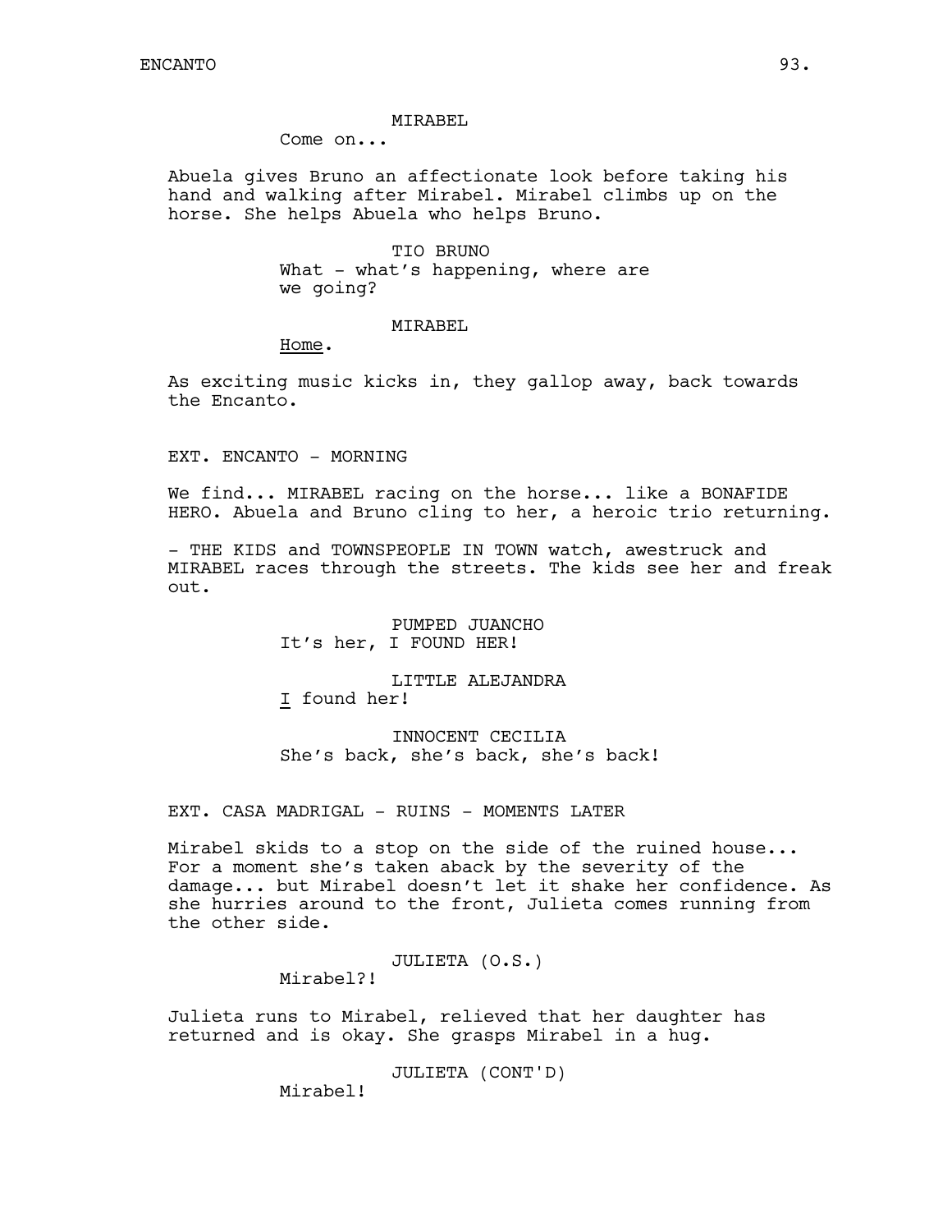MIRABEL
Come on...

Abuela gives Bruno an affectionate look before taking his hand and walking after Mirabel. Mirabel climbs up on the horse. She helps Abuela who helps Bruno.

TIO BRUNO
What - what's happening, where are we going?

MIRABEL
<u>Home</u>.

As exciting music kicks in, they gallop away, back towards the Encanto.

EXT. ENCANTO - MORNING

We find... MIRABEL racing on the horse... like a BONAFIDE HERO. Abuela and Bruno cling to her, a heroic trio returning.

- THE KIDS and TOWNSPEOPLE IN TOWN watch, awestruck and MIRABEL races through the streets. The kids see her and freak out.

PUMPED JUANCHO
It's her, I FOUND HER!

LITTLE ALEJANDRA
<u>I</u> found her!

INNOCENT CECILIA
She's back, she's back, she's back!

EXT. CASA MADRIGAL - RUINS - MOMENTS LATER

Mirabel skids to a stop on the side of the ruined house... For a moment she's taken aback by the severity of the damage... but Mirabel doesn't let it shake her confidence. As she hurries around to the front, Julieta comes running from the other side.

JULIETA (O.S.)
Mirabel?!

Julieta runs to Mirabel, relieved that her daughter has returned and is okay. She grasps Mirabel in a hug.

JULIETA (CONT'D)
Mirabel!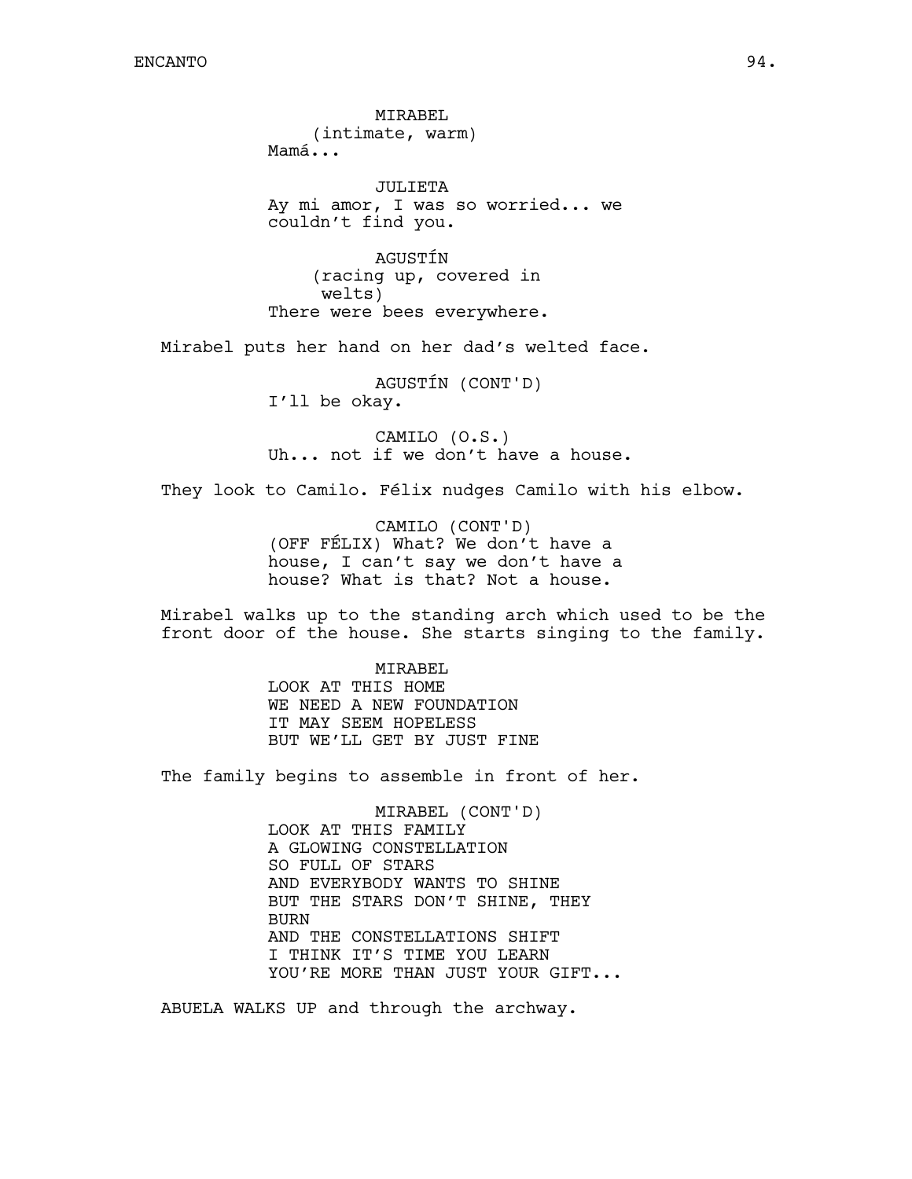MIRABEL
(intimate, warm)
Mamá...

JULIETA
Ay mi amor, I was so worried... we couldn't find you.

AGUSTÍN
(racing up, covered in welts)
There were bees everywhere.

Mirabel puts her hand on her dad's welted face.

AGUSTÍN (CONT'D)
I'll be okay.

CAMILO (O.S.)
Uh... not if we don't have a house.

They look to Camilo. Félix nudges Camilo with his elbow.

CAMILO (CONT'D)
(OFF FÉLIX) What? We don't have a house, I can't say we don't have a house? What is that? Not a house.

Mirabel walks up to the standing arch which used to be the front door of the house. She starts singing to the family.

MIRABEL
LOOK AT THIS HOME
WE NEED A NEW FOUNDATION
IT MAY SEEM HOPELESS
BUT WE'LL GET BY JUST FINE

The family begins to assemble in front of her.

MIRABEL (CONT'D)
LOOK AT THIS FAMILY
A GLOWING CONSTELLATION
SO FULL OF STARS
AND EVERYBODY WANTS TO SHINE
BUT THE STARS DON'T SHINE, THEY BURN
AND THE CONSTELLATIONS SHIFT
I THINK IT'S TIME YOU LEARN
YOU'RE MORE THAN JUST YOUR GIFT...

ABUELA WALKS UP and through the archway.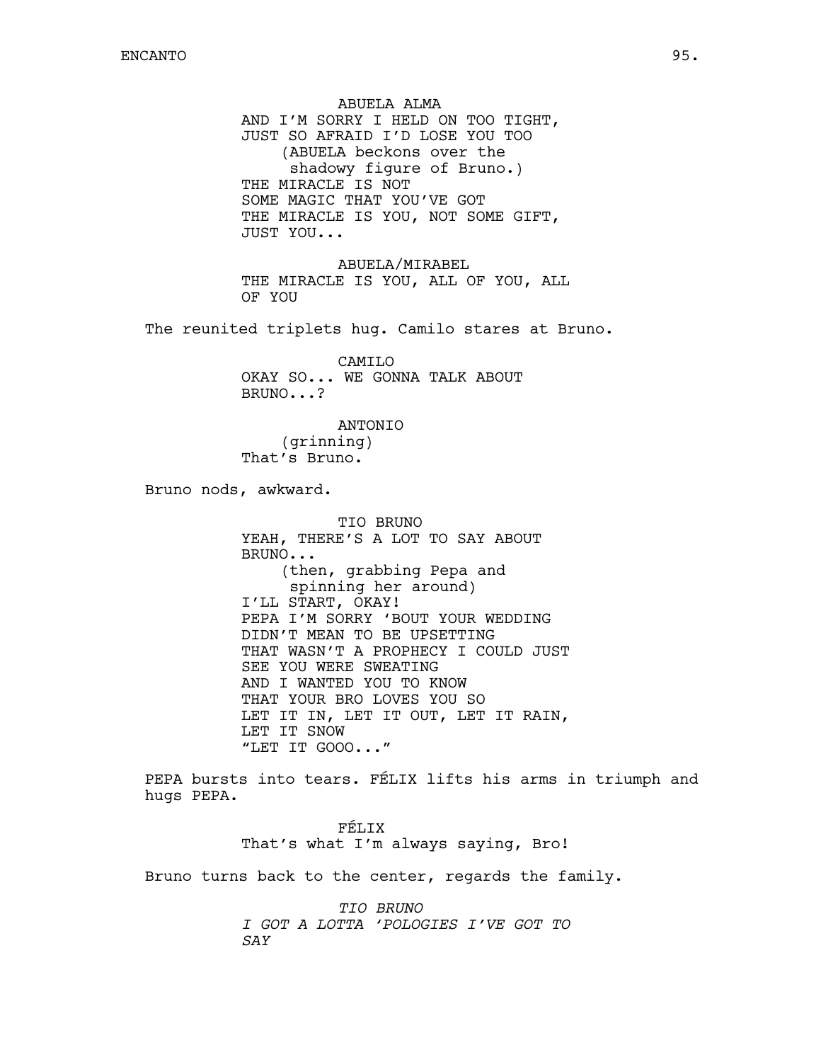ABUELA ALMA
AND I'M SORRY I HELD ON TOO TIGHT,
JUST SO AFRAID I'D LOSE YOU TOO
(ABUELA beckons over the
shadowy figure of Bruno.)
THE MIRACLE IS NOT
SOME MAGIC THAT YOU'VE GOT
THE MIRACLE IS YOU, NOT SOME GIFT,
JUST YOU...

ABUELA/MIRABEL
THE MIRACLE IS YOU, ALL OF YOU, ALL
OF YOU

The reunited triplets hug. Camilo stares at Bruno.

CAMILO
OKAY SO... WE GONNA TALK ABOUT
BRUNO...?

ANTONIO
(grinning)
That's Bruno.

Bruno nods, awkward.

TIO BRUNO
YEAH, THERE'S A LOT TO SAY ABOUT
BRUNO...
(then, grabbing Pepa and
spinning her around)
I'LL START, OKAY!
PEPA I'M SORRY 'BOUT YOUR WEDDING
DIDN'T MEAN TO BE UPSETTING
THAT WASN'T A PROPHECY I COULD JUST
SEE YOU WERE SWEATING
AND I WANTED YOU TO KNOW
THAT YOUR BRO LOVES YOU SO
LET IT IN, LET IT OUT, LET IT RAIN,
LET IT SNOW
"LET IT GOOO..."

PEPA bursts into tears. FÉLIX lifts his arms in triumph and hugs PEPA.

FÉLIX
That's what I'm always saying, Bro!

Bruno turns back to the center, regards the family.

*TIO BRUNO*
*I GOT A LOTTA 'POLOGIES I'VE GOT TO*
*SAY*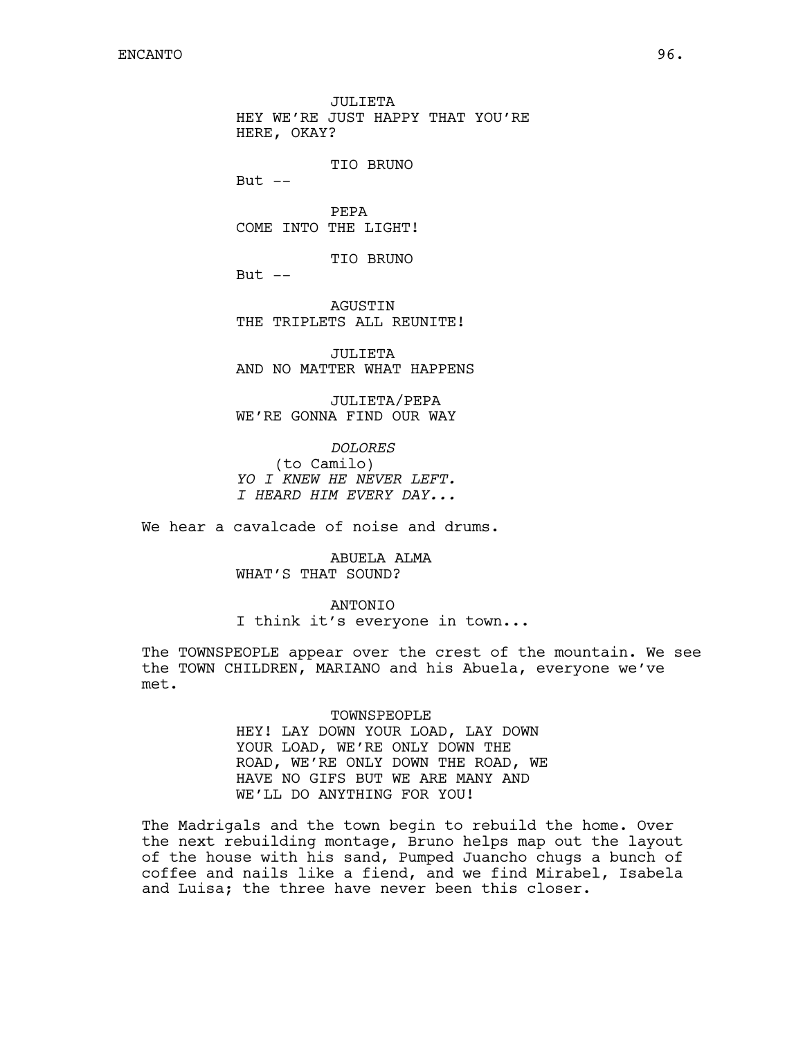JULIETA
HEY WE'RE JUST HAPPY THAT YOU'RE HERE, OKAY?

TIO BRUNO
But --

PEPA
COME INTO THE LIGHT!

TIO BRUNO
But --

AGUSTIN
THE TRIPLETS ALL REUNITE!

JULIETA
AND NO MATTER WHAT HAPPENS

JULIETA/PEPA
WE'RE GONNA FIND OUR WAY

*DOLORES*
(to Camilo)
*YO I KNEW HE NEVER LEFT.*
*I HEARD HIM EVERY DAY...*

We hear a cavalcade of noise and drums.

ABUELA ALMA
WHAT'S THAT SOUND?

ANTONIO
I think it's everyone in town...

The TOWNSPEOPLE appear over the crest of the mountain. We see the TOWN CHILDREN, MARIANO and his Abuela, everyone we've met.

TOWNSPEOPLE
HEY! LAY DOWN YOUR LOAD, LAY DOWN YOUR LOAD, WE'RE ONLY DOWN THE ROAD, WE'RE ONLY DOWN THE ROAD, WE HAVE NO GIFS BUT WE ARE MANY AND WE'LL DO ANYTHING FOR YOU!

The Madrigals and the town begin to rebuild the home. Over the next rebuilding montage, Bruno helps map out the layout of the house with his sand, Pumped Juancho chugs a bunch of coffee and nails like a fiend, and we find Mirabel, Isabela and Luisa; the three have never been this closer.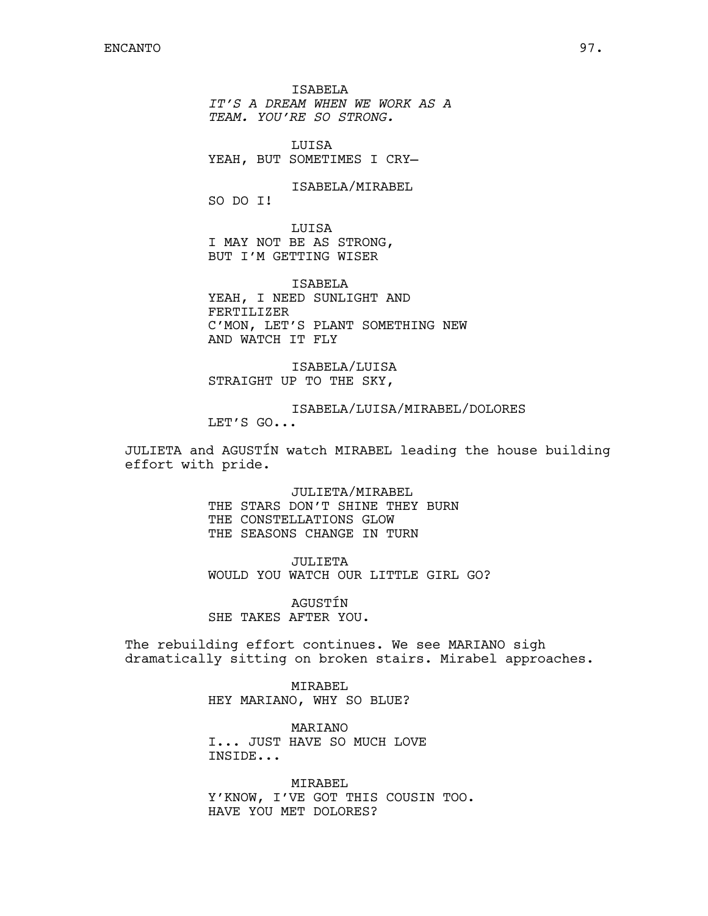ISABELA
*IT'S A DREAM WHEN WE WORK AS A TEAM. YOU'RE SO STRONG.*

LUISA
YEAH, BUT SOMETIMES I CRY—

ISABELA/MIRABEL
SO DO I!

LUISA
I MAY NOT BE AS STRONG,
BUT I'M GETTING WISER

ISABELA
YEAH, I NEED SUNLIGHT AND
FERTILIZER
C'MON, LET'S PLANT SOMETHING NEW
AND WATCH IT FLY

ISABELA/LUISA
STRAIGHT UP TO THE SKY,

ISABELA/LUISA/MIRABEL/DOLORES
LET'S GO...

JULIETA and AGUSTÍN watch MIRABEL leading the house building effort with pride.

JULIETA/MIRABEL
THE STARS DON'T SHINE THEY BURN
THE CONSTELLATIONS GLOW
THE SEASONS CHANGE IN TURN

JULIETA
WOULD YOU WATCH OUR LITTLE GIRL GO?

AGUSTÍN
SHE TAKES AFTER YOU.

The rebuilding effort continues. We see MARIANO sigh dramatically sitting on broken stairs. Mirabel approaches.

MIRABEL
HEY MARIANO, WHY SO BLUE?

MARIANO
I... JUST HAVE SO MUCH LOVE
INSIDE...

MIRABEL
Y'KNOW, I'VE GOT THIS COUSIN TOO.
HAVE YOU MET DOLORES?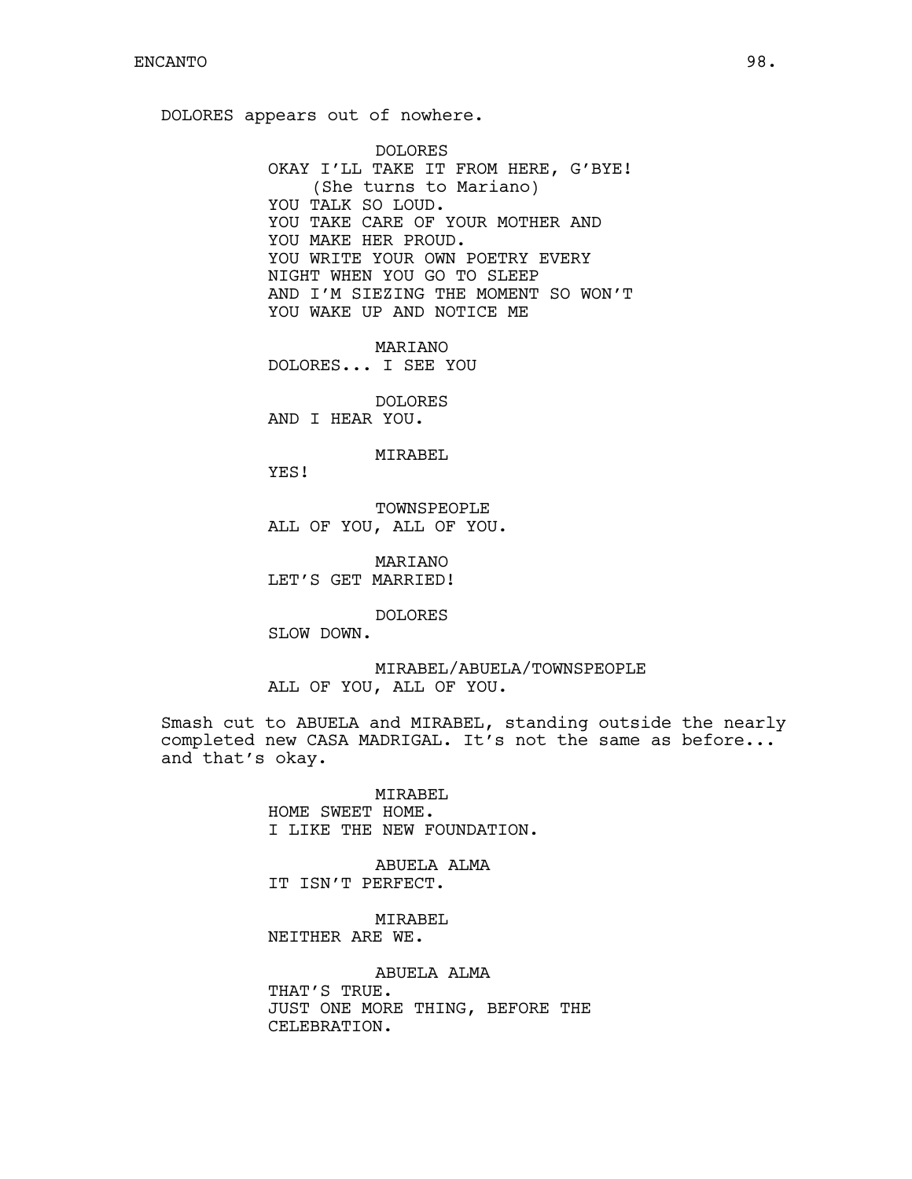DOLORES appears out of nowhere.

DOLORES
OKAY I'LL TAKE IT FROM HERE, G'BYE!
(She turns to Mariano)
YOU TALK SO LOUD.
YOU TAKE CARE OF YOUR MOTHER AND
YOU MAKE HER PROUD.
YOU WRITE YOUR OWN POETRY EVERY
NIGHT WHEN YOU GO TO SLEEP
AND I'M SIEZING THE MOMENT SO WON'T
YOU WAKE UP AND NOTICE ME

MARIANO
DOLORES... I SEE YOU

DOLORES
AND I HEAR YOU.

MIRABEL
YES!

TOWNSPEOPLE
ALL OF YOU, ALL OF YOU.

MARIANO
LET'S GET MARRIED!

DOLORES
SLOW DOWN.

MIRABEL/ABUELA/TOWNSPEOPLE
ALL OF YOU, ALL OF YOU.

Smash cut to ABUELA and MIRABEL, standing outside the nearly completed new CASA MADRIGAL. It's not the same as before... and that's okay.

MIRABEL
HOME SWEET HOME.
I LIKE THE NEW FOUNDATION.

ABUELA ALMA
IT ISN'T PERFECT.

MIRABEL
NEITHER ARE WE.

ABUELA ALMA
THAT'S TRUE.
JUST ONE MORE THING, BEFORE THE
CELEBRATION.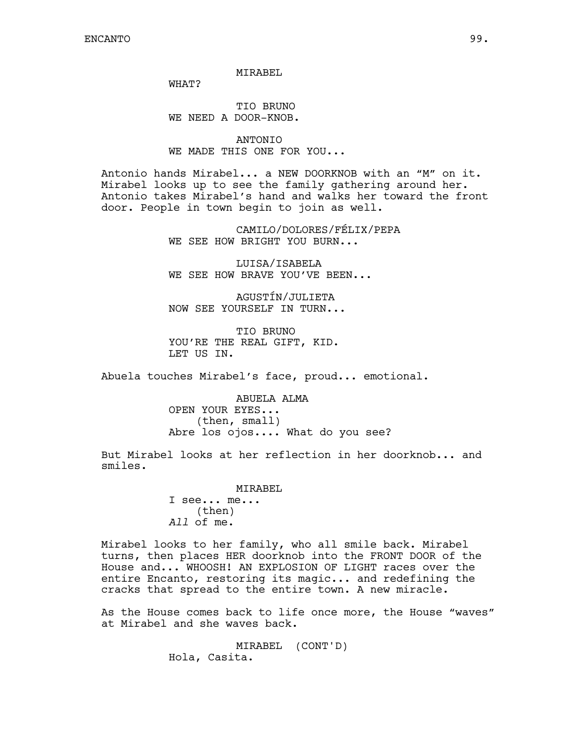MIRABEL

WHAT?

TIO BRUNO

WE NEED A DOOR-KNOB.

ANTONIO

WE MADE THIS ONE FOR YOU...

Antonio hands Mirabel... a NEW DOORKNOB with an "M" on it. Mirabel looks up to see the family gathering around her. Antonio takes Mirabel's hand and walks her toward the front door. People in town begin to join as well.

CAMILO/DOLORES/FÉLIX/PEPA

WE SEE HOW BRIGHT YOU BURN...

LUISA/ISABELA

WE SEE HOW BRAVE YOU'VE BEEN...

AGUSTÍN/JULIETA

NOW SEE YOURSELF IN TURN...

TIO BRUNO

YOU'RE THE REAL GIFT, KID.
LET US IN.

Abuela touches Mirabel's face, proud... emotional.

ABUELA ALMA

OPEN YOUR EYES...
(then, small)
Abre los ojos.... What do you see?

But Mirabel looks at her reflection in her doorknob... and smiles.

MIRABEL

I see... me...
(then)
*All* of me.

Mirabel looks to her family, who all smile back. Mirabel turns, then places HER doorknob into the FRONT DOOR of the House and... WHOOSH! AN EXPLOSION OF LIGHT races over the entire Encanto, restoring its magic... and redefining the cracks that spread to the entire town. A new miracle.

As the House comes back to life once more, the House "waves" at Mirabel and she waves back.

MIRABEL (CONT'D)

Hola, Casita.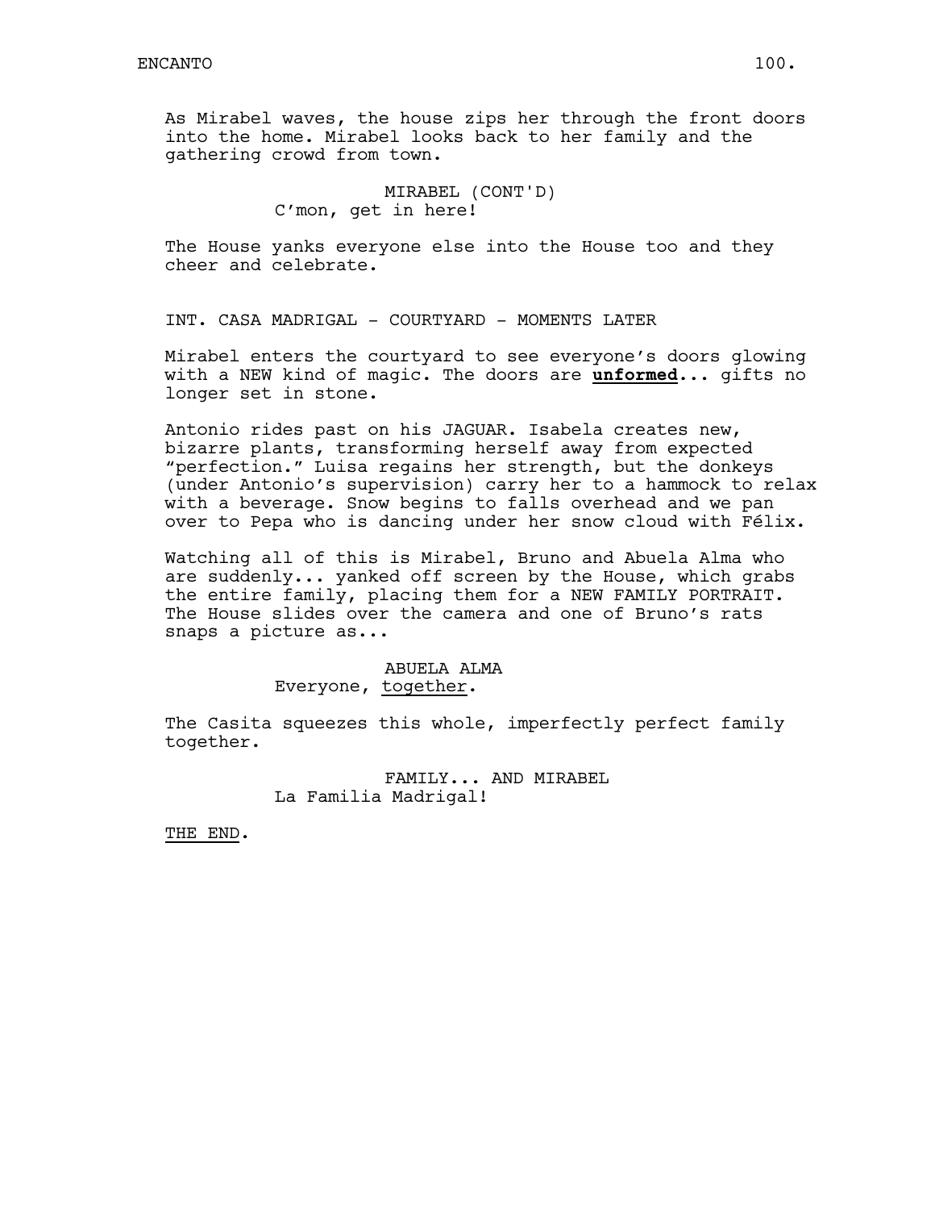As Mirabel waves, the house zips her through the front doors into the home. Mirabel looks back to her family and the gathering crowd from town.

MIRABEL (CONT'D)
C'mon, get in here!

The House yanks everyone else into the House too and they cheer and celebrate.

INT. CASA MADRIGAL - COURTYARD - MOMENTS LATER

Mirabel enters the courtyard to see everyone's doors glowing with a NEW kind of magic. The doors are **unformed**... gifts no longer set in stone.

Antonio rides past on his JAGUAR. Isabela creates new, bizarre plants, transforming herself away from expected "perfection." Luisa regains her strength, but the donkeys (under Antonio's supervision) carry her to a hammock to relax with a beverage. Snow begins to falls overhead and we pan over to Pepa who is dancing under her snow cloud with Félix.

Watching all of this is Mirabel, Bruno and Abuela Alma who are suddenly... yanked off screen by the House, which grabs the entire family, placing them for a NEW FAMILY PORTRAIT. The House slides over the camera and one of Bruno's rats snaps a picture as...

ABUELA ALMA
Everyone, together.

The Casita squeezes this whole, imperfectly perfect family together.

FAMILY... AND MIRABEL
La Familia Madrigal!

THE END.